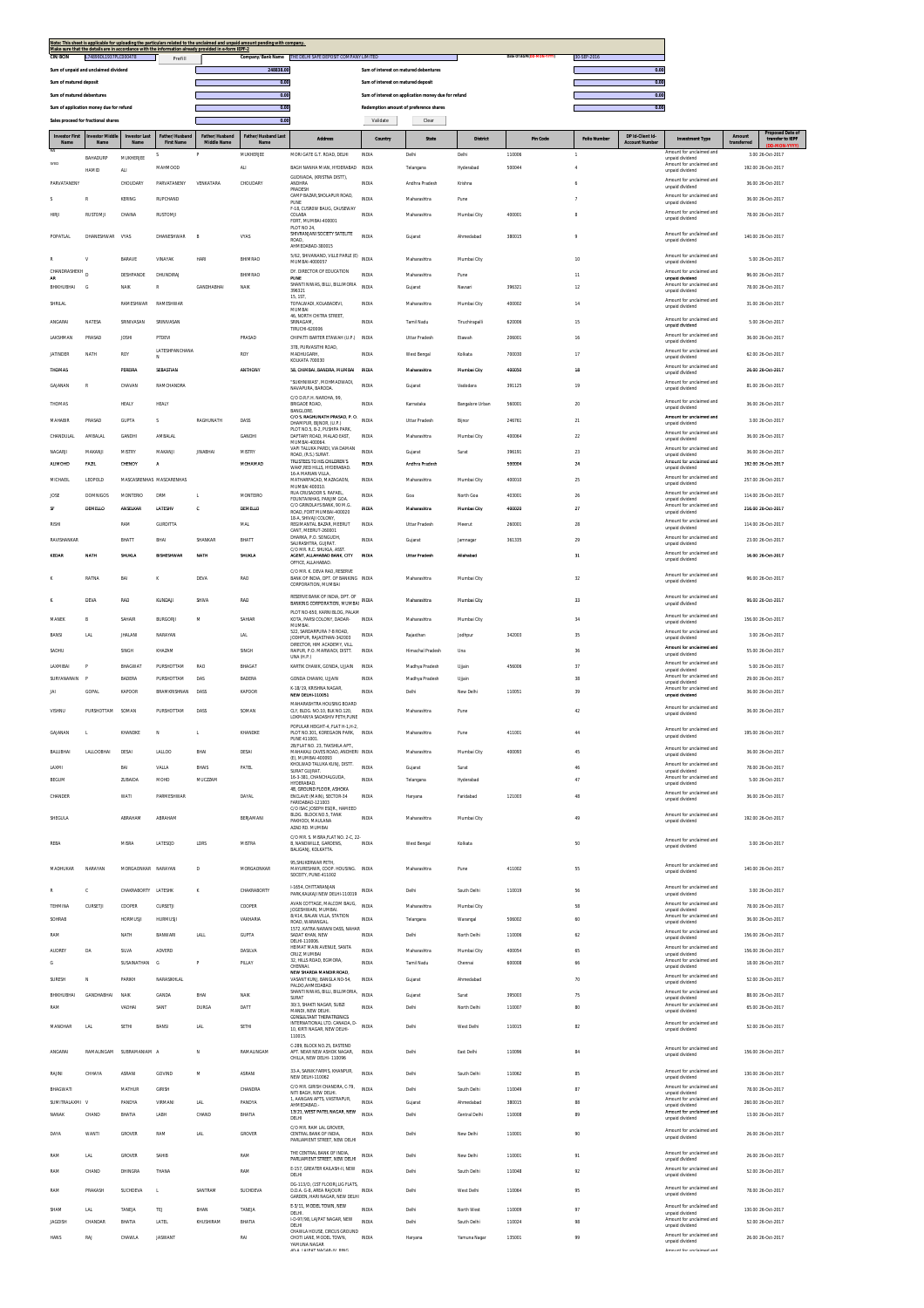Note: This sheet is applicable for uploading the particulars related to the unclaimed and unpaid amount pending with company.
Make sure that the details are in accordance with the information already provided in e-form IEPF-2

| CIN/BCIN | L74899DL1957PLC000478 | Prefill | Company/Bank Name | THE DELHI SAFE DEPOSIT COMPANY LIMITED | Date Of AGM(DD-MON-YYYY) | 30-SEP-2016 |
|---|---|---|---|---|---|---|

| Sum of unpaid and unclaimed dividend | 248838.00 | Sum of interest on matured debentures | 0.00 |
|---|---|---|---|
| Sum of matured deposit | 0.00 | Sum of interest on matured deposit | 0.00 |
| Sum of matured debentures | 0.00 | Sum of interest on application money due for refund | 0.00 |
| Sum of application money due for refund | 0.00 | Redemption amount of preference shares | 0.00 |
| Sales proceed for fractional shares | 0.00 | | |

Validate | Clear

| Investor First Name | Investor Middle Name | Investor Last Name | Father/Husband First Name | Father/Husband Middle Name | Father/Husband Last Name | Address | Country | State | District | Pin Code | Folio Number | DP Id-Client Id-Account Number | Investment Type | Amount transferred | Proposed Date of transfer to IEPF (DD-MON-YYYY) |
|---|---|---|---|---|---|---|---|---|---|---|---|---|---|---|---|
| NA | BAHADURP | MUKHERJEE | S | P | MUKHERJEE | MORI GATE G.T. ROAD, DELHI | INDIA | Delhi | Delhi | 110006 | 1 | | Amount for unclaimed and unpaid dividend | 3.00 | 26-Oct-2017 |
| SYED | HAMID | ALI | MAHMOOD | | ALI | BAGH NANHA MIAN, HYDERABAD | INDIA | Telangana | Hyderabad | 500044 | 4 | | Amount for unclaimed and unpaid dividend | 192.00 | 26-Oct-2017 |
| PARVATANENY | | CHOUDARY | PARVATANENY | VENKATARA | CHOUDARY | GUDIVADA, (KRISTNA DISTT), ANDHRA PRADESH | INDIA | Andhra Pradesh | Krishna | | 6 | | Amount for unclaimed and unpaid dividend | 36.00 | 26-Oct-2017 |
| S | R | KERING | RUPCHAND | | | CAMP BAZAR,SHOLAPUR ROAD, PUNE | INDIA | Maharashtra | Pune | | 7 | | Amount for unclaimed and unpaid dividend | 36.00 | 26-Oct-2017 |
| HIRJI | RUSTOMJI | CHAINA | RUSTOMJI | | | F-18, CUSROW BAUG, CAUSEWAY COLABA | INDIA | Maharashtra | Mumbai City | 400001 | 8 | | Amount for unclaimed and unpaid dividend | 78.00 | 26-Oct-2017 |
| POPATLAL | DHANESHWAR | VYAS | DHANESHWAR | B | VYAS | FORT, MUMBAI-400001 PLOT NO 24, SHIVRANJANI SOCIETY SATELITE ROAD, AHMEDABAD-380015 | INDIA | Gujarat | Ahmedabad | 380015 | 9 | | Amount for unclaimed and unpaid dividend | 140.00 | 26-Oct-2017 |
| R | V | BARAVE | VINAYAK | HARI | BHIMRAO | 5/62, SHIVANAND, VILE PARLE (E) MUMBAI-400057 | INDIA | Maharashtra | Mumbai City | | 10 | | Amount for unclaimed and unpaid dividend | 5.00 | 26-Oct-2017 |
| CHANDRASHEKHAR | D | DESHPANDE | DHUNDIRAJ | | BHIMRAO | DY. DIRECTOR OF EDUCATION PUNE | INDIA | Maharashtra | Pune | | 11 | | Amount for unclaimed and unpaid dividend | 96.00 | 26-Oct-2017 |
| BHIKHUBHAI | G | NAIK | R | GANDHABHAI | NAIK | SHANTI NIWAS, BILLI, BILLIMORIA 396321 | INDIA | Gujarat | Navsari | 396321 | 12 | | Amount for unclaimed and unpaid dividend | 78.00 | 26-Oct-2017 |
| SHRILAL | | RAMESHWAR | RAMESHWAR | | | 15, 1ST. TOPALWADI, KOLABADEVI, MUMBAI | INDIA | Maharashtra | Mumbai City | 400002 | 14 | | Amount for unclaimed and unpaid dividend | 31.00 | 26-Oct-2017 |
| ANGARAI | NATESA | SRINIVASAN | SRINIVASAN | | | 46, NORTH CHITRA STREET, SRINAGAM, TIRUCHI-620006 | INDIA | Tamil Nadu | Tiruchirapalli | 620006 | 15 | | Amount for unclaimed and unpaid dividend | 5.00 | 26-Oct-2017 |
| LAKSHMAN | PRASAD | JOSHI | PTDEVI | | PRASAD | CHIPATTI BARTER ETAWAH (U.P.) | INDIA | Uttar Pradesh | Etawah | 206001 | 16 | | Amount for unclaimed and unpaid dividend | 36.00 | 26-Oct-2017 |
| JATINDER | NATH | ROY | LATESHIPANCHANAN | | ROY | 378, PURVASTHI ROAD, MADHUGARH, KOLKATA 700030 | INDIA | West Bengal | Kolkata | 700030 | 17 | | Amount for unclaimed and unpaid dividend | 62.00 | 26-Oct-2017 |
| THOMAS | | PEREIRA | SEBASTIAN | | ANTHONY | 58, CHIMBAI, BANDRA, MUMBAI | INDIA | Maharashtra | Mumbai City | 400050 | 18 | | Amount for unclaimed and unpaid dividend | 26.00 | 26-Oct-2017 |
| GAJANAN | R | CHAVAN | RAMCHANDRA | | | "SUKHNIWAS", MOHMADWADI, NAVAPURA, BARODA. | INDIA | Gujarat | Vadodara | 391125 | 19 | | Amount for unclaimed and unpaid dividend | 81.00 | 26-Oct-2017 |
| THOMAS | | HEALY | HEALY | | | C/O D.R.F.H. NAROHA, 99, BRIGADE ROAD, BANGLORE. | INDIA | Karnataka | Bangalore Urban | 560001 | 20 | | Amount for unclaimed and unpaid dividend | 36.00 | 26-Oct-2017 |
| MAHABIR | PRASAD | GUPTA | S | RAGHUNATH | DASS | C/O S. RAGHUNATH PRASAD, P. O. DHAMPUR, BIJNOR, (U.P.) | INDIA | Uttar Pradesh | Bijnor | 246761 | 21 | | Amount for unclaimed and unpaid dividend | 3.00 | 26-Oct-2017 |
| CHANDULAL | AMBALAL | GANDHI | AMBALAL | | GANDHI | PLOT NO.5, B-2, PUSHPA PARK, DAFTARY ROAD, MALAD EAST, MUMBAI-400064. | INDIA | Maharashtra | Mumbai City | 400064 | 22 | | Amount for unclaimed and unpaid dividend | 36.00 | 26-Oct-2017 |
| NAGARJI | MAKANJI | MISTRY | MAKANJI | JINABHAI | MISTRY | VAPI TALUKA PARDI, VIA DAMAN ROAD, (R.S.) SURAT. | INDIA | Gujarat | Surat | 396191 | 23 | | Amount for unclaimed and unpaid dividend | 36.00 | 26-Oct-2017 |
| ALIMOHD | FAZEL | CHENOY | A | | MOHAMAD | TRUSTEES TO HIS CHILDREN'S WAKF, RED HILLS, HYDERABAD. | INDIA | Andhra Pradesh | | 500004 | 24 | | Amount for unclaimed and unpaid dividend | 192.00 | 26-Oct-2017 |
| MICHAEL | LEOPOLD | MASCARENHAS | MASCARENHAS | | | 16-A MARIAN VILLA, MATHARPACAD, MAZAGAON, MUMBAI 400010. | INDIA | Maharashtra | Mumbai City | 400010 | 25 | | Amount for unclaimed and unpaid dividend | 257.00 | 26-Oct-2017 |
| JOSE | DOMINGOS | MONTEIRO | DRM | L | MONTEIRO | RUA CRUSADOR S. RAFAEL, FOUNTAINHAS, PANJIM GOA. | INDIA | Goa | North Goa | 403001 | 26 | | Amount for unclaimed and unpaid dividend | 114.00 | 26-Oct-2017 |
| SF | DEMELLO | ANSELKAR | LATESHV | C | DEMELLO | C/O GRINDLAYS BANK, 90 M.G. ROAD, FORT MUMBAI-400020 | INDIA | Maharashtra | Mumbai City | 400020 | 27 | | Amount for unclaimed and unpaid dividend | 216.00 | 26-Oct-2017 |
| RISHI | | RAM | GURDITTA | | MAL | 18-A, SHIVAJI COLONY, REGIMANTAL BAZAR, MEERUT CANT, MEERUT-260001 | INDIA | Uttar Pradesh | Meerut | 260001 | 28 | | Amount for unclaimed and unpaid dividend | 114.00 | 26-Oct-2017 |
| RAVISHANKAR | | BHATT | BHAI | SHANKAR | BHATT | DHARKA, P.O. SONGUDH, SAURASHTRA, GUJRAT. | INDIA | Gujarat | Jamnagar | 361335 | 29 | | Amount for unclaimed and unpaid dividend | 23.00 | 26-Oct-2017 |
| KEDAR | NATH | SHUKLA | BISHESHWAR | NATH | SHUKLA | C/O MR. R.C. SHUKLA, ASST. AGENT, ALLAHABAD BANK, CITY OFFICE, ALLAHABAD. | INDIA | Uttar Pradesh | Allahabad | | 31 | | Amount for unclaimed and unpaid dividend | 16.00 | 26-Oct-2017 |
| K | RATNA | BAI | K | DEVA | RAO | C/O MR. K. DEVA RAO, RESERVE BANK OF INDIA, DPT. OF BANKING CORPORATION, MUMBAI | INDIA | Maharashtra | Mumbai City | | 32 | | Amount for unclaimed and unpaid dividend | 96.00 | 26-Oct-2017 |
| K | DEVA | RAO | KUNDAJI | SHIVA | RAO | RESERVE BANK OF INDIA, DPT. OF BANKING CORPORATION, MUMBAI | INDIA | Maharashtra | Mumbai City | | 33 | | Amount for unclaimed and unpaid dividend | 96.00 | 26-Oct-2017 |
| MANEK | B | SAHIAR | BURGORJI | M | SAHIAR | PLOT NO 650, KARNI BLDG, PALAM KOTA, PARSI COLONY, DADAR-MUMBAI. | INDIA | Maharashtra | Mumbai City | | 34 | | Amount for unclaimed and unpaid dividend | 156.00 | 26-Oct-2017 |
| BANSI | LAL | JHALANI | NARAYAN | | LAL | 522, SARDARPURA 7-B ROAD, JODHPUR, RAJASTHAN-342003 | INDIA | Rajasthan | Jodhpur | 342003 | 35 | | Amount for unclaimed and unpaid dividend | 3.00 | 26-Oct-2017 |
| SADHU | | SINGH | KHAZAM | | SINGH | DIRECTOR, HIM ACADEMY, VILL. RAIPUR, P.O. MARWADI, DISTT. UNA (H.P.) | INDIA | Himachal Pradesh | Una | | 36 | | Amount for unclaimed and unpaid dividend | 55.00 | 26-Oct-2017 |
| LAXMIBAI | P | BHAGWAT | PURSHOTTAM | RAO | BHAGAT | KARTIK CHAWK, GONDA, UJJAIN | INDIA | Madhya Pradesh | Ujjain | 456006 | 37 | | Amount for unclaimed and unpaid dividend | 5.00 | 26-Oct-2017 |
| SURYANARAIN | P | BADERA | PURSHOTTAM | DAS | BADERA | GONDA CHAWKI, UJJAIN | INDIA | Madhya Pradesh | Ujjain | | 38 | | Amount for unclaimed and unpaid dividend | 29.00 | 26-Oct-2017 |
| JAI | GOPAL | KAPOOR | BRAMKRISHNAN | DASS | KAPOOR | K-18/19, KRISHNA NAGAR, NEW DELHI-110051 | INDIA | Delhi | New Delhi | 110051 | 39 | | Amount for unclaimed and unpaid dividend | 36.00 | 26-Oct-2017 |
| VISHNU | PURSHOTTAM | SOMAN | PURSHOTTAM | DASS | SOMAN | MAHARASHTRA HOUSING BOARD CLY, BLDG. NO.10, BLK NO.120, LOKMANYA SADASHIV PETH,PUNE | INDIA | Maharashtra | Pune | | 42 | | Amount for unclaimed and unpaid dividend | 36.00 | 26-Oct-2017 |
| GAJANAN | L | KHANDKE | N | L | KHANDKE | POPULAR HEIGHT-4, FLAT H-1,H-2, PLOT NO.301, KOREGAON PARK, PUNE 411001. | INDIA | Maharashtra | Pune | 411001 | 44 | | Amount for unclaimed and unpaid dividend | 195.00 | 26-Oct-2017 |
| BALUBHAI | LALLOOBHAI | DESAI | LALLOO | BHAI | DESAI | 28/FLAT NO. 23, TAKSHILA APTT, MAHAKALI CAVES ROAD, ANDHERI (E), MUMBAI-400093 | INDIA | Maharashtra | Mumbai City | 400093 | 45 | | Amount for unclaimed and unpaid dividend | 36.00 | 26-Oct-2017 |
| LAXMI | | BAI | VALLA | BHAIS | PATEL | KHOLWAD TALUKA KUNJ, DISTT. SURAT GUJRAT. | INDIA | Gujarat | Surat | | 46 | | Amount for unclaimed and unpaid dividend | 78.00 | 26-Oct-2017 |
| BEGUM | | ZUBAIDA | MOHD | MUCZZAM | | 16-3-381, CHANCHALGUDA, HYDERABAD. | INDIA | Telangana | Hyderabad | | 47 | | Amount for unclaimed and unpaid dividend | 5.00 | 26-Oct-2017 |
| CHANDER | | WATI | PARMESHWAR | | DAYAL | 48, GROUND FLOOR, ASHOKA ENCLAVE (MAIN), SECTOR-34 FARIDABAD-121003 | INDIA | Haryana | Faridabad | 121003 | 48 | | Amount for unclaimed and unpaid dividend | 36.00 | 26-Oct-2017 |
| SHEGULA | | ABRAHAM | ABRAHAM | | BERJAMANI | C/O ISAC JOSEPH ESQR., HAMEED BLDG. BLOCK NO.5, TANK PAKHODI, MAULANA AZAD RD. MUMBAI | INDIA | Maharashtra | Mumbai City | | 49 | | Amount for unclaimed and unpaid dividend | 192.00 | 26-Oct-2017 |
| REBA | | MISRA | LATESJO | LDRS | MISTRA | C/O MR. S. MISRA,FLAT NO. 2-C, 22-B, NANDWILLE, GARDENS, BALIGANJ, KOLKATTA. | INDIA | West Bengal | Kolkata | | 50 | | Amount for unclaimed and unpaid dividend | 3.00 | 26-Oct-2017 |
| MADHUKAR | NARAYAN | MORGAONKAR | NARAYAN | D | MORGAONKAR | 95,SHUKERWAR PETH, MAYURESHWR, COOP. HOUSING SOCEITY, PUNE-411002 | INDIA | Maharashtra | Pune | 411002 | 55 | | Amount for unclaimed and unpaid dividend | 140.00 | 26-Oct-2017 |
| R | C | CHAKRABORTY | LATESHK | K | CHAKRABORTY | I-1654, CHITTARANJAN PARK,KALKAJI NEW DELHI-110019 | INDIA | Delhi | South Delhi | 110019 | 56 | | Amount for unclaimed and unpaid dividend | 3.00 | 26-Oct-2017 |
| TEHMINA | CURSETJI | COOPER | CURSETJI | | COOPER | AVAN COTTAGE, MALCOM BAUG, JOGESHWARI, MUMBAI. | INDIA | Maharashtra | Mumbai City | | 58 | | Amount for unclaimed and unpaid dividend | 78.00 | 26-Oct-2017 |
| SOHRAB | | HORMUSJI | HURMUSJI | | VAKHARIA | 8/414, BALAN VILLA, STATION ROAD, WARANGAL. | INDIA | Telangana | Warangal | 506002 | 60 | | Amount for unclaimed and unpaid dividend | 36.00 | 26-Oct-2017 |
| RAM | | NATH | BANWARI | LALL | GUPTA | 1572, KATRA NARAIN DASS, NAHAR SADAT KHAN, NEW DELHI-110006. | INDIA | Delhi | North Delhi | 110006 | 62 | | Amount for unclaimed and unpaid dividend | 156.00 | 26-Oct-2017 |
| AUDREY | DA | SILVA | ADVERD | | DASILVA | HERMAT MAIN AVENUE, SANTA CRUZ, MUMBAI | INDIA | Maharashtra | Mumbai City | 400054 | 65 | | Amount for unclaimed and unpaid dividend | 156.00 | 26-Oct-2017 |
| G | | SUSAINATHAN | G | P | PILLAY | 32, HILLS ROAD, EGMORA, CHENNAI. | INDIA | Tamil Nadu | Chennai | 600008 | 66 | | Amount for unclaimed and unpaid dividend | 18.00 | 26-Oct-2017 |
| SURESH | N | PARIKH | NARASIKHLAL | | | NEW SHARDA MANDIR ROAD, VASANT KUNJ, BANGLA NO-54, PALDO,AHMEDABAD | INDIA | Gujarat | Ahmedabad | | 70 | | Amount for unclaimed and unpaid dividend | 52.00 | 26-Oct-2017 |
| BHIKHUBHAI | GANDHABHAI | NAIK | GANDA | BHAI | NAIK | SHANTI NIWAS, BILLI, BILLIMORIA, SURAT | INDIA | Gujarat | Surat | 395003 | 75 | | Amount for unclaimed and unpaid dividend | 88.00 | 26-Oct-2017 |
| RAM | | VADHAI | SANT | DURGA | DATT | 30/3, SHAKTI NAGAR, SUBZI MANDI, NEW DELHI. | INDIA | Delhi | North Delhi | 110007 | 80 | | Amount for unclaimed and unpaid dividend | 65.00 | 26-Oct-2017 |
| MANOHAR | LAL | SETHI | BANSI | LAL | SETHI | CONSULTANT THERATRONICS INTERNATIONAL LTD. CANADA, D-10, KIRTI NAGAR, NEW DELHI-110015. | INDIA | Delhi | West Delhi | 110015 | 82 | | Amount for unclaimed and unpaid dividend | 52.00 | 26-Oct-2017 |
| ANGARAI | RAMALINGAM | SUBRAMANIAM | A | N | RAMALINGAM | C-289, BLOCK NO.25, EASTEND APT. NEAR NEW ASHOK NAGAR, CHILLA, NEW DELHI- 110096 | INDIA | Delhi | East Delhi | 110096 | 84 | | Amount for unclaimed and unpaid dividend | 156.00 | 26-Oct-2017 |
| RAJINI | CHHAYA | ASRANI | GOVIND | M | ASRANI | 33-A, SAINIK FARMS, KHANPUR, NEW DELHI-110062 | INDIA | Delhi | South Delhi | 110062 | 85 | | Amount for unclaimed and unpaid dividend | 130.00 | 26-Oct-2017 |
| BHAGWATI | | MATHUR | GIRISH | | CHANDRA | C/O MR. GIRISH CHANDRA, C-79, NITI BAGH, NEW DELHI. | INDIA | Delhi | South Delhi | 110049 | 87 | | Amount for unclaimed and unpaid dividend | 78.00 | 26-Oct-2017 |
| SUMITRALAXMI | V | PANDYA | VIRMANI | LAL | PANDYA | 1, AANGAN APTS, VASTRAPUR, AHMEDABAD. | INDIA | Gujarat | Ahmedabad | 380015 | 88 | | Amount for unclaimed and unpaid dividend | 260.00 | 26-Oct-2017 |
| NANAK | CHAND | BHATIA | LABH | CHAND | BHATIA | 13/21, WEST PATEL NAGAR, NEW DELHI | INDIA | Delhi | Central Delhi | 110008 | 89 | | Amount for unclaimed and unpaid dividend | 13.00 | 26-Oct-2017 |
| DAYA | WANTI | GROVER | RAM | LAL | GROVER | C/O MR. RAM LAL GROVER, CENTRAL BANK OF INDIA, PARLIAMENT STREET, NEW DELHI | INDIA | Delhi | New Delhi | 110001 | 90 | | Amount for unclaimed and unpaid dividend | 26.00 | 26-Oct-2017 |
| RAM | LAL | GROVER | SAHIB | | RAM | THE CENTRAL BANK OF INDIA, PARLIAMENT STREET, NEW DELHI | INDIA | Delhi | New Delhi | 110001 | 91 | | Amount for unclaimed and unpaid dividend | 26.00 | 26-Oct-2017 |
| RAM | CHAND | DHINGRA | THANA | | RAM | E-157, GREATER KAILASH-II, NEW DELHI | INDIA | Delhi | South Delhi | 110048 | 92 | | Amount for unclaimed and unpaid dividend | 52.00 | 26-Oct-2017 |
| RAM | PRAKASH | SUCHDEVA | L | SANTRAM | SUCHDEVA | DG-113/D, (1ST FLOOR),LIG FLATS, D.D.A. G-8, AREA RAJOURI GARDEN, HARI NAGAR, NEW DELHI | INDIA | Delhi | West Delhi | 110064 | 95 | | Amount for unclaimed and unpaid dividend | 78.00 | 26-Oct-2017 |
| SHAM | LAL | TANEJA | TEJ | BHAN | TANEJA | E-3/11, MODEL TOWN, NEW DELHI. | INDIA | Delhi | North West | 110009 | 97 | | Amount for unclaimed and unpaid dividend | 130.00 | 26-Oct-2017 |
| JAGDISH | CHANDAR | BHATIA | LATEL | KHUSHIRAM | BHATIA | I-D-97/98, LAJPAT NAGAR, NEW DELHI | INDIA | Delhi | South Delhi | 110024 | 98 | | Amount for unclaimed and unpaid dividend | 52.00 | 26-Oct-2017 |
| HANS | RAJ | CHAWLA | JASWANT | | RAI | CHAWLA HOUSE, CIRCUS GROUND CHOTI LANE, MODEL TOWN, YAMUNA NAGAR | INDIA | Haryana | Yamuna Nagar | 135001 | 99 | | Amount for unclaimed and unpaid dividend | 26.00 | 26-Oct-2017 |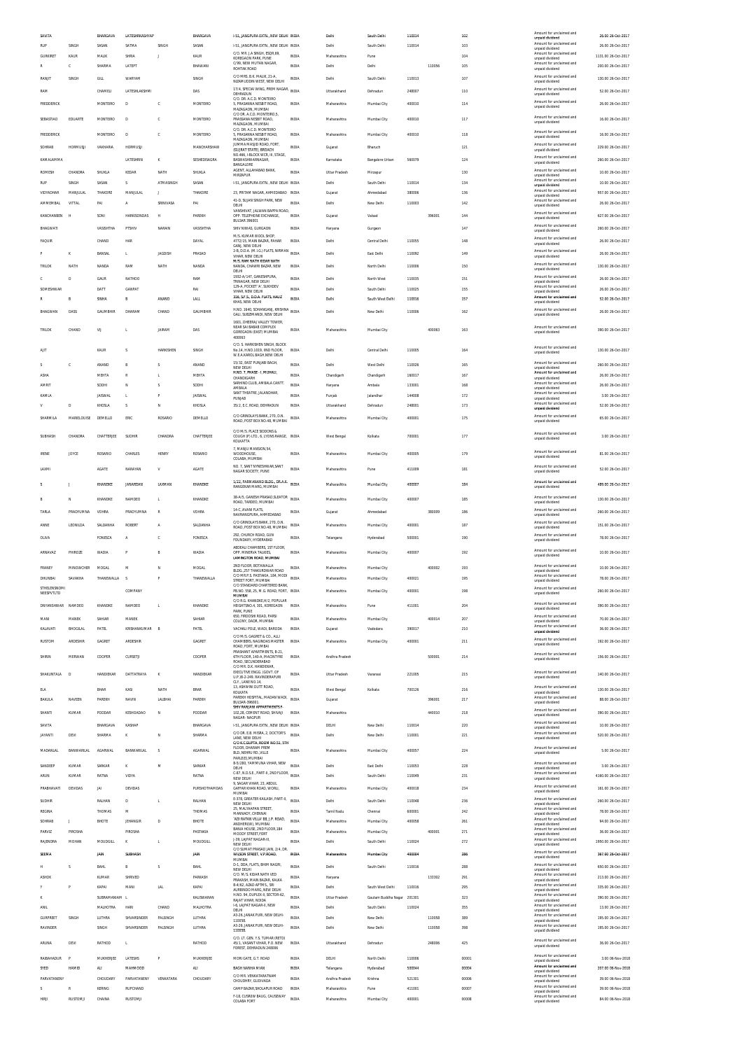| SAVITA | | BHARGAVA | LATESHRKASHYAP | | BHARGAVA | I-51, JANGPURA EXTN., NEW DELHI | INDIA | Delhi | South Delhi | 110014 | | 102 | Amount for unclaimed and unpaid dividend | 26.00 26-Oct-2017 |
|---|---|---|---|---|---|---|---|---|---|---|---|---|---|---|
| RUP | SINGH | SASAN | SATMA | SINGH | SASAN | I-51, JANGPURA EXTN., NEW DELHI | INDIA | Delhi | South Delhi | 110014 | | 103 | Amount for unclaimed and unpaid dividend | 26.00 26-Oct-2017 |
| GURKIRET | KAUR | MALIK | SHRIA | J | KAUR | C/O. MR. J.A SINGH, BSQR.69, KOREGAON PARK, PUNE | INDIA | Maharashtra | Pune | | | 104 | Amount for unclaimed and unpaid dividend | 1131.00 26-Oct-2017 |
| R | C | SHARMA | LATEPT | | BHAWANI | C/99, NEW MUTAN NAGAR, ROHTAK ROAD | INDIA | Delhi | Delhi | | 110056 | 105 | Amount for unclaimed and unpaid dividend | 200.00 26-Oct-2017 |
| RANJIT | SINGH | GILL | WARYAM | | SINGH | C/O MRS. B.K. MALIK, 21-A, NIZAMUDDIN WEST, NEW DELHI | INDIA | Delhi | South Delhi | 110013 | | 107 | Amount for unclaimed and unpaid dividend | 130.00 26-Oct-2017 |
| RAM | | CHAMELI | LATESHLAKSHMI | | DAS | 17/4, SPECIAL WING, PREM NAGAR, DEHRADUN | INDIA | Uttarakhand | Dehradun | 248007 | | 110 | Amount for unclaimed and unpaid dividend | 52.00 26-Oct-2017 |
| FREDDERICK | | MONTEIRO | D | C | MONTEIRO | C/O. DR. A.C.D. MONTEIRO 5, PRASANNA NESBIT ROAD, MAZAGAON, MUMBAI | INDIA | Maharashtra | Mumbai City | 400010 | | 114 | Amount for unclaimed and unpaid dividend | 26.00 26-Oct-2017 |
| SEBASTIAO | EDUARTE | MONTEIRO | D | C | MONTEIRO | C/O DR. A.C.D. MONTEIRO,5, PRASSANA NESBIT ROAD, MAZAGAON, MUMBAI | INDIA | Maharashtra | Mumbai City | 400010 | | 117 | Amount for unclaimed and unpaid dividend | 16.00 26-Oct-2017 |
| FREDDERICK | | MONTEIRO | D | C | MONTEIRO | C/O. DR. A.C.D. MONTEIRO 5, PRASANNA NESBIT ROAD, MAZAGAON, MUMBAI | INDIA | Maharashtra | Mumbai City | 400010 | | 118 | Amount for unclaimed and unpaid dividend | 16.00 26-Oct-2017 |
| SOHRAB | HORMUSJI | VAKHARIA | HORMUSJI | | MANCHARSHAW | JUMMA MASJID ROAD, FORT, (GUJRAT STATE), BROACH | INDIA | Gujarat | Bharuch | | | 121 | Amount for unclaimed and unpaid dividend | 229.00 26-Oct-2017 |
| KAMALAMMA | | | LATESHRN | K | SESHEDISAGRA | NO.466, I BLOCK WCR, III, STAGE, BASWASHWARNAGAR, BANGALORE | INDIA | Karnataka | Bangalore Urban | 560079 | | 124 | Amount for unclaimed and unpaid dividend | 260.00 26-Oct-2017 |
| ROMESH | CHANDRA | SHUKLA | KEDAR | NATH | SHUKLA | AGENT, ALLAHABAD BANK, MIRZAPUR | INDIA | Uttar Pradesh | Mirzapur | | | 130 | Amount for unclaimed and unpaid dividend | 10.00 26-Oct-2017 |
| RUP | SINGH | SASAN | S | ATMASINGH | SASAN | I-51, JANGPURA EXTN., NEW DELHI | INDIA | Delhi | South Delhi | 110014 | | 134 | Amount for unclaimed and unpaid dividend | 10.00 26-Oct-2017 |
| VIDYADHAR | MANJULAL | THAKORE | MANJULAL | J | THAKORE | 23, PRITAM NAGAR, AHMEDABAD | INDIA | Gujarat | Ahmedabad | 380006 | | 136 | Amount for unclaimed and unpaid dividend | 957.00 26-Oct-2017 |
| AMMEMBAL | VITTAL | PAI | A | SRINIVASA | PAI | 41-D, SUJAN SINGH PARK, NEW DELHI | INDIA | Delhi | New Delhi | 110003 | | 142 | Amount for unclaimed and unpaid dividend | 26.00 26-Oct-2017 |
| KANCHANBEN | H | SONI | HARKISONDAS | H | PAREKH | VANSHIVAT, JALWAN BAPPA ROAD, OPP. TELEPHONE EXCHANGE, BULSAR 396001 | INDIA | Gujarat | Valsad | | 396001 | 144 | Amount for unclaimed and unpaid dividend | 627.00 26-Oct-2017 |
| BHAGWATI | | VASISHTHA | PTSHIV | NARAIN | VASISHTHA | SHIV NIWAS, GURGAON | INDIA | Haryana | Gurgaon | | | 147 | Amount for unclaimed and unpaid dividend | 260.00 26-Oct-2017 |
| FAQUIR | | CHAND | HAR | | DAYAL | M/S. KUMAR BOOL SHOP, 4772/15, MAIN BAZAR, PAHAR GANJ, NEW DELHI | INDIA | Delhi | Central Delhi | 110055 | | 148 | Amount for unclaimed and unpaid dividend | 26.00 26-Oct-2017 |
| P | K | BANSAL | L | JAGDISH | PRASAD | 2-B, D.D.A. (M.I.G.) FLATS, NIRMAN VIHAR, NEW DELHI | INDIA | Delhi | East Delhi | 110092 | | 149 | Amount for unclaimed and unpaid dividend | 26.00 26-Oct-2017 |
| TRILOK | NATH | NANDA | RAM | NATH | NANDA | M/S. RAM NATH KIDAR NATH NANDA, CHAWRI BAZAR, NEW DELHI | INDIA | Delhi | North Delhi | 110006 | | 150 | Amount for unclaimed and unpaid dividend | 130.00 26-Oct-2017 |
| C | D | GAUR | NATHOO | | RAM | 1932-A/147, GANESHPURA, TRINAGAR, NEW DELHI | INDIA | Delhi | North West | 110035 | | 151 | Amount for unclaimed and unpaid dividend | 26.00 26-Oct-2017 |
| SOMESHWAR | | DATT | GANPAT | | RAI | 126-A, POCKET 'A', SUKHDEV VIHAR, NEW DELHI | INDIA | Delhi | South Delhi | 110025 | | 155 | Amount for unclaimed and unpaid dividend | 26.00 26-Oct-2017 |
| R | B | SINHA | B | ANAND | LALL | 316, S.F.S., D.D.A. FLATS, HAUZ KHAS, NEW DELHI | INDIA | Delhi | South West Delhi | 110016 | | 157 | Amount for unclaimed and unpaid dividend | 52.00 26-Oct-2017 |
| BHAGWAN | DASS | GAUMBHIR | DHARAM | CHAND | GAUMBHIR | H.NO. 1640, SOHANGANJ, KRISHNA GALI, SUBZIMANDI, NEW DELHI | INDIA | Delhi | New Delhi | 110006 | | 162 | Amount for unclaimed and unpaid dividend | 26.00 26-Oct-2017 |
| TRILOK | CHAND | VIJ | L | JAIRAM | DAS | 1601, DHEERAJ VALLEY TOWER, NEAR SAIBABA8 COMPLEX GOREGAON (EAST) MUMBAI 400063 | INDIA | Maharashtra | Mumbai City | | 400063 | 163 | Amount for unclaimed and unpaid dividend | 390.00 26-Oct-2017 |
| AJIT | | KAUR | S | HARKISHEN | SINGH | C/O. S. HARKISHEN SINGH, BLOCK No.14, H.NO.1019, IIND FLOOR, W.E.A.KAROL BAGH NEW DELHI | INDIA | Delhi | Central Delhi | 110005 | | 164 | Amount for unclaimed and unpaid dividend | 130.00 26-Oct-2017 |
| S | C | ANAND | B | S | ANAND | 15/32, EAST PUNJABI BAGH, NEW DELHI | INDIA | Delhi | West Delhi | 110026 | | 165 | Amount for unclaimed and unpaid dividend | 260.00 26-Oct-2017 |
| ASHA | | MEHTA | R | L | MEHTA | H.NO. 7, PHASE - I, MUHALI, CHANDIGARH | INDIA | Chandigarh | Chandigarh | 160017 | | 167 | Amount for unclaimed and unpaid dividend | 26.00 26-Oct-2017 |
| AMRIT | | SODHI | N | S | SODHI | SARHIND CLUB, AMBALA CANTT. AMBALA | INDIA | Haryana | Ambala | 133001 | | 168 | Amount for unclaimed and unpaid dividend | 26.00 26-Oct-2017 |
| KAMLA | | JAISWAL | L | P | JAISWAL | SANT THEATRE, JALANDHAR, PUNJAB | INDIA | Punjab | Jalandhar | 144008 | | 172 | Amount for unclaimed and unpaid dividend | 3.00 26-Oct-2017 |
| V | D | KHOSLA | S | N | KHOSLA | 35/2, E.C. ROAD, DEHRADUN | INDIA | Uttarakhand | Dehradun | 248001 | | 173 | Amount for unclaimed and unpaid dividend | 52.00 26-Oct-2017 |
| SHARMILA | MARIELOUISE | DEMELLO | ERIC | ROSARIO | DEMELLO | C/O GRINDLAYS BANK, 270, D.N. ROAD, POST BOX NO.48, MUMBAI | INDIA | Maharashtra | Mumbai City | 400001 | | 175 | Amount for unclaimed and unpaid dividend | 65.00 26-Oct-2017 |
| SUBHASH | CHANDRA | CHATTERJEE | SUDHIR | CHANDRA | CHATTERJEE | C/O M/S. PLACE SIDDONS & GOUGH (P) LTD., 6, LYONS RANGE, KOLKATTA | INDIA | West Bengal | Kolkata | 700001 | | 177 | Amount for unclaimed and unpaid dividend | 3.00 26-Oct-2017 |
| IRENE | JOYCE | ROSARIO | CHARLES | HENRY | ROSARIO | 7, MANJU MANSION,54, WOODHOUSE, COLABA, MUMBAI | INDIA | Maharashtra | Mumbai City | 400005 | | 179 | Amount for unclaimed and unpaid dividend | 81.00 26-Oct-2017 |
| LAXMI | | AGATE | NARAYAN | V | AGATE | NO. 7, SANT NYNESHWAR,SANT NAGAR SOCIETY, PUNE | INDIA | Maharashtra | Pune | 411009 | | 181 | Amount for unclaimed and unpaid dividend | 52.00 26-Oct-2017 |
| S | J | KHANDKE | JANARDAN | LAXMAN | KHANDKE | 1/22, PARMANAND BLDG., DR.A.K. RANGEKAR MARG, MUMBAI | INDIA | Maharashtra | Mumbai City | 400007 | | 184 | Amount for unclaimed and unpaid dividend | 489.00 26-Oct-2017 |
| B | N | KHANDKE | NAMDEO | L | KHANDKE | 38-A/5, GANESH PRASAD,SLEATOR ROAD, TARDEO, MUMBAI | INDIA | Maharashtra | Mumbai City | 400007 | | 185 | Amount for unclaimed and unpaid dividend | 130.00 26-Oct-2017 |
| TARLA | PRADYUMNA | VOHRA | PRADYUMNA | R | VOHRA | 14-C, AVANI FLATS, NAVRANGPURA, AHMEDABAD | INDIA | Gujarat | Ahmedabad | | 380009 | 186 | Amount for unclaimed and unpaid dividend | 260.00 26-Oct-2017 |
| ANNE | LEONILDA | SALDANHA | ROBERT | A | SALDANHA | C/O GRINDLAYS BANK, 270, D.N. ROAD, POST BOX NO.48, MUMBAI | INDIA | Maharashtra | Mumbai City | 400001 | | 187 | Amount for unclaimed and unpaid dividend | 151.00 26-Oct-2017 |
| OLIVA | | FONESCA | A | C | FONESCA | 292, CHURCH ROAD, GUN FOUNDARY, HYDERABAD | INDIA | Telangana | Hyderabad | 500001 | | 190 | Amount for unclaimed and unpaid dividend | 78.00 26-Oct-2017 |
| ARNAVAZ | PHIROZE | WADIA | P | B | WADIA | ABDEALI CHAMBERS, 1ST FLOOR, OPP. MINERVA TALKIES, LAMINGTON ROAD, MUMBAI | INDIA | Maharashtra | Mumbai City | 400007 | | 192 | Amount for unclaimed and unpaid dividend | 10.00 26-Oct-2017 |
| FRANEY | MINOCHCHER | MOGAL | M | N | MOGAL | 2ND FLOOR, BOTAWALLA BLDG.,257 THAKURDWAR ROAD | INDIA | Maharashtra | Mumbai City | | 400002 | 193 | Amount for unclaimed and unpaid dividend | 10.00 26-Oct-2017 |
| DHUNBAI | SAVAKHA | THANEWALLA | S | P | THANEWALLA | C/O MR.P.S. PASTAKIA, 184, MODI STREET FORT, MUMBAI | INDIA | Maharashtra | Mumbai City | 400021 | | 195 | Amount for unclaimed and unpaid dividend | 78.00 26-Oct-2017 |
| STHELENSNOMINEESPVTLTD | | | COMPANY | | | C/O STANDARD CHARTERED BANK, PB.NO. 558, 25, M.G. ROAD, FORT, MUMBAI | INDIA | Maharashtra | Mumbai City | 400001 | | 198 | Amount for unclaimed and unpaid dividend | 260.00 26-Oct-2017 |
| DNYANSHWAR | NAMDEO | KHANDKE | NAMDEO | L | KHANDKE | C/O R.G. KHANDKE,H/2, POPULAR HEIGHTSNO.4, 301, KOREGAON PARK, PUNE | INDIA | Maharashtra | Pune | 411001 | | 204 | Amount for unclaimed and unpaid dividend | 390.00 26-Oct-2017 |
| MANI | MANEK | SAHIAR | MANEK | | SAHIAR | 650, FIRDOSHI ROAD, PARSI COLONY, DADR, MUMBAI | INDIA | Maharashtra | Mumbai City | | 400014 | 207 | Amount for unclaimed and unpaid dividend | 70.00 26-Oct-2017 |
| KALAVATI | BHOGILAL | PATEL | KRISHANKUMAR | B | PATEL | VACHALI POLE, WADI, BARODA | INDIA | Gujarat | Vadodara | 390017 | | 210 | Amount for unclaimed and unpaid dividend | 36.00 26-Oct-2017 |
| RUSTOM | ARDESHIR | GAGRET | ARDESHIR | | GAGRET | C/O M/S. GAGRET & CO., ALLI CHAMBERS, NAGINDAS MASTER ROAD, FORT, MUMBAI | INDIA | Maharashtra | Mumbai City | 400001 | | 211 | Amount for unclaimed and unpaid dividend | 192.00 26-Oct-2017 |
| SHIRIN | MERWAN | COOPER | CURSETJI | | COOPER | PRASHANT APARTMENTS, B-21, 6TH FLOOR, 140-A, MACINTYRE ROAD, SECUNDERABAD | INDIA | Andhra Pradesh | | | 500001 | 214 | Amount for unclaimed and unpaid dividend | 156.00 26-Oct-2017 |
| SHAKUNTALA | D | HANDIEKAR | DATTATRAYA | K | HANDIEKAR | C/O MR. D.K. HANDIEKAR, EXECUTIVE ENGG. (GOVT. OF U.P.)B-2-249, RAVINDERAPURI CLY., LANE NO.14, | INDIA | Uttar Pradesh | Varanasi | 221005 | | 215 | Amount for unclaimed and unpaid dividend | 140.00 26-Oct-2017 |
| ELA | | BHAR | KASI | NATH | BHAR | 13, ASHWINI DUTT ROAD, KOLKATA | INDIA | West Bengal | Kolkata | 700126 | | 216 | Amount for unclaimed and unpaid dividend | 130.00 26-Oct-2017 |
| BAKULA | NAVEEN | PAREKH | NAVIN | LALBHAI | PAREKH | PAREKH HOSPITAL, MADAN WADI, BULSAR-396001. | INDIA | Gujarat | | | 396001 | 217 | Amount for unclaimed and unpaid dividend | 88.00 26-Oct-2017 |
| SHANTI | KUMAR | PODDAR | KESHODADO | N | PODDAR | SHIV RANJANI APPARTMENTS F-102,28, CEMENT ROAD, SHIVAJI NAGAR- NAGPUR | INDIA | Maharashtra | | | 440010 | 218 | Amount for unclaimed and unpaid dividend | 390.00 26-Oct-2017 |
| SAVITA | | BHARGAVA | KASHAP | | BHARGAVA | I-51, JANGPURA EXTN., NEW DELHI | INDIA | DELHI | New Delhi | 110014 | | 220 | Amount for unclaimed and unpaid dividend | 10.00 26-Oct-2017 |
| JAYANTI | DEVI | SHARMA | K | N | SHARMA | C/O DR. E.B. MISRA, 2, DOCTOR'S LANE, NEW DELHI | INDIA | Delhi | New Delhi | 110001 | | 221 | Amount for unclaimed and unpaid dividend | 520.00 26-Oct-2017 |
| MADANLAL | BANWARILAL | AGARWAL | BANWARILAL | S | AGARWAL | C/O K.C.GUPTA, ROOM NO.51, 5TH FLOOR, DHARAM PREM BLD, NEHRU RD., VILLE PARLE(E),MUMBAI | INDIA | Maharashtra | Mumbai City | 400057 | | 224 | Amount for unclaimed and unpaid dividend | 5.00 26-Oct-2017 |
| SANDEEP | KUMAR | SARKAR | K | M | SARKAR | B-5/280, YAMMUNA VIHAR, NEW DELHI | INDIA | Delhi | East Delhi | 110053 | | 228 | Amount for unclaimed and unpaid dividend | 3.00 26-Oct-2017 |
| ARUN | KUMAR | RATNA | VIDYA | | RATNA | C-87, N.D.S.E., PART-II, 2ND FLOOR, NEW DELHI | INDIA | Delhi | South Delhi | 110049 | | 231 | Amount for unclaimed and unpaid dividend | 4160.00 26-Oct-2017 |
| PRABHAVATI | DEVIDAS | JAI | DEVIDAS | | PURSHOTHAMDAS | 9, SAGAR VIHAR, 23, ABDUL GAFFAR KHAN ROAD, WORLI, MUMBAI | INDIA | Maharashtra | Mumbai City | 400018 | | 234 | Amount for unclaimed and unpaid dividend | 161.00 26-Oct-2017 |
| SUDHIR | | RALHAN | D | L | RALHAN | E-378, GREATER KAILASH, PART-II, NEW DELHI | INDIA | Delhi | South Delhi | 110048 | | 236 | Amount for unclaimed and unpaid dividend | 260.00 26-Oct-2017 |
| REGINA | | THOMAS | M | | THOMAS | 25, MALIYAAPAN STREET, MANNADY, CHENNAI | INDIA | Tamil Nadu | Chennai | 600001 | | 242 | Amount for unclaimed and unpaid dividend | 78.00 26-Oct-2017 |
| SOHRAB | J | BHOTE | JEHANGIR | D | BHOTE | 'AZIRATAN VILLA' 88, J.P. ROAD, ANDHERI(W), MUMBAI | INDIA | Maharashtra | Mumbai City | 400058 | | 261 | Amount for unclaimed and unpaid dividend | 94.00 26-Oct-2017 |
| PARVIZ | PIROSHA | | PIROSHA | | PASTAKIA | BANIA HOUSE, 2ND FLOOR,184 MOODY STREET,FORT | INDIA | Maharashtra | Mumbai City | | 400001 | 271 | Amount for unclaimed and unpaid dividend | 36.00 26-Oct-2017 |
| RAJENDRA | MOHAN | MOUDGILL | K | L | MOUDGILL | J-39, LAJPAT NAGAR-III, NEW DELHI | INDIA | Delhi | South Delhi | 110024 | | 272 | Amount for unclaimed and unpaid dividend | 1950.00 26-Oct-2017 |
| SEEMA | | JAIN | SUBHASH | | JAIN | C/O SUMAT PRASAD JAIN, 2/4, DR. WILSON STREET, V.P.ROAD, MUMBAI | INDIA | Maharashtra | Mumbai City | 400004 | | 286 | Amount for unclaimed and unpaid dividend | 367.00 26-Oct-2017 |
| H | S | BAHL | B | S | BAHL | D-1, DDA, FLATS, BHIM NAGRI, NEW DELHI | INDIA | Delhi | South Delhi | 110016 | | 288 | Amount for unclaimed and unpaid dividend | 650.00 26-Oct-2017 |
| ASHOK | | KUMAR | SHRIVED | | PARKASH | C/O. M/S. KIDAR NATH VED PRAKASH, MAIN BAZAR, KALKA | INDIA | Haryana | | | 133302 | 291 | Amount for unclaimed and unpaid dividend | 213.00 26-Oct-2017 |
| Y | P | KAPAI | MANI | LAL | KAPAI | B-4/62, AZAD APTMS., SRI AUROBINDO MARG, NEW DELHI | INDIA | Delhi | South West Delhi | 110016 | | 295 | Amount for unclaimed and unpaid dividend | 335.00 26-Oct-2017 |
| K | | SUBRAMANIAM | L | | KALISWARAN | H.NO. 94, DUPLEX-II, SECTOR-62, RAJAT VIHAR, NOIDA | INDIA | Uttar Pradesh | Gautam Buddha Nagar | 201301 | | 323 | Amount for unclaimed and unpaid dividend | 390.00 26-Oct-2017 |
| ANIL | | MALHOTRA | HARI | CHAND | MALHOTRA | I-6, LAJPAT NAGAR-II, NEW DELHI | INDIA | Delhi | South Delhi | 110024 | | 355 | Amount for unclaimed and unpaid dividend | 13.00 26-Oct-2017 |
| GURPREET | SINGH | LUTHRA | SHIVARSINDER | PALSINGH | LUTHRA | A3-26, JANAK PURI, NEW DELHI-110058, | INDIA | Delhi | New Delhi | | 110058 | 389 | Amount for unclaimed and unpaid dividend | 195.00 26-Oct-2017 |
| RAVINDER | | SINGH | SHIVARSINDER | PALSINGH | LUTHRA | A3-26, JANAK PURI, NEW DELHI-110058, | INDIA | Delhi | New Delhi | | 110058 | 398 | Amount for unclaimed and unpaid dividend | 195.00 26-Oct-2017 |
| ARUNA | DEVI | RATHOD | L | | RATHOD | C/O. LT. GEN. Y.S. TUMAR (RETD) 45/1, VASANT VIHAR, P.O. NEW FOREST, DEHRADUN 248006 | INDIA | Uttarakhand | Dehradun | | 248006 | 425 | Amount for unclaimed and unpaid dividend | 36.00 26-Oct-2017 |
| RAIBAHADUR | P | MUKHERJEE | LATESHS | P | MUKHERJEE | MORI GATE, G.T. ROAD | INDIA | DELHI | North Delhi | 110006 | | 00001 | Amount for unclaimed and unpaid dividend | 3.00 06-Nov-2018 |
| SYED | HAMID | ALI | MAHMOOD | | ALI | BAGH NANHA MIAN | INDIA | Telangana | Hyderabad | 500044 | | 00004 | Amount for unclaimed and unpaid dividend | 207.00 06-Nov-2018 |
| PARVATANENI | | CHOUDARY | PARVATANENY | VENKATARA | CHOUDARY | C/O MR. VENKATARATNAM CHOUDHRY, GUDIVADA | INDIA | Andhra Pradesh | Krishna | 521301 | | 00006 | Amount for unclaimed and unpaid dividend | 39.00 06-Nov-2018 |
| S | R | KERING | RUPCHAND | | | CAMP BAZAR,SHOLAPUR ROAD | INDIA | Maharashtra | Pune | 411001 | | 00007 | Amount for unclaimed and unpaid dividend | 39.00 06-Nov-2018 |
| HIRJI | RUSTOMJI | CHAINA | RUSTOMJI | | | F-18, CUSROW BAUG, CAUSEWAY COLABA FORT | INDIA | Maharashtra | Mumbai City | 400001 | | 00008 | Amount for unclaimed and unpaid dividend | 84.00 06-Nov-2018 |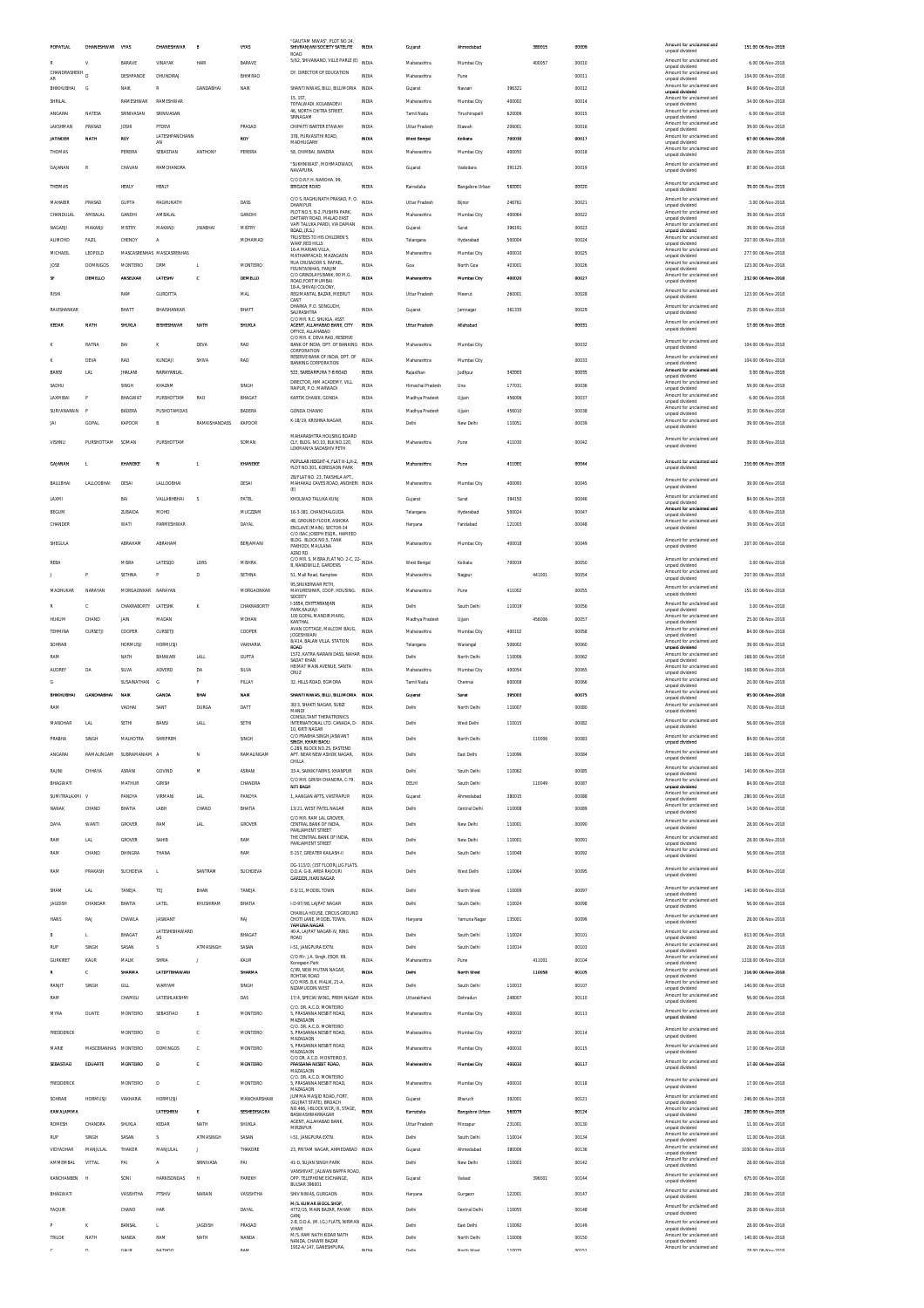| POPATLAL | DHANESHWAR | VYAS | DHANESHWAR | B | VYAS | "GAUTAM NIWAS", PLOT NO 24, SHIVRANJANI SOCIETY SATELITE ROAD | INDIA | Gujarat | Ahmedabad | 380015 | | 00009 | Amount for unclaimed and unpaid dividend | 151.00 | 06-Nov-2018 |
|---|---|---|---|---|---|---|---|---|---|---|---|---|---|---|---|
| R | V | BARAVE | VINAYAK | HARI | BARAVE | 5/62, SHIVANAND, VILLE PARLE (E) | INDIA | Maharashtra | Mumbai City | | 400057 | 00010 | Amount for unclaimed and unpaid dividend | 6.00 | 06-Nov-2018 |
| CHANDRASHEKHAR | D | DESHPANDE | DHUNDIRAJ | | BHIMRAO | DY. DIRECTOR OF EDUCATION | INDIA | Maharashtra | Pune | | | 00011 | Amount for unclaimed and unpaid dividend | 104.00 | 06-Nov-2018 |
| BHIKHUBHAI | G | NAIK | R | GANDABHAI | NAIK | SHANTI NIWAS, BILLI, BILLIMORIA | INDIA | Gujarat | Navsari | 396321 | | 00012 | Amount for unclaimed and unpaid dividend | 84.00 | 06-Nov-2018 |
| SHRILAL | | RAMESHWAR | RAMESHWAR | | | 15, 1ST. TOPALWADI, KOLABADEVI | INDIA | Maharashtra | Mumbai City | 400002 | | 00014 | Amount for unclaimed and unpaid dividend | 34.00 | 06-Nov-2018 |
| ANGARAI | NATESA | SRINIVASAN | SRINIVASAN | | | 46, NORTH CHITRA STREET, SRINAGAM | INDIA | Tamil Nadu | Tiruchirapalli | 620006 | | 00015 | Amount for unclaimed and unpaid dividend | 6.00 | 06-Nov-2018 |
| LAKSHMAN | PRASAD | JOSHI | PTDEVI | | PRASAD | CHIPATTI BARTER ETAWAH | INDIA | Uttar Pradesh | Etawah | 206001 | | 00016 | Amount for unclaimed and unpaid dividend | 39.00 | 06-Nov-2018 |
| JATINDER | NATH | ROY | LATESHPANCHANAN | | ROY | 378, PURVASTHI ROAD, MADHUGARH | INDIA | West Bengal | Kolkata | 700030 | | 00017 | Amount for unclaimed and unpaid dividend | 67.00 | 06-Nov-2018 |
| THOMAS | | PEREIRA | SEBASTIAN | ANTHONY | PEREIRA | 58, CHIMBAI, BANDRA | INDIA | Maharashtra | Mumbai City | 400050 | | 00018 | Amount for unclaimed and unpaid dividend | 28.00 | 06-Nov-2018 |
| GAJANAN | R | CHAVAN | RAMCHANDRA | | | "SUKHNIWAS", MOHMADWADI, NAVAPURA | INDIA | Gujarat | Vadodara | 391125 | | 00019 | Amount for unclaimed and unpaid dividend | 87.00 | 06-Nov-2018 |
| THOMAS | | HEALY | HEALY | | | C/O D.R.F.H. NAROHA, 99, BRIGADE ROAD | INDIA | Karnataka | Bangalore Urban | 560001 | | 00020 | Amount for unclaimed and unpaid dividend | 39.00 | 06-Nov-2018 |
| MAHABIR | PRASAD | GUPTA | RAGHUNATH | | DASS | C/O S. RAGHUNATH PRASAD, P. O. DHAMPUR | INDIA | Uttar Pradesh | Bijnor | 246761 | | 00021 | Amount for unclaimed and unpaid dividend | 3.00 | 06-Nov-2018 |
| CHANDULAL | AMBALAL | GANDHI | AMBALAL | | GANDHI | PLOT NO.5, B-2, PUSHPA PARK, DAFTARY ROAD, MALAD EAST | INDIA | Maharashtra | Mumbai City | 400064 | | 00022 | Amount for unclaimed and unpaid dividend | 39.00 | 06-Nov-2018 |
| NAGARJI | MAKANJI | MISTRY | MAKANJI | JINABHAI | MISTRY | VAPI TALUKA PARDI, VIA DAMAN ROAD, (R.L) | INDIA | Gujarat | Surat | 396191 | | 00023 | Amount for unclaimed and unpaid dividend | 39.00 | 06-Nov-2018 |
| ALIMOHD | FAZIL | CHENOY | A | | MOHAMAD | TRUSTEES TO HIS CHILDREN'S WAKF,RED HILLS | INDIA | Telangana | Hyderabad | 500004 | | 00024 | Amount for unclaimed and unpaid dividend | 207.00 | 06-Nov-2018 |
| MICHAEL | LEOPOLD | MASCARENHAS | MASCARENHAS | | | 16-A MARIAN VILLA, MATHARPACAD, MAZAGAON | INDIA | Maharashtra | Mumbai City | 400010 | | 00025 | Amount for unclaimed and unpaid dividend | 277.00 | 06-Nov-2018 |
| JOSE | DOMINGOS | MONTEIRO | DRM | L | MONTEIRO | RUA CRUSADOR S. RAPAEL, FOUNTAINHAS, PANJIM | INDIA | Goa | North Goa | 403001 | | 00026 | Amount for unclaimed and unpaid dividend | 123.00 | 06-Nov-2018 |
| SF | DEMELLO | ANSELKAR | LATESHV | C | DEMELLO | C/O GRINDLAYS BANK, 90 M.G. ROAD,FORT MUMBAI | INDIA | Maharashtra | Mumbai City | 400020 | | 00027 | Amount for unclaimed and unpaid dividend | 232.00 | 06-Nov-2018 |
| RISHI | | RAM | GURDITTA | | MAL | 18-A, SHIVAJI COLONY, REGIMANTAL BAZAR, MEERUT CANT | INDIA | Uttar Pradesh | Meerut | 260001 | | 00028 | Amount for unclaimed and unpaid dividend | 123.00 | 06-Nov-2018 |
| RAVISHANKAR | | BHATT | BHAISHANKAR | | BHATT | DHARKA, P.O. SONGUDH, SAURASHTRA | INDIA | Gujarat | Jamnagar | 361335 | | 00029 | Amount for unclaimed and unpaid dividend | 25.00 | 06-Nov-2018 |
| KEDAR | NATH | SHUKLA | BISHESHWAR | NATH | SHUKLA | C/O MR. R.C. SHUKLA, ASST. AGENT, ALLAHABAD BANK, CITY OFFICE, ALLAHABAD | INDIA | Uttar Pradesh | Allahabad | | | 00031 | Amount for unclaimed and unpaid dividend | 17.00 | 06-Nov-2018 |
| K | RATNA | BAI | K | DEVA | RAO | C/O MR. K. DEVA RAO, RESERVE BANK OF INDIA, DPT. OF BANKING CORPORATION | INDIA | Maharashtra | Mumbai City | | | 00032 | Amount for unclaimed and unpaid dividend | 104.00 | 06-Nov-2018 |
| K | DEVA | RAO | KUNDAJI | SHIVA | RAO | RESERVE BANK OF INDIA, DPT. OF BANKING CORPORATION | INDIA | Maharashtra | Mumbai City | | | 00033 | Amount for unclaimed and unpaid dividend | 104.00 | 06-Nov-2018 |
| BANSI | LAL | JHALANI | NARAYANLAL | | | 522, SARDARPURA 7-B ROAD | INDIA | Rajasthan | Jodhpur | 342003 | | 00035 | Amount for unclaimed and unpaid dividend | 5.00 | 06-Nov-2018 |
| SADHU | | SINGH | KHAZAM | | SINGH | DIRECTOR, HIM ACADEMY, VILL. RAIPUR, P.O. MARWADI | INDIA | Himachal Pradesh | Una | 177031 | | 00036 | Amount for unclaimed and unpaid dividend | 59.00 | 06-Nov-2018 |
| LAXMIBAI | P | BHAGWAT | PURSHOTTAM | RAO | BHAGAT | KARTIK CHAWK, GONDA | INDIA | Madhya Pradesh | Ujjain | 456006 | | 00037 | Amount for unclaimed and unpaid dividend | 6.00 | 06-Nov-2018 |
| SURYANARAIN | P | BADERA | PUSHOTAMDAS | | BADERA | GONDA CHAWKI | INDIA | Madhya Pradesh | Ujjain | 456010 | | 00038 | Amount for unclaimed and unpaid dividend | 31.00 | 06-Nov-2018 |
| JAI | GOPAL | KAPOOR | B | RAMKISHANDASS | KAPOOR | K-18/19, KRISHNA NAGAR, | INDIA | Delhi | New Delhi | 110051 | | 00039 | Amount for unclaimed and unpaid dividend | 39.00 | 06-Nov-2018 |
| VISHNU | PURSHOTTAM | SOMAN | PURSHOTTAM | | SOMAN | MAHARASHTRA HOUSING BOARD CLY, BLDG. NO.10, BLK NO.120, LOKMANYA SADASHIV PETH | INDIA | Maharashtra | Pune | 411030 | | 00042 | Amount for unclaimed and unpaid dividend | 39.00 | 06-Nov-2018 |
| GAJANAN | L | KHANDKE | N | L | KHANDKE | POPULAR HEIGHT-4, FLAT H-1,H-2, PLOT NO.301, KOREGAON PARK | INDIA | Maharashtra | Pune | 411001 | | 00044 | Amount for unclaimed and unpaid dividend | 210.00 | 06-Nov-2018 |
| BALUBHAI | LALLOOBHAI | DESAI | LALLOOBHAI | | DESAI | 2B/FLAT NO. 23, TAKSHILA APT., MAHAKALI CAVES ROAD, ANDHERI (E) | INDIA | Maharashtra | Mumbai City | 400093 | | 00045 | Amount for unclaimed and unpaid dividend | 39.00 | 06-Nov-2018 |
| LAXMI | | BAI | VALLABHBHAI | S | PATEL | KHOLWAD TALUKA KUNJ | INDIA | Gujarat | Surat | 394150 | | 00046 | Amount for unclaimed and unpaid dividend | 84.00 | 06-Nov-2018 |
| BEGUM | | ZUBAIDA | MOHD | | MUCZZAM | 16-3-381, CHANCHALGUDA | INDIA | Telangana | Hyderabad | 500024 | | 00047 | Amount for unclaimed and unpaid dividend | 6.00 | 06-Nov-2018 |
| CHANDER | | WATI | PARMESHWAR | | DAYAL | 48, GROUND FLOOR, ASHOKA ENCLAVE (MAIN), SECTOR-34 | INDIA | Haryana | Faridabad | 121003 | | 00048 | Amount for unclaimed and unpaid dividend | 39.00 | 06-Nov-2018 |
| SHEGULA | | ABRAHAM | ABRAHAM | | BENJAMANI | C/O ISAC JOSEPH ESQR., HAMEED BLDG. BLOCK NO.5, TANK PAKHODY, MAULANA AZAD RD. | INDIA | Maharashtra | Mumbai City | 400018 | | 00049 | Amount for unclaimed and unpaid dividend | 207.00 | 06-Nov-2018 |
| REBA | | MISRA | LATESOJO | LDRS | MISHRA | C/O MR. S. MISRA,FLAT NO. 2-C, 22-B, NANDWILLE, GARDENS | INDIA | West Bengal | Kolkata | 700019 | | 00050 | Amount for unclaimed and unpaid dividend | 3.00 | 06-Nov-2018 |
| J | P | SETHNA | P | D | SETHNA | 51, Mall Road, Kamptee | INDIA | Maharashtra | Nagpur | | 441001 | 00054 | Amount for unclaimed and unpaid dividend | 207.00 | 06-Nov-2018 |
| MADHUKAR | NARAYAN | MORGAONKAR | NARAYAN | | MORGAONKAR | 95,SHUKERWAR PETH, MAYURESHWR, COOP. HOUSING. SOCIETY | INDIA | Maharashtra | Pune | 411002 | | 00055 | Amount for unclaimed and unpaid dividend | 151.00 | 06-Nov-2018 |
| R | C | CHAKRABORTY | LATESHK | K | CHAKRABORTY | I-1654, CHITTARANJAN PARK,KALKAJI | INDIA | Delhi | South Delhi | 110019 | | 00056 | Amount for unclaimed and unpaid dividend | 3.00 | 06-Nov-2018 |
| HUKUM | CHAND | JAIN | MADAN | | MOHAN | 108 GOPAL MANDIR MARG, KANTHAL | INDIA | Madhya Pradesh | Ujjain | | 456006 | 00057 | Amount for unclaimed and unpaid dividend | 25.00 | 06-Nov-2018 |
| TEHMINA | CURSETJI | COOPER | CURSETJI | | COOPER | AVAN COTTAGE, MALCOM BAUG, JOGESHWARI | INDIA | Maharashtra | Mumbai City | 400102 | | 00058 | Amount for unclaimed and unpaid dividend | 84.00 | 06-Nov-2018 |
| SOHRAB | | HORMUSJI | HORMUSJI | | VAKHARIA | 8/414, BALAN VILLA, STATION ROAD | INDIA | Telangana | Warangal | 506002 | | 00060 | Amount for unclaimed and unpaid dividend | 39.00 | 06-Nov-2018 |
| RAM | | NATH | BANWARI | LALL | GUPTA | 1572, KATRA NARAIN DASS, NAHAR SADAT KHAN | INDIA | Delhi | North Delhi | 110006 | | 00062 | Amount for unclaimed and unpaid dividend | 168.00 | 06-Nov-2018 |
| AUDREY | DA | SILVA | ADVERD | DA | SILVA | HERMAT MAIN AVENUE, SANTA CRUZ | INDIA | Maharashtra | Mumbai City | 400054 | | 00065 | Amount for unclaimed and unpaid dividend | 168.00 | 06-Nov-2018 |
| G | | SUSAINATHAN | G | P | PILLAY | 32, HILLS ROAD, EGMORA | INDIA | Tamil Nadu | Chennai | 600008 | | 00066 | Amount for unclaimed and unpaid dividend | 20.00 | 06-Nov-2018 |
| BHIKHUBHAI | GANDHABHAI | NAIK | GANDA | BHAI | NAIK | SHANTI NIWAS, BILLI, BILLIMORIA | INDIA | Gujarat | Surat | 395003 | | 00075 | Amount for unclaimed and unpaid dividend | 95.00 | 06-Nov-2018 |
| RAM | | VADHAI | SANT | DURGA | DATT | 30/3, SHAKTI NAGAR, SUBZI MANDI | INDIA | Delhi | North Delhi | 110007 | | 00080 | Amount for unclaimed and unpaid dividend | 70.00 | 06-Nov-2018 |
| MANOHAR | LAL | SETHI | BANSI | LALL | SETHI | CONSULTANT THERATRONICS INTERNATIONAL LTD. CANADA, D-10, KIRTI NAGAR | INDIA | Delhi | West Delhi | 110015 | | 00082 | Amount for unclaimed and unpaid dividend | 56.00 | 06-Nov-2018 |
| PRABHA | | SINGH | MALHOTRA | SHRIPREM | | C/O PRABHA SINGH JASWANT SINGH ,KHARI BAOLI | INDIA | Delhi | North Delhi | | 110006 | 00083 | Amount for unclaimed and unpaid dividend | 84.00 | 06-Nov-2018 |
| ANGARAI | RAMALINGAM | SUBRAMANIAM | A | N | RAMALINGAM | C-289, BLOCK NO.25, EASTEND APT. NEAR NEW ASHOK NAGAR, CHILLA | INDIA | Delhi | East Delhi | 110096 | | 00084 | Amount for unclaimed and unpaid dividend | 168.00 | 06-Nov-2018 |
| RAJINI | CHHAYA | ASRANI | GOVIND | M | ASRANI | 33-A, SAINIK FARMS, KHANPUR | INDIA | Delhi | South Delhi | 110062 | | 00085 | Amount for unclaimed and unpaid dividend | 140.00 | 06-Nov-2018 |
| BHAGWATI | | MATHUR | GIRISH | | CHANDRA | C/O MR. GIRISH CHANDRA, C-78, NITI BAGH | INDIA | DELHI | South Delhi | | 110049 | 00087 | Amount for unclaimed and unpaid dividend | 84.00 | 06-Nov-2018 |
| SUMITRALAXMI | V | PANDYA | VIRMANI | LAL | PANDYA | 1, AANGAN APTS, VASTRAPUR | INDIA | Gujarat | Ahmedabad | 380015 | | 00088 | Amount for unclaimed and unpaid dividend | 280.00 | 06-Nov-2018 |
| NANAK | CHAND | BHATIA | LABH | CHAND | BHATIA | 13/21, WEST PATEL NAGAR | INDIA | Delhi | Central Delhi | 110008 | | 00089 | Amount for unclaimed and unpaid dividend | 14.00 | 06-Nov-2018 |
| DAYA | WANTI | GROVER | RAM | LAL | GROVER | C/O MR. RAM LAL GROVER, CENTRAL BANK OF INDIA, PARLIAMENT STREET | INDIA | Delhi | New Delhi | 110001 | | 00090 | Amount for unclaimed and unpaid dividend | 28.00 | 06-Nov-2018 |
| RAM | LAL | GROVER | SAHIB | | RAM | THE CENTRAL BANK OF INDIA, PARLIAMENT STREET | INDIA | Delhi | New Delhi | 110001 | | 00091 | Amount for unclaimed and unpaid dividend | 28.00 | 06-Nov-2018 |
| RAM | CHAND | DHINGRA | THANA | | RAM | E-157, GREATER KAILASH-I | INDIA | Delhi | South Delhi | 110048 | | 00092 | Amount for unclaimed and unpaid dividend | 56.00 | 06-Nov-2018 |
| RAM | PRAKASH | SUCHDEVA | L | SANTRAM | SUCHDEVA | DG-113/D, (1ST FLOOR),LIG FLATS, D.D.A. G-8, AREA RAJOURI GARDEN, HARI NAGAR | INDIA | Delhi | West Delhi | 110064 | | 00095 | Amount for unclaimed and unpaid dividend | 84.00 | 06-Nov-2018 |
| SHAM | LAL | TANEJA | TEJ | BHAN | TANEJA | E-3/11, MODEL TOWN | INDIA | Delhi | North West | 110009 | | 00097 | Amount for unclaimed and unpaid dividend | 140.00 | 06-Nov-2018 |
| JAGDISH | CHANDAR | BHATIA | LATE | KHUSHIRAM | BHATIA | I-D-97/98, LAJPAT NAGAR | INDIA | Delhi | South Delhi | 110024 | | 00098 | Amount for unclaimed and unpaid dividend | 56.00 | 06-Nov-2018 |
| HANS | RAJ | CHAWLA | JASWANT | | RAJ | CHAWLA HOUSE, CIRCUS GROUND CHOTI LANE, MODEL TOWN, YAMUNA NAGAR | INDIA | Haryana | Yamuna Nagar | 135001 | | 00099 | Amount for unclaimed and unpaid dividend | 28.00 | 06-Nov-2018 |
| B | L | BHAGAT | LATESHSHAWARDAS | | BHAGAT | 40-A, LAJPAT NAGAR-IV, RING ROAD | INDIA | Delhi | South Delhi | 110024 | | 00101 | Amount for unclaimed and unpaid dividend | 613.00 | 06-Nov-2018 |
| RUP | SINGH | SASAN | S | ATMASINGH | SASAN | I-51, JANGPURA EXTN. | INDIA | Delhi | South Delhi | 110014 | | 00103 | Amount for unclaimed and unpaid dividend | 28.00 | 06-Nov-2018 |
| GURKIRET | KAUR | MALIK | SHRIA | J | KAUR | C/O Mr. J.A. Singh, ESQR. 88, Koregaon Park | INDIA | Maharashtra | Pune | | 411001 | 00104 | Amount for unclaimed and unpaid dividend | 1218.00 | 06-Nov-2018 |
| R | C | SHARMA | LATEPTBHAWANI | | SHARMA | C/99, NEW MULTAN NAGAR, ROHTAK ROAD | INDIA | Delhi | North West | | 110056 | 00105 | Amount for unclaimed and unpaid dividend | 216.00 | 06-Nov-2018 |
| RANJIT | SINGH | GILL | WARYAM | | SINGH | C/O MRS. B.K. MALIK, 21-A, NIZAMUDDIN WEST | INDIA | Delhi | South Delhi | 110013 | | 00107 | Amount for unclaimed and unpaid dividend | 140.00 | 06-Nov-2018 |
| RAM | | CHAMELI | LATESHLAKSHMI | | DAS | 17/4, SPECIAL WING, PREM NAGAR | INDIA | Uttarakhand | Dehradun | 248007 | | 00110 | Amount for unclaimed and unpaid dividend | 56.00 | 06-Nov-2018 |
| MYRA | DUATE | MONTEIRO | SEBASTIAO | E | MONTEIRO | C/O. DR. A.C.D. MONTEIRO 5, PRASANNA NESBIT ROAD, MAZAGAON | INDIA | Maharashtra | Mumbai City | 400010 | | 00113 | Amount for unclaimed and unpaid dividend | 28.00 | 06-Nov-2018 |
| FREDDERICK | | MONTEIRO | D | C | MONTEIRO | C/O. DR. A.C.D. MONTEIRO 5, PRASANNA NESBIT ROAD, MAZAGAON | INDIA | Maharashtra | Mumbai City | 400010 | | 00114 | Amount for unclaimed and unpaid dividend | 28.00 | 06-Nov-2018 |
| MARIE | MASCERANHAS | MONTEIRO | DOMINGOS | C | MONTEIRO | 5, PRASANNA NESBIT ROAD, MAZAGAON | INDIA | Maharashtra | Mumbai City | 400010 | | 00115 | Amount for unclaimed and unpaid dividend | 17.00 | 06-Nov-2018 |
| SEBASTIAO | EDUARTE | MONTEIRO | D | C | MONTEIRO | C/O DR. A.C.D. MONTEIRO,5, PRASSANA NESBIT ROAD, MAZAGAON | INDIA | Maharashtra | Mumbai City | 400010 | | 00117 | Amount for unclaimed and unpaid dividend | 17.00 | 06-Nov-2018 |
| FREDDERICK | | MONTEIRO | D | C | MONTEIRO | C/O. DR. A.C.D. MONTEIRO 5, PRASANNA NESBIT ROAD, MAZAGAON | INDIA | Maharashtra | Mumbai City | 400010 | | 00118 | Amount for unclaimed and unpaid dividend | 17.00 | 06-Nov-2018 |
| SOHRAB | HORMUSJI | VAKHARIA | HORMUSJI | | MANCHARSHAW | JUMMA MASJID ROAD, FORT, (GUJRAT STATE), BROACH | INDIA | Gujarat | Bharuch | 392001 | | 00121 | Amount for unclaimed and unpaid dividend | 246.00 | 06-Nov-2018 |
| KAMALAMMA | | LATESHRN | K | | SESHEDRAGRA | NO.466, I-BLOCK WCR, III, STAGE, BASWASHWARNAGAR | INDIA | Karnataka | Bangalore Urban | 560079 | | 00124 | Amount for unclaimed and unpaid dividend | 280.00 | 06-Nov-2018 |
| ROMESH | CHANDRA | SHUKLA | KEDAR | NATH | SHUKLA | AGENT, ALLAHABAD BANK, MIRZAPUR | INDIA | Uttar Pradesh | Mirzapur | 231001 | | 00130 | Amount for unclaimed and unpaid dividend | 11.00 | 06-Nov-2018 |
| RUP | SINGH | SASAN | S | ATMASINGH | SASAN | I-51, JANGPURA EXTN. | INDIA | Delhi | South Delhi | 110014 | | 00134 | Amount for unclaimed and unpaid dividend | 11.00 | 06-Nov-2018 |
| VIDYADHAR | MANJULAL | THAKOR | MANJULAL | J | THAKORE | 23, PRITAM NAGAR, AHMEDABAD | INDIA | Gujarat | Ahmedabad | 380006 | | 00136 | Amount for unclaimed and unpaid dividend | 1030.00 | 06-Nov-2018 |
| AMMEMBAL | VITTAL | PAI | A | SRINIVASA | PAI | 41-D, SUJAN SINGH PARK | INDIA | Delhi | New Delhi | 110003 | | 00142 | Amount for unclaimed and unpaid dividend | 28.00 | 06-Nov-2018 |
| KANCHANBEN | H | SONI | HARKISONDAS | H | PAREKH | VANSHIVAT, JALWAN BAPPA ROAD, OPP. TELEPHONE EXCHANGE, BULSAR 396001 | INDIA | Gujarat | Valsad | | 396001 | 00144 | Amount for unclaimed and unpaid dividend | 675.00 | 06-Nov-2018 |
| BHAGWATI | | VASISHTHA | PTSHIV | NARAIN | VASISHTHA | SHIV NIWAS, GURGAON | INDIA | Haryana | Gurgaon | 122001 | | 00147 | Amount for unclaimed and unpaid dividend | 280.00 | 06-Nov-2018 |
| FAQUIR | | CHAND | HAR | | DAYAL | M/S. KUMAR WOOL SHOP, 4772/15, MAIN BAZAR, PAHAR GANJ | INDIA | Delhi | Central Delhi | 110055 | | 00148 | Amount for unclaimed and unpaid dividend | 28.00 | 06-Nov-2018 |
| P | K | BANSAL | L | JAGDISH | PRASAD | 2-B, D.D.A. (M.I.G.) FLATS, NIRMAN VIHAR | INDIA | Delhi | East Delhi | 110092 | | 00149 | Amount for unclaimed and unpaid dividend | 28.00 | 06-Nov-2018 |
| TRILOK | NATH | NANDA | RAM | NATH | NANDA | M/S. RAM NATH KIDAR NATH NANDA, CHAWRI BAZAR | INDIA | Delhi | North Delhi | 110006 | | 00150 | Amount for unclaimed and unpaid dividend | 140.00 | 06-Nov-2018 |
| C | D | GAUR | NATHOO | | RAM | 1932-A/147, GANESHPURA, | INDIA | Delhi | North West | 110035 | | 00151 | Amount for unclaimed and unpaid dividend | 28.00 | 06-Nov-2018 |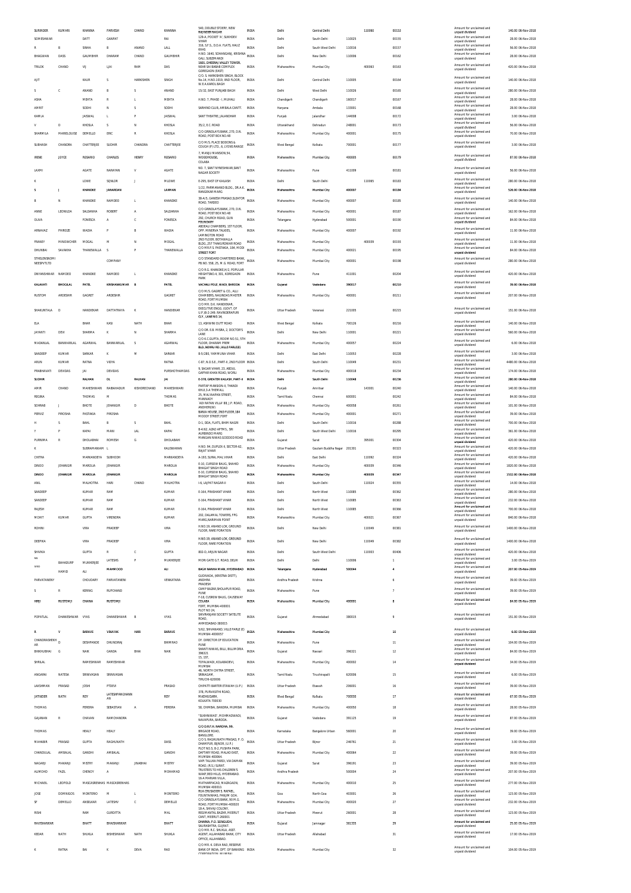| SURINDER | KUMARI | KHANNA | PARVESH | CHAND | KHANNA | 540, DOUBLE STOREY, NEW RAJINDER NAGAR | INDIA | Delhi | Central Delhi | | 110060 | 00153 | Amount for unclaimed and unpaid dividend | 140.00 | 06-Nov-2018 |
|---|---|---|---|---|---|---|---|---|---|---|---|---|---|---|---|
| SOMESHWAR | | DATT | GANPAT | | RAI | 129-A, POCKET 'A', SUKHDEV VIHAR | INDIA | Delhi | South Delhi | 110025 | | 00155 | Amount for unclaimed and unpaid dividend | 28.00 | 06-Nov-2018 |
| R | B | SINHA | B | ANAND | LALL | 318, S.F.S., D.D.A. FLATS, HAUZ KHAS | INDIA | Delhi | South West Delhi | 110016 | | 00157 | Amount for unclaimed and unpaid dividend | 56.00 | 06-Nov-2018 |
| BHAGWAN | DASS | GAUMBHIR | DHARAM | CHAND | GAUMBHIR | H.NO. 1640, SOHANGANJ, KRISHNA GALI, SUBZIMANDI | INDIA | Delhi | New Delhi | 110006 | | 00162 | Amount for unclaimed and unpaid dividend | 28.00 | 06-Nov-2018 |
| TRILOK | CHAND | VIJ | LJAI | RAM | DAS | 1601, DHEERAJ VALLEY TOWER, NEAR SAI BABAB COMPLEX GOREGAON (EAST) | INDIA | Maharashtra | Mumbai City | | 400063 | 00163 | Amount for unclaimed and unpaid dividend | 420.00 | 06-Nov-2018 |
| AJIT | | KAUR | S | HARKISHEN | SINGH | C/O. S. HARKISHEN SINGH, BLOCK No.14, H.NO.1019, IIND FLOOR, W.E.A.KAROL BAGH | INDIA | Delhi | Central Delhi | 110005 | | 00164 | Amount for unclaimed and unpaid dividend | 140.00 | 06-Nov-2018 |
| S | C | ANAND | B | S | ANAND | 15/32, EAST PUNJABI BAGH | INDIA | Delhi | West Delhi | 110026 | | 00165 | Amount for unclaimed and unpaid dividend | 280.00 | 06-Nov-2018 |
| ASHA | | MEHTA | R | L | MEHTA | H.NO. 7, PHASE - I, MUHALI | INDIA | Chandigarh | Chandigarh | 160017 | | 00167 | Amount for unclaimed and unpaid dividend | 28.00 | 06-Nov-2018 |
| AMRIT | | SODHI | N | S | SODHI | SARHIND CLUB, AMBALA CANTT. | INDIA | Haryana | Ambala | 133001 | | 00168 | Amount for unclaimed and unpaid dividend | 28.00 | 06-Nov-2018 |
| KAMLA | | JAISWAL | L | P | JAISWAL | SANT THEATRE, JALANDHAR | INDIA | Punjab | Jalandhar | 144008 | | 00172 | Amount for unclaimed and unpaid dividend | 3.00 | 06-Nov-2018 |
| V | D | KHOSLA | S | N | KHOSLA | 35/2, E.C.ROAD | INDIA | Uttarakhand | Dehradun | 248001 | | 00173 | Amount for unclaimed and unpaid dividend | 56.00 | 06-Nov-2018 |
| SHARMILA | MARIELOUISE | DEMELLO | ERIC | R | KHOSLA | C/O GRINDLAYS BANK, 270, D.N. ROAD, POST BOX NO.48 | INDIA | Maharashtra | Mumbai City | 400001 | | 00175 | Amount for unclaimed and unpaid dividend | 70.00 | 06-Nov-2018 |
| SUBHASH | CHANDRA | CHATTERJEE | SUDHIR | CHANDRA | CHATTERJEE | C/O M/S. PLACE SIDDONS & GOUGH (P) LTD., 6, LYONS RANGE | INDIA | West Bengal | Kolkata | 700001 | | 00177 | Amount for unclaimed and unpaid dividend | 3.00 | 06-Nov-2018 |
| IRENE | JOYCE | ROSARIO | CHARLES | HENRY | ROSARIO | 7, MANJU MANSION,54, WOODHOUSE, COLABA | INDIA | Maharashtra | Mumbai City | 400005 | | 00179 | Amount for unclaimed and unpaid dividend | 87.00 | 06-Nov-2018 |
| LAXMI | | AGATE | NARAYAN | V | AGATE | NO. 7, SANT NYNESHWAR,SANT NAGAR SOCIETY | INDIA | Maharashtra | Pune | 411009 | | 00181 | Amount for unclaimed and unpaid dividend | 56.00 | 06-Nov-2018 |
| K | | LOWE | SQNLDR | J | MLOWE | E-295, EAST OF KAILASH | INDIA | Delhi | South Delhi | | 110065 | 00183 | Amount for unclaimed and unpaid dividend | 280.00 | 06-Nov-2018 |
| S | J | KHANDKE | JANARDAN | | LAXMAN | 1/22, PARMANAND BLDG., DR.A.K. RANGEKAR MARG | INDIA | Maharashtra | Mumbai City | 400007 | | 00184 | Amount for unclaimed and unpaid dividend | 526.00 | 06-Nov-2018 |
| B | N | KHANDKE | NAMDEO | L | KHANDKE | 38-A/5, GANESH PRASAD,SLEATOR ROAD, TARDEO | INDIA | Maharashtra | Mumbai City | 400007 | | 00185 | Amount for unclaimed and unpaid dividend | 140.00 | 06-Nov-2018 |
| ANNE | LEONILDA | SALDANHA | ROBERT | A | SALDANHA | C/O GRINDLAYS BANK, 270, D.N. ROAD, POST BOX NO.48 | INDIA | Maharashtra | Mumbai City | 400001 | | 00187 | Amount for unclaimed and unpaid dividend | 162.00 | 06-Nov-2018 |
| OLIVA | | FONESCA | A | C | FONESCA | 292, CHURCH ROAD, GUN FOUNDARY | INDIA | Telangana | Hyderabad | 500001 | | 00190 | Amount for unclaimed and unpaid dividend | 84.00 | 06-Nov-2018 |
| ARNAVAZ | PHIROZE | WADIA | P | B | WADIA | ABDEALI CHAMBERS, 1ST FLOOR, OPP. MINERVA TALKIES, LAMINGTON ROAD | INDIA | Maharashtra | Mumbai City | 400007 | | 00192 | Amount for unclaimed and unpaid dividend | 11.00 | 06-Nov-2018 |
| FRANEY | MINOCHER | MOGAL | M | N | MOGAL | 2ND FLOOR, BOTAWALLA BLDG.,257 THAKURDWAR ROAD | INDIA | Maharashtra | Mumbai City | | 400039 | 00193 | Amount for unclaimed and unpaid dividend | 11.00 | 06-Nov-2018 |
| DHUNBAI | SAVAKHA | THANEWALLA | S | P | THANEWALLA | C/O M/S P.S. PASTAKIA, 184, MODI STREET FORT | INDIA | Maharashtra | Mumbai City | 400021 | | 00195 | Amount for unclaimed and unpaid dividend | 84.00 | 06-Nov-2018 |
| STHELENSNOMINEESPVTLTD | | | COMPANY | | | C/O STANDARD CHARTERED BANK, PB.NO. 558, 25, M. G. ROAD, FORT | INDIA | Maharashtra | Mumbai City | 400001 | | 00198 | Amount for unclaimed and unpaid dividend | 280.00 | 06-Nov-2018 |
| DNYANSHWAR | NAMDEO | KHANDKE | NAMDEO | L | KHANDKE | C/O R.G. KHANDKE,H/2, POPULAR HEIGHTSNO.4, 301, KOREGAON PARK | INDIA | Maharashtra | Pune | 411001 | | 00204 | Amount for unclaimed and unpaid dividend | 420.00 | 06-Nov-2018 |
| KALAVATI | BHOGILAL | PATEL | KRISHANKUMAR | B | PATEL | VACHALI POLE, WADI, BARODA | INDIA | Gujarat | Vadodara | 390017 | | 00210 | Amount for unclaimed and unpaid dividend | 39.00 | 06-Nov-2018 |
| RUSTOM | ARDESHIR | GAGRET | ARDESHIR | | GAGRET | C/O M/S. GAGRET & CO., ALLI CHAMBERS, NAGINDAS MASTER ROAD, FORT MUMBAI | INDIA | Maharashtra | Mumbai City | 400001 | | 00211 | Amount for unclaimed and unpaid dividend | 207.00 | 06-Nov-2018 |
| SHAKUNTALA | D | HANDIEKAR | DATTATRAYA | K | HANDIEKAR | C/O MR. D.K. HANDIEKAR, EXECUTIVE ENGG. (GOVT. OF U.P.)B-2-249, RAVINDERAPURI CLY., LANE NO.14. | INDIA | Uttar Pradesh | Varanasi | 221005 | | 00215 | Amount for unclaimed and unpaid dividend | 151.00 | 06-Nov-2018 |
| ELA | | BHAR | KASI | NATH | BHAR | 13, ASHWINI DUTT ROAD | INDIA | West Bengal | Kolkata | 700126 | | 00216 | Amount for unclaimed and unpaid dividend | 140.00 | 06-Nov-2018 |
| JAYANTI | DEVI | SHARMA | K | N | SHARMA | C/O DR. E.B. MISRA, 2, DOCTOR'S LANE | INDIA | Delhi | New Delhi | 110001 | | 00221 | Amount for unclaimed and unpaid dividend | 560.00 | 06-Nov-2018 |
| MADANLAL | BANWARILAL | AGARWAL | BANWARILAL | S | AGARWAL | C/O K.C.GUPTA, ROOM NO.51, 5TH FLOOR, DHARAM PREM BLD.,NEHRU RD.,VILE PARLE(E) | INDIA | Maharashtra | Mumbai City | 400057 | | 00224 | Amount for unclaimed and unpaid dividend | 6.00 | 06-Nov-2018 |
| SANDEEP | KUMAR | SARKAR | K | M | SARKAR | B-5/280, YAMMUNA VIHAR | INDIA | Delhi | East Delhi | 110053 | | 00228 | Amount for unclaimed and unpaid dividend | 3.00 | 06-Nov-2018 |
| ARUN | KUMAR | RATNA | VIDYA | | RATNA | C-87, N.D.S.E., PART-II, 2ND FLOOR | INDIA | Delhi | South Delhi | 110049 | | 00231 | Amount for unclaimed and unpaid dividend | 4480.00 | 06-Nov-2018 |
| PRABHAVATI | DEVIDAS | JAI | DEVIDAS | | PURSHOTHAMDAS | 9, SAGAR VIHAR, 23, ABDUL GAFFAR KHAN ROAD, WORLI | INDIA | Maharashtra | Mumbai City | 400018 | | 00234 | Amount for unclaimed and unpaid dividend | 174.00 | 06-Nov-2018 |
| SUDHIR | | RALHAN | DL | RALHAN | JAI | E-378, GREATER KAILASH, PART-II | INDIA | Delhi | South Delhi | 110048 | | 00236 | Amount for unclaimed and unpaid dividend | 280.00 | 06-Nov-2018 |
| AMIR | CHAND | MAHESHWARI | RAIBAHADUR | KISHORECHAND | MAHESHWARI | PARTAP MANSION-II, THANDI KHUI,3-A THEMALL | INDIA | Punjab | Amritsar | | 143001 | 00240 | Amount for unclaimed and unpaid dividend | 140.00 | 06-Nov-2018 |
| REGINA | | THOMAS | M | | THOMAS | 25, MALYAAPAN STREET, MANNADY | INDIA | Tamil Nadu | Chennai | 600001 | | 00242 | Amount for unclaimed and unpaid dividend | 84.00 | 06-Nov-2018 |
| SOHRAB | J | BHOTE | JEHANGIR | D | BHOTE | 'ADI RATAN VILLA' 88, J.P. ROAD, ANDHERI(W) | INDIA | Maharashtra | Mumbai City | 400058 | | 00261 | Amount for unclaimed and unpaid dividend | 101.00 | 06-Nov-2018 |
| PERVIZ | PIROSHA | PASTAKIA | PIROSHA | | PASTAKIA | BANIA HOUSE, 2ND FLOOR,184 MOODY STREET,FORT | INDIA | Maharashtra | Mumbai City | 400001 | | 00271 | Amount for unclaimed and unpaid dividend | 39.00 | 06-Nov-2018 |
| H | S | BAHL | B | S | BAHL | D-1, DDA, FLATS, BHIM NAGRI | INDIA | Delhi | South Delhi | 110016 | | 00288 | Amount for unclaimed and unpaid dividend | 700.00 | 06-Nov-2018 |
| Y | P | KAPAI | MANI | LAL | KAPAI | B-4/62, AZAD APTMS., SRI AUROBINDO MARG | INDIA | Delhi | South West Delhi | 110016 | | 00295 | Amount for unclaimed and unpaid dividend | 361.00 | 06-Nov-2018 |
| PURNIMA | R | DHOLABHAI | ROMESH | G | DHOLABHAI | MANGAN NIWAS GODDOD ROAD | INDIA | Gujarat | Surat | | 395001 | 00304 | Amount for unclaimed and unpaid dividend | 420.00 | 06-Nov-2018 |
| K | | SUBRAMANIAM | L | | KAUSWARAN | H.NO. 94, DUPLEX-II, SECTOR-62, RAJAT VIHAR | INDIA | Uttar Pradesh | Gautam Buddha Nagar | 201301 | | 00323 | Amount for unclaimed and unpaid dividend | 420.00 | 06-Nov-2018 |
| CHITRA | | MARKANDEYA | SUBHODH | | MARKANDEYA | A-193, SURAJ MAL VIHAR | INDIA | Delhi | East Delhi | | 110092 | 00324 | Amount for unclaimed and unpaid dividend | 420.00 | 06-Nov-2018 |
| DINOO | JEHANGIR | MAROLIA | JEHANGIR | | MAROLIA | E-10, CURSOW BAUG, SHAHID BHAGAT SINGH ROAD | INDIA | Maharashtra | Mumbai City | | 400039 | 00346 | Amount for unclaimed and unpaid dividend | 1820.00 | 06-Nov-2018 |
| DINOO | JEHANGIR | MAROLIA | JEHANGIR | | MAROLIA | E-10, CURSOW BAUG, SHAHID BHAGAT SINGH ROAD | INDIA | Maharashtra | Mumbai City | | 400039 | 00347 | Amount for unclaimed and unpaid dividend | 1532.00 | 06-Nov-2018 |
| ANIL | | MALHOTRA | HARI | CHAND | MALHOTRA | I-6, LAJPAT NAGAR-II | INDIA | Delhi | South Delhi | | 110024 | 00355 | Amount for unclaimed and unpaid dividend | 14.00 | 06-Nov-2018 |
| SANDEEP | | KUMAR | RAM | | KUMAR | E-164, PRASHANT VIHAR | INDIA | Delhi | North West | 110085 | | 00362 | Amount for unclaimed and unpaid dividend | 280.00 | 06-Nov-2018 |
| SANDEEP | | KUMAR | RAM | | KUMAR | E-164, PRASHANT VIHAR | INDIA | Delhi | North West | 110085 | | 00363 | Amount for unclaimed and unpaid dividend | 232.00 | 06-Nov-2018 |
| RAJESH | | KUMAR | RAM | | KUMAR | E-164, PRASHANT VIHAR | INDIA | Delhi | North West | 110085 | | 00366 | Amount for unclaimed and unpaid dividend | 700.00 | 06-Nov-2018 |
| MOHIT | KUMAR | GUPTA | VIRENDRA | | KUMAR | 202, DALAMAL TOWERS, FPG MARG,NARIMAN POINT | INDIA | Maharashtra | Mumbai City | | 400021 | 00367 | Amount for unclaimed and unpaid dividend | 840.00 | 06-Nov-2018 |
| ROHINI | | VIRA | PRADEEP | | VIRA | H.NO.19, ANAND LOK, GROUND FLOOR, RARE PORATION | INDIA | Delhi | New Delhi | | 110049 | 00381 | Amount for unclaimed and unpaid dividend | 1400.00 | 06-Nov-2018 |
| DEEPIKA | | VIRA | PRADEEP | | VIRA | H.NO.19, ANAND LOK, GROUND FLOOR, RARE PORATION | INDIA | Delhi | New Delhi | | 110049 | 00382 | Amount for unclaimed and unpaid dividend | 1400.00 | 06-Nov-2018 |
| SHVIKA | | GUPTA | R | C | GUPTA | 802-D, ARJUN NAGAR | INDIA | Delhi | South West Delhi | | 110003 | 00406 | Amount for unclaimed and unpaid dividend | 420.00 | 06-Nov-2018 |
| NA | BAHADURP | MUKHERJEE | LATESHS | P | MUKHERJEE | MORI GATE G.T. ROAD, DELHI | INDIA | Delhi | Delhi | 110006 | | 1 | Amount for unclaimed and unpaid dividend | 3.00 | 05-Nov-2019 |
| SYED | HAMID | ALI | MAHMOOD | | ALI | BAGH NANHA MIAN, HYDERABAD | INDIA | Telangana | Hyderabad | 500044 | | 4 | Amount for unclaimed and unpaid dividend | 207.00 | 05-Nov-2019 |
| PARVATANENY | | CHOUDARY | PARVATANENI | | VENKATARA | GUDIWADA, (KRISTNA DISTT), ANDHRA PRADESH | INDIA | Andhra Pradesh | Krishna | | | 6 | Amount for unclaimed and unpaid dividend | 39.00 | 05-Nov-2019 |
| S | R | KERING | RUPCHAND | | | CAMP BAZAR,SHOLAPUR ROAD, PUNE | INDIA | Maharashtra | Pune | | | 7 | Amount for unclaimed and unpaid dividend | 39.00 | 05-Nov-2019 |
| HIRJI | RUSTOMJI | CHAINA | RUSTOMJI | | | F-10, CUSROW BAUG, CAUSEWAY COLABA FORT, MUMBAI-400001 | INDIA | Maharashtra | Mumbai City | 400001 | | 8 | Amount for unclaimed and unpaid dividend | 84.00 | 05-Nov-2019 |
| POPATLAL | DHANESHWAR | VYAS | DHANESHWAR | B | VYAS | PLOT NO 24, SHIVRANJANI SOCIETY SATELITE ROAD, AHMEDABAD-380015 | INDIA | Gujarat | Ahmedabad | 380015 | | 9 | Amount for unclaimed and unpaid dividend | 151.00 | 05-Nov-2019 |
| R | V | BARAVE | VINAYAK | HARI | BARAVE | 5/62, SHIVANAND, VILLE PARLE (E) MUMBAI-4000057 | INDIA | Maharashtra | Mumbai City | | | 10 | Amount for unclaimed and unpaid dividend | 6.00 | 05-Nov-2019 |
| CHANDRASHEKHAR | D | DESHPANDE | DHUNDIRAJ | | BHIMRAO | DY. DIRECTOR OF EDUCATION PUNE | INDIA | Maharashtra | Pune | | | 11 | Amount for unclaimed and unpaid dividend | 104.00 | 05-Nov-2019 |
| BHIKHUBHAI | G | NAIK | GANDA | BHAI | NAIK | SHANTI NIWAS, BILLI, BILLIMORIA 396321 | INDIA | Gujarat | Navsari | 396321 | | 12 | Amount for unclaimed and unpaid dividend | 84.00 | 05-Nov-2019 |
| SHRILAL | | RAMESHWAR | RAMESHWAR | | | 15, 1ST. TOPALWADI, KOLABADEVI, MUMBAI | INDIA | Maharashtra | Mumbai City | 400002 | | 14 | Amount for unclaimed and unpaid dividend | 34.00 | 05-Nov-2019 |
| ANGARAI | NATESA | SRINIVASAN | SRINIVASAN | | | 46, NORTH CHITRA STREET, SRINAGAM, TRIUCHI-620006 | INDIA | Tamil Nadu | Tiruchirapalli | 620006 | | 15 | Amount for unclaimed and unpaid dividend | 6.00 | 05-Nov-2019 |
| LAKSHMAN | PRASAD | JOSHI | PTDEVI | | PRASAD | CHIPATTI BARTER ETAWAH (U.P.) | INDIA | Uttar Pradesh | Etawah | 206001 | | 16 | Amount for unclaimed and unpaid dividend | 39.00 | 05-Nov-2019 |
| JATINDER | NATH | ROY | LATESHPANCHANAN | | ROY | 378, PURWASTHI ROAD, MADHUGARH, KOLKATA 700030 | INDIA | West Bengal | Kolkata | 700030 | | 17 | Amount for unclaimed and unpaid dividend | 67.00 | 05-Nov-2019 |
| THOMAS | | PEREIRA | SEBASTIAN | A | PEREIRA | 58, CHIMBAI, BANDRA, MUMBAI | INDIA | Maharashtra | Mumbai City | 400050 | | 18 | Amount for unclaimed and unpaid dividend | 28.00 | 05-Nov-2019 |
| GAJANAN | R | CHAVAN | RAMCHANDRA | | | "SUKHNIWAS", MOHMADWADI, NAVAPURA, BARODA. | INDIA | Gujarat | Vadodara | 391125 | | 19 | Amount for unclaimed and unpaid dividend | 87.00 | 05-Nov-2019 |
| THOMAS | | HEALY | HEALY | | | C/O DR.F.H. NARONHA, 99, BRIGADE ROAD, BANGLORE. | INDIA | Karnataka | Bangalore Urban | 560001 | | 20 | Amount for unclaimed and unpaid dividend | 39.00 | 05-Nov-2019 |
| MAHABIR | PRASAD | GUPTA | RAGHUNATH | | DASS | C/O S. RAGHUNATH PRASAD, P. O. DHAMPUR, BIJNOR, (U.P.) | INDIA | Uttar Pradesh | Bijnor | 246761 | | 21 | Amount for unclaimed and unpaid dividend | 3.00 | 05-Nov-2019 |
| CHANDULAL | AMBALAL | GANDHI | AMBALAL | | GANDHI | PLOT NO.5, B-2, PUSHPA PARK, DAFTARY ROAD, MALAD EAST, MUMBAI-400064. | INDIA | Maharashtra | Mumbai City | 400064 | | 22 | Amount for unclaimed and unpaid dividend | 39.00 | 05-Nov-2019 |
| NAGARJI | MAKANJI | MISTRY | MAKANJI | JINABHAI | MISTRY | VAPI TALUKA PARDI, VIA DAMAN ROAD, (R.S.) SURAT. | INDIA | Gujarat | Surat | 396191 | | 23 | Amount for unclaimed and unpaid dividend | 39.00 | 05-Nov-2019 |
| ALIMOHD | FAZIL | CHENOY | A | | MOHAMAD | TRUSTEES TO HIS CHILDREN'S WAKF,RED HILLS, HYDERABAD. | INDIA | Andhra Pradesh | | 500004 | | 24 | Amount for unclaimed and unpaid dividend | 207.00 | 05-Nov-2019 |
| MICHAEL | LEOPOLD | MASCASRENHAS | MASCASRENHAS | | | 16-A MARIAN VILLA, MATHARPACAD, MAZAGAON, MUMBAI 400010. | INDIA | Maharashtra | Mumbai City | 400010 | | 25 | Amount for unclaimed and unpaid dividend | 277.00 | 05-Nov-2019 |
| JOSE | DOMINGOS | MONTEIRO | M | L | MONTEIRO | RUA CRUSADOR S. RAFAEL, FOUNTAINHAS, PANJIM GOA. | INDIA | Goa | North Goa | 403001 | | 26 | Amount for unclaimed and unpaid dividend | 123.00 | 05-Nov-2019 |
| SF | DEMELLO | ANSELKAR | LATESHJ | C | DEMELLO | C/O GRINDLAYS BANK, 90 M.G. ROAD, FORT MUMBAI-400020 | INDIA | Maharashtra | Mumbai City | 400020 | | 27 | Amount for unclaimed and unpaid dividend | 232.00 | 05-Nov-2019 |
| RISHI | | RAM | GURDITTA | | MAL | 18-A, SHIVAJI COLONY, REGIMANTAL BAZAR, MEERUT CANT. MEERUT-260001 | INDIA | Uttar Pradesh | Meerut | 260001 | | 28 | Amount for unclaimed and unpaid dividend | 123.00 | 05-Nov-2019 |
| RAVISHANKAR | | BHATT | BHAISHANKAR | | BHATT | DHARKA, P.O. SONGUDH, SAURASHTRA, GUJRAT. | INDIA | Gujarat | Jamnagar | 361335 | | 29 | Amount for unclaimed and unpaid dividend | 25.00 | 05-Nov-2019 |
| KEDAR | NATH | SHUKLA | BISHESHWAR | NATH | SHUKLA | C/O MR. R.C. SHUKLA, ASST. AGENT, ALLAHABAD BANK, CITY OFFICE, ALLAHABAD. | INDIA | Uttar Pradesh | Allahabad | | | 31 | Amount for unclaimed and unpaid dividend | 17.00 | 05-Nov-2019 |
| K | RATNA | BAI | K | DEVA | RAO | C/O MR. K. DEVA RAO, RESERVE BANK OF INDIA, DPT. OF BANKING CORPORATION, MUMBAI | INDIA | Maharashtra | Mumbai City | | | 32 | Amount for unclaimed and unpaid dividend | 104.00 | 05-Nov-2019 |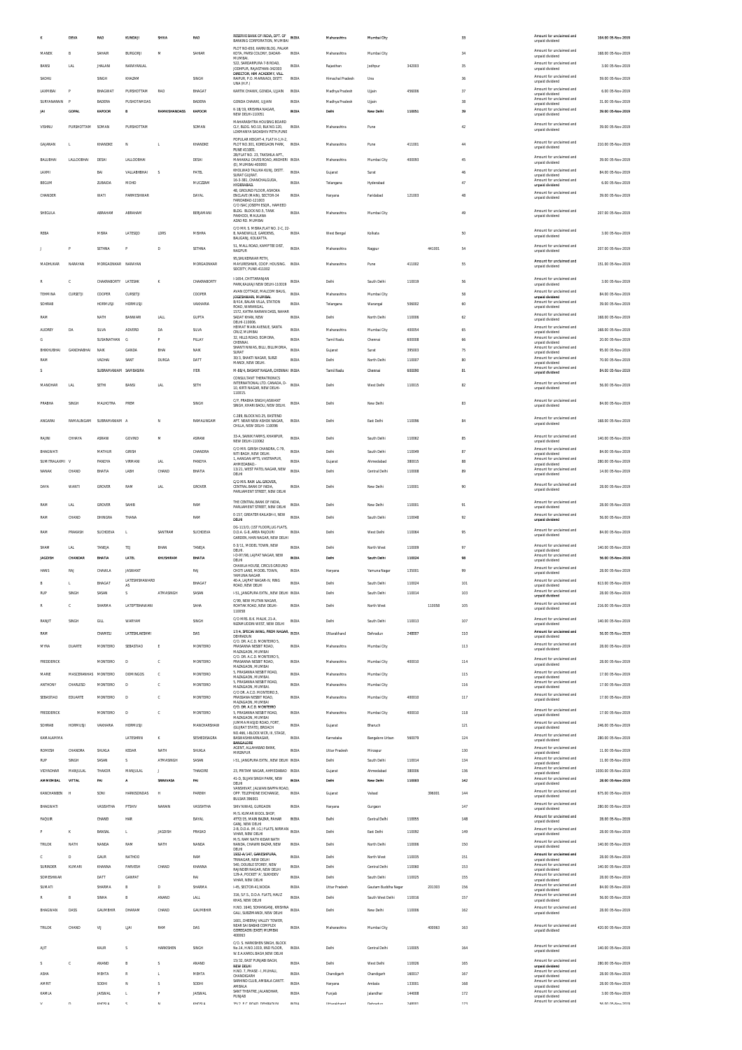| K | DEVA | RAO | KUNDAJI | SHIVA | RAO | RESERVE BANK OF INDIA, DPT. OF BANKING CORPORATION, MUMBAI | INDIA | Maharashtra | Mumbai City | | | 33 | | | Amount for unclaimed and unpaid dividend | 104.00 05-Nov-2019 |
|---|---|---|---|---|---|---|---|---|---|---|---|---|---|---|---|---|
| MANEK | B | SAHIAR | BURGORJI | M | SAHIAR | PLOT NO-650, KARNI BLDG, PALAM KOTA, PARSI COLONY, DADAR-MUMBAI. | INDIA | Maharashtra | Mumbai City | | | 34 | | | Amount for unclaimed and unpaid dividend | 168.00 05-Nov-2019 |
| BANSI | LAL | JHALANI | NARAYANLAL | | | 522, SARDARPURA 7-B ROAD, JODHPUR, RAJASTHAN-342003 | INDIA | Rajasthan | Jodhpur | 342003 | | 35 | | | Amount for unclaimed and unpaid dividend | 3.00 05-Nov-2019 |
| SADHU | | SINGH | KHAZAM | | SINGH | DIRECTOR, HIM ACADEMY, VILL. BARPUR, P.O. MARWADI, DISTT. UNA (H.P.) | INDIA | Himachal Pradesh | Una | | | 36 | | | Amount for unclaimed and unpaid dividend | 59.00 05-Nov-2019 |
| LAXMIBAI | P | BHAGWAT | PURSHOTTAM | RAO | BHAGAT | KARTIK CHAWK, GONDA, UJJAIN | INDIA | Madhya Pradesh | Ujjain | 456006 | | 37 | | | Amount for unclaimed and unpaid dividend | 6.00 05-Nov-2019 |
| SURYANARAIN | P | BADERA | PUSHOTAMDAS | | BADERA | GONDA CHAWKI, UJJAIN | INDIA | Madhya Pradesh | Ujjain | | | 38 | | | Amount for unclaimed and unpaid dividend | 31.00 05-Nov-2019 |
| JAI | GOPAL | KAPOOR | B | RAMKISHANDASS | KAPOOR | K-18/19, KRISHNA NAGAR, NEW DELHI-110051 | INDIA | Delhi | New Delhi | 110051 | | 39 | | | Amount for unclaimed and unpaid dividend | 39.00 05-Nov-2019 |
| VISHNU | PURSHOTTAM | SOMAN | PURSHOTTAM | | SOMAN | MAHARASHTRA HOUSING BOARD CLY, BLDG. NO.10, BLK NO.120, LOKMANYA SADASHIV PETH,PUNE | INDIA | Maharashtra | Pune | | | 42 | | | Amount for unclaimed and unpaid dividend | 39.00 05-Nov-2019 |
| GAJANAN | L | KHANDKE | N | L | KHANDKE | POPULAR HEIGHT-4, FLAT H-1,H-2, PLOT NO.301, KOREGAON PARK, PUNE 411001. | INDIA | Maharashtra | Pune | 411001 | | 44 | | | Amount for unclaimed and unpaid dividend | 210.00 05-Nov-2019 |
| BALUBHAI | LALLOOBHAI | DESAI | LALLOOBHAI | | DESAI | 28/FLAT NO. 23, TAKSHILA APT., MAHAKALI CAVES ROAD, ANDHERI (E), MUMBAI-400093 | INDIA | Maharashtra | Mumbai City | 400093 | | 45 | | | Amount for unclaimed and unpaid dividend | 39.00 05-Nov-2019 |
| LAXMI | | BAI | VALLABHBHAI | S | PATEL | KHOLWAD TALUKA KUNJ, DISTT. SURAT GUJRAT. | INDIA | Gujarat | Surat | | | 46 | | | Amount for unclaimed and unpaid dividend | 84.00 05-Nov-2019 |
| BEGUM | | ZUBAIDA | MOHD | | MUCZZAM | 16-3-381, CHANCHALGUDA, HYDERABAD. | INDIA | Telangana | Hyderabad | | | 47 | | | Amount for unclaimed and unpaid dividend | 6.00 05-Nov-2019 |
| CHANDER | | WATI | PARMESHWAR | | DAYAL | 48, GROUND FLOOR, ASHOKA ENCLAVE (MAIN), SECTOR-34 FARIDABAD-121003 | INDIA | Haryana | Faridabad | 121003 | | 48 | | | Amount for unclaimed and unpaid dividend | 39.00 05-Nov-2019 |
| SHEGULA | | ABRAHAM | ABRAHAM | | BERJAMANI | C/O ISAC JOSEPH ESQR., HAMEED BLDG. BLOCK NO.5, TANK PAKHODI, MAULANA AZAD RD. MUMBAI | INDIA | Maharashtra | Mumbai City | | | 49 | | | Amount for unclaimed and unpaid dividend | 207.00 05-Nov-2019 |
| REBA | | MISRA | LATESQD | LDRS | MISHRA | C/O MR. S. MISRA,FLAT NO. 2-C, 22-B, NANDWILLE, GARDENS, BALIGANJ, KOLKATTA. | INDIA | West Bengal | Kolkata | | | 50 | | | Amount for unclaimed and unpaid dividend | 3.00 05-Nov-2019 |
| J | P | SETHNA | P | D | SETHNA | 51, MALL ROAD, KAMPTEE DIST, NAGPUR. | INDIA | Maharashtra | Nagpur | | 441001 | 54 | | | Amount for unclaimed and unpaid dividend | 207.00 05-Nov-2019 |
| MADHUKAR | NARAYAN | MORGAONKAR | NARAYAN | | MORGAONKAR | 95,SHUKERWAR PETH, MAYURESHWR, COOP. HOUSING. SOCEITY, PUNE-411002 | INDIA | Maharashtra | Pune | 411002 | | 55 | | | Amount for unclaimed and unpaid dividend | 151.00 05-Nov-2019 |
| R | C | CHAKRABORTY | LATESHK | K | CHAKRABORTY | I-1654, CHITTARANJAN PARK,KALKAJI NEW DELHI-110019 | INDIA | Delhi | South Delhi | 110019 | | 56 | | | Amount for unclaimed and unpaid dividend | 3.00 05-Nov-2019 |
| TEHMINA | CURSETJI | COOPER | CURSETJI | | COOPER | AVAN COTTAGE, MALCOM BAUG, JOGESHWARI, MUMBAI. | INDIA | Maharashtra | Mumbai City | | | 58 | | | Amount for unclaimed and unpaid dividend | 84.00 05-Nov-2019 |
| SOHRAB | | HORMUSJI | HORMUSJI | | VAKHARIA | 8/414, BALAN VILLA, STATION ROAD, WARANGAL. | INDIA | Telangana | Warangal | 506002 | | 60 | | | Amount for unclaimed and unpaid dividend | 39.00 05-Nov-2019 |
| RAM | | NATH | BANWARI | LALL | GUPTA | 1572, KATRA NARAIN DASS, NAHAR SADAT KHAN, NEW DELHI-110006. | INDIA | Delhi | North Delhi | 110006 | | 62 | | | Amount for unclaimed and unpaid dividend | 168.00 05-Nov-2019 |
| AUDREY | DA | SILVA | ADVERD | DA | SILVA | HEIMAT MAIN AVENUE, SANTA CRUZ,MUMBAI | INDIA | Maharashtra | Mumbai City | 400054 | | 65 | | | Amount for unclaimed and unpaid dividend | 168.00 05-Nov-2019 |
| G | | SUSAINATHAN | G | P | PILLAY | 32, HILLS ROAD, EGMORA, CHENNAI. | INDIA | Tamil Nadu | Chennai | 600008 | | 66 | | | Amount for unclaimed and unpaid dividend | 20.00 05-Nov-2019 |
| BHIKHUBHAI | GANDHABHAI | NAIK | GANDA | BHAI | NAIK | SHANTI NIWAS, BILLI, BILLIMORA, SURAT | INDIA | Gujarat | Surat | 395003 | | 75 | | | Amount for unclaimed and unpaid dividend | 95.00 05-Nov-2019 |
| RAM | | VADHAI | SANT | DURGA | DATT | 30/3, SHAKTI NAGAR, SUBZI MANDI, NEW DELHI. | INDIA | Delhi | North Delhi | 110007 | | 80 | | | Amount for unclaimed and unpaid dividend | 70.00 05-Nov-2019 |
| S | | SUBRAMANIAM | SAMBASIRA | | IYER | M-88/4, BASANT NAGAR, CHENNAI | INDIA | Tamil Nadu | Chennai | 600090 | | 81 | | | Amount for unclaimed and unpaid dividend | 84.00 05-Nov-2019 |
| MANOHAR | LAL | SETHI | BANSI | LAL | SETH | CONSULTANT THERATRONICS INTERNATIONAL LTD. CANADA, D-10, KIRTI NAGAR, NEW DELHI-110015. | INDIA | Delhi | West Delhi | 110015 | | 82 | | | Amount for unclaimed and unpaid dividend | 56.00 05-Nov-2019 |
| PRABHA | SINGH | MALHOTRA | PREM | | SINGH | C/P. PRABHA SINGH JASWANT SINGH, KHARI BAOLI, NEW DELHI. | INDIA | Delhi | New Delhi | | | 83 | | | Amount for unclaimed and unpaid dividend | 84.00 05-Nov-2019 |
| ANGARAI | RAMALINGAM | SUBRAMANIAM | A | N | RAMALINGAM | C-289, BLOCK NO.25, EASTEND APT. NEAR NEW ASHOK NAGAR, CHILLA, NEW DELHI- 110096. | INDIA | Delhi | East Delhi | 110096 | | 84 | | | Amount for unclaimed and unpaid dividend | 168.00 05-Nov-2019 |
| RAJNI | CHHAYA | ASRANI | GOVIND | M | ASRANI | 33-A, SAINIK FARMS, KHANPUR, NEW DELHI-110062 | INDIA | Delhi | South Delhi | 110062 | | 85 | | | Amount for unclaimed and unpaid dividend | 140.00 05-Nov-2019 |
| BHAGWATI | | MATHUR | GIRISH | | CHANDRA | C/O MR. GIRISH CHANDRA, C-79, NITI BAGH, NEW DELHI. | INDIA | Delhi | South Delhi | 110049 | | 87 | | | Amount for unclaimed and unpaid dividend | 84.00 05-Nov-2019 |
| SUMITRALAXMI | V | PANDYA | VIRMANI | LAL | PANDYA | 1, AANGAN APTS, VASTRAPUR, AHMEDABAD.- | INDIA | Gujarat | Ahmedabad | 380015 | | 88 | | | Amount for unclaimed and unpaid dividend | 280.00 05-Nov-2019 |
| NANAK | CHAND | BHATIA | LABH | CHAND | BHATIA | 13/21, WEST PATEL NAGAR, NEW DELHI | INDIA | Delhi | Central Delhi | 110008 | | 89 | | | Amount for unclaimed and unpaid dividend | 14.00 05-Nov-2019 |
| DAYA | WANTI | GROVER | RAM | LAL | GROVER | C/O MR. RAM LAL GROVER, CENTRAL BANK OF INDIA, PARLIAMENT STREET, NEW DELHI | INDIA | Delhi | New Delhi | 110001 | | 90 | | | Amount for unclaimed and unpaid dividend | 28.00 05-Nov-2019 |
| RAM | LAL | GROVER | SAHIB | | RAM | THE CENTRAL BANK OF INDIA, PARLIAMENT STREET, NEW DELHI | INDIA | Delhi | New Delhi | 110001 | | 91 | | | Amount for unclaimed and unpaid dividend | 28.00 05-Nov-2019 |
| RAM | CHAND | DHINGRA | THANA | | RAM | E-157, GREATER KAILASH-I, NEW DELHI | INDIA | Delhi | South Delhi | 110048 | | 92 | | | Amount for unclaimed and unpaid dividend | 56.00 05-Nov-2019 |
| RAM | PRAKASH | SUCHDEVA | L | SANTRAM | SUCHDEVA | DG-113/D, (1ST FLOOR),LIG FLATS, D.D.A. G-8, AREA RAJOURI GARDEN, HARI NAGAR, NEW DELHI | INDIA | Delhi | West Delhi | 110064 | | 95 | | | Amount for unclaimed and unpaid dividend | 84.00 05-Nov-2019 |
| SHAM | LAL | TANEJA | TEJ | BHAN | TANEJA | E-3/11, MODEL TOWN, NEW DELHI. | INDIA | Delhi | North West | 110009 | | 97 | | | Amount for unclaimed and unpaid dividend | 140.00 05-Nov-2019 |
| JAGDISH | CHANDAR | BHATIA | LATEL | KHUSHIRAM | BHATIA | I-D-97/98, LAJPAT NAGAR, NEW DELHI | INDIA | Delhi | South Delhi | 110024 | | 98 | | | Amount for unclaimed and unpaid dividend | 56.00 05-Nov-2019 |
| HANS | RAJ | CHAWLA | JASWANT | | RAJ | CHAWLA HOUSE, CIRCUS GROUND CHOTI LANE, MODEL TOWN, YAMUNA NAGAR | INDIA | Haryana | Yamuna Nagar | 135001 | | 99 | | | Amount for unclaimed and unpaid dividend | 28.00 05-Nov-2019 |
| B | L | BHAGAT | LATESHISHAWARD AS | | BHAGAT | 40-A, LAJPAT NAGAR-IV, RING ROAD, NEW DELHI | INDIA | Delhi | South Delhi | 110024 | | 101 | | | Amount for unclaimed and unpaid dividend | 613.00 05-Nov-2019 |
| RUP | SINGH | SASAN | S | ATMASINGH | SASAN | I-51, JANGPURA EXTN., NEW DELHI | INDIA | Delhi | South Delhi | 110014 | | 103 | | | Amount for unclaimed and unpaid dividend | 28.00 05-Nov-2019 |
| R | C | SHARMA | LATEPTBHAWANI | | SAHA | C/99, NEW MUTAN NAGAR, ROHTAK ROAD, NEW DELHI-110058 | INDIA | Delhi | North West | | 110058 | 105 | | | Amount for unclaimed and unpaid dividend | 216.00 05-Nov-2019 |
| RANJIT | SINGH | GILL | WARYAM | | SINGH | C/O MRS. B.K. MALIK, 21-A, NIZAMUDDIN WEST, NEW DELHI | INDIA | Delhi | South Delhi | 110013 | | 107 | | | Amount for unclaimed and unpaid dividend | 140.00 05-Nov-2019 |
| RAM | | CHAMELI | LATESHLAKSHMI | | DAS | 17/4, SPECIAL WING, PREM NAGAR, DEHRADUN | INDIA | Uttarakhand | Dehradun | 248007 | | 110 | | | Amount for unclaimed and unpaid dividend | 56.00 05-Nov-2019 |
| MYRA | DUARTE | MONTEIRO | SEBASTIAO | E | MONTEIRO | C/O. DR. A.C.D. MONTEIRO 5, PRASANNA NESBIT ROAD, MAZAGAON, MUMBAI | INDIA | Maharashtra | Mumbai City | | | 113 | | | Amount for unclaimed and unpaid dividend | 28.00 05-Nov-2019 |
| FREDDERICK | | MONTEIRO | D | C | MONTEIRO | C/O. DR. A.C.D. MONTEIRO 5, PRASANNA NESBIT ROAD, MAZAGAON, MUMBAI | INDIA | Maharashtra | Mumbai City | 400010 | | 114 | | | Amount for unclaimed and unpaid dividend | 28.00 05-Nov-2019 |
| MARIE | MASCERANHAS | MONTEIRO | DOMINGOS | C | MONTEIRO | 5, PRASANNA NESBIT ROAD, MAZAGAON, MUMBAI. | INDIA | Maharashtra | Mumbai City | | | 115 | | | Amount for unclaimed and unpaid dividend | 17.00 05-Nov-2019 |
| ANTHONY | CHARLESD | MONTEIRO | D | C | MONTEIRO | 5, PRASANNA NESBIT ROAD, MAZAGAON, MUMBAI. | INDIA | Maharashtra | Mumbai City | | | 116 | | | Amount for unclaimed and unpaid dividend | 17.00 05-Nov-2019 |
| SEBASTIAO | EDUARTE | MONTEIRO | D | C | MONTEIRO | C/O DR. A.C.D. MONTEIRO,5, PRASSANA NESBIT ROAD, MAZAGAON, MUMBAI | INDIA | Maharashtra | Mumbai City | 400010 | | 117 | | | Amount for unclaimed and unpaid dividend | 17.00 05-Nov-2019 |
| FREDDERICK | | MONTEIRO | D | C | MONTEIRO | C/O. DR. A.C.D. MONTEIRO 5, PRASANNA NESBIT ROAD, MAZAGAON, MUMBAI | INDIA | Maharashtra | Mumbai City | 400010 | | 118 | | | Amount for unclaimed and unpaid dividend | 17.00 05-Nov-2019 |
| SOHRAB | HORMUSJI | VAKHARIA | HORMUSJI | | MANCHARSHAW | JUMMA MASJID ROAD, FORT, (GUJRAT STATE), BROACH | INDIA | Gujarat | Bharuch | | | 121 | | | Amount for unclaimed and unpaid dividend | 246.00 05-Nov-2019 |
| KAMALAMMA | | | LATESHRIN | K | SESHEDISAGRA | NO.466, I-BLOCK WCR, III, STAGE, BASWASHWARNAGAR, BANGALORE | INDIA | Karnataka | Bangalore Urban | 560079 | | 124 | | | Amount for unclaimed and unpaid dividend | 280.00 05-Nov-2019 |
| ROMESH | CHANDRA | SHUKLA | KEDAR | NATH | SHUKLA | AGENT, ALLAHABAD BANK, MIRZAPUR | INDIA | Uttar Pradesh | Mirzapur | | | 130 | | | Amount for unclaimed and unpaid dividend | 11.00 05-Nov-2019 |
| RUP | SINGH | SASAN | S | ATMASINGH | SASAN | I-51, JANGPURA EXTN., NEW DELHI | INDIA | Delhi | South Delhi | 110014 | | 134 | | | Amount for unclaimed and unpaid dividend | 11.00 05-Nov-2019 |
| VIDYADHAR | MANJULAL | THAKOR | MANJULAL | J | THAKORE | 23, PRITAM NAGAR, AHMEDABAD | INDIA | Gujarat | Ahmedabad | 380006 | | 136 | | | Amount for unclaimed and unpaid dividend | 1030.00 05-Nov-2019 |
| AMMEMBAL | VITTAL | PAI | A | SRINIVASA | PAI | 41-D, SUJAN SINGH PARK, NEW DELHI | INDIA | Delhi | New Delhi | 110003 | | 142 | | | Amount for unclaimed and unpaid dividend | 28.00 05-Nov-2019 |
| KANCHANBEN | H | SONI | HARKISONDAS | H | PAREKH | VANSHIVAT, JALWAN BAPPA ROAD, OPP. TELEPHONE EXCHANGE, BULSAR 396001 | INDIA | Gujarat | Valsad | | 396001 | 144 | | | Amount for unclaimed and unpaid dividend | 675.00 05-Nov-2019 |
| BHAGWATI | | VASISHTHA | PTSHIV | NARAIN | VASISHTHA | SHIV NIWAS, GURGAON | INDIA | Haryana | Gurgaon | | | 147 | | | Amount for unclaimed and unpaid dividend | 280.00 05-Nov-2019 |
| FAQUIR | | CHAND | HAR | | DAYAL | M/S. KUMAR WOOL SHOP, 4772/15, MAIN BAZAR, PAHAR GANJ, NEW DELHI | INDIA | Delhi | Central Delhi | 110055 | | 148 | | | Amount for unclaimed and unpaid dividend | 28.00 05-Nov-2019 |
| P | K | BANSAL | L | JAGDISH | PRASAD | 2-B, D.D.A. (M.I.G.) FLATS, NIRMAN VIHAR, NEW DELHI | INDIA | Delhi | East Delhi | 110092 | | 149 | | | Amount for unclaimed and unpaid dividend | 28.00 05-Nov-2019 |
| TRILOK | NATH | NANDA | RAM | NATH | NANDA | M/S. RAM NATH KIDAR NATH NANDA, CHAWRI BAZAR, NEW DELHI | INDIA | Delhi | North Delhi | 110006 | | 150 | | | Amount for unclaimed and unpaid dividend | 140.00 05-Nov-2019 |
| C | D | GAUR | NATHOO | | RAM | 1932-A/147, GANESHPURA, TRINAGAR, NEW DELHI | INDIA | Delhi | North West | 110035 | | 151 | | | Amount for unclaimed and unpaid dividend | 28.00 05-Nov-2019 |
| SURINDER | KUMARI | KHANNA | PARVESH | CHAND | KHANNA | 540, DOUBLE STOREY, NEW RAJINDER NAGAR, NEW DELHI | INDIA | Delhi | Central Delhi | 110060 | | 153 | | | Amount for unclaimed and unpaid dividend | 140.00 05-Nov-2019 |
| SOMESHWAR | | DATT | GANPAT | | RAI | 129-A, POCKET 'A', SUKHDEV VIHAR, NEW DELHI | INDIA | Delhi | South Delhi | 110025 | | 155 | | | Amount for unclaimed and unpaid dividend | 28.00 05-Nov-2019 |
| SUMATI | | SHARMA | B | D | SHARMA | I-45, SECTOR-41,NOIDA | INDIA | Uttar Pradesh | Gautam Buddha Nagar | | 201303 | 156 | | | Amount for unclaimed and unpaid dividend | 84.00 05-Nov-2019 |
| R | B | SINHA | B | ANAND | LALL | 316, S.F.S., D.D.A. FLATS, HAUZ KHAS, NEW DELHI | INDIA | Delhi | South West Delhi | 110016 | | 157 | | | Amount for unclaimed and unpaid dividend | 56.00 05-Nov-2019 |
| BHAGWAN | DASS | GAUMBHIR | DHARAM | CHAND | GAUMBHIR | H.NO. 1640, SOHANGANJ, KRISHNA GALI, SUBZIMANDI, NEW DELHI | INDIA | Delhi | New Delhi | 110006 | | 162 | | | Amount for unclaimed and unpaid dividend | 28.00 05-Nov-2019 |
| TRILOK | CHAND | VIJ | UJAI | RAM | DAS | 1601, DHEERAJ VALLEY TOWER, NEAR SAI BABAB COMPLEX GOREGAON (EAST) MUMBAI 400063 | INDIA | Maharashtra | Mumbai City | | 400063 | 163 | | | Amount for unclaimed and unpaid dividend | 420.00 05-Nov-2019 |
| AJIT | | KAUR | S | HARKISHEN | SINGH | C/O. S. HARKISHEN SINGH, BLOCK No.14, H.NO.1019, IIND FLOOR, W.E.A.KAROL BAGH,NEW DELHI | INDIA | Delhi | Central Delhi | 110005 | | 164 | | | Amount for unclaimed and unpaid dividend | 140.00 05-Nov-2019 |
| S | C | ANAND | B | S | ANAND | 15/32, EAST PUNJABI BAGH, NEW DELHI | INDIA | Delhi | West Delhi | 110026 | | 165 | | | Amount for unclaimed and unpaid dividend | 280.00 05-Nov-2019 |
| ASHA | | MEHTA | R | L | MEHTA | H.NO. 7, PHASE - I, MUHALI, CHANDIGARH | INDIA | Chandigarh | Chandigarh | 160017 | | 167 | | | Amount for unclaimed and unpaid dividend | 28.00 05-Nov-2019 |
| AMRIT | | SODHI | N | S | SODHI | SARHIND CLUB, AMBALA CANTT. AMBALA | INDIA | Haryana | Ambala | 133001 | | 168 | | | Amount for unclaimed and unpaid dividend | 28.00 05-Nov-2019 |
| KAMLA | | JAISWAL | L | P | JAISWAL | SANT THEATRE, JALANDHAR, PUNJAB | INDIA | Punjab | Jalandhar | 144008 | | 172 | | | Amount for unclaimed and unpaid dividend | 3.00 05-Nov-2019 |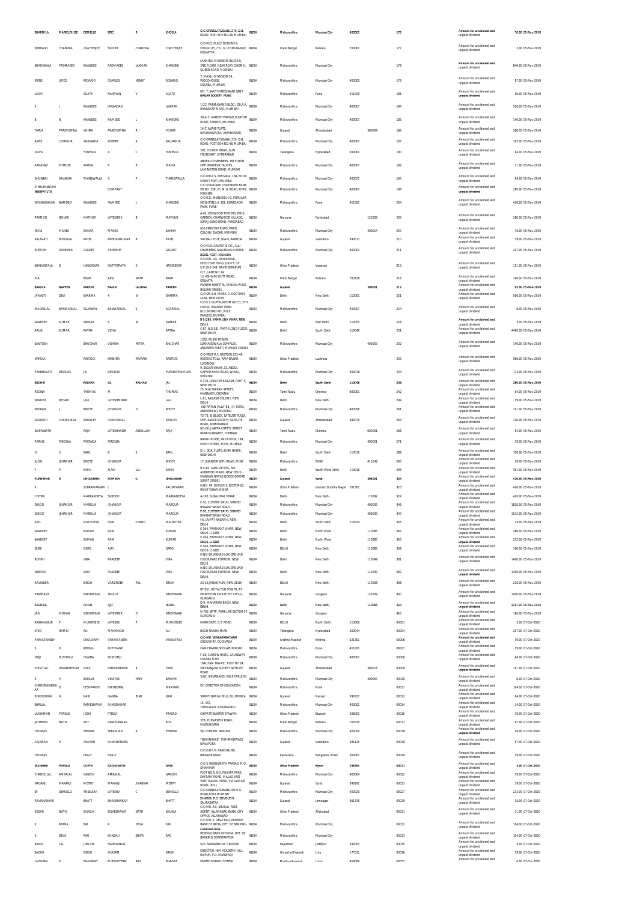| SHARMILA | MARIELOUISE | DEMELLO | ERIC | R | KHOSLA | C/O GRINDLAYS BANK, 270, D.N. ROAD, POST BOX NO.48, MUMBAI | INDIA | Maharashtra | Mumbai City | 400001 | | 175 | | Amount for unclaimed and unpaid dividend | 70.00 05-Nov-2019 |
|---|---|---|---|---|---|---|---|---|---|---|---|---|---|---|---|
| SUBHASH | CHANDRA | CHATTERJEE | SUDHIR | CHANDRA | CHATTERJEE | C/O M/S. PLACE SIDDONS & COUGH (P) LTD., 6, LYONS RANGE, KOLKATTA | INDIA | West Bengal | Kolkata | 700001 | | 177 | | Amount for unclaimed and unpaid dividend | 3.00 05-Nov-2019 |
| SHASHIKALA | PADMAKER | KHANDKE | PADMAKER | LAXMAN | KHANDKE | LAXMIBAI MANSION, BLOCK-6, 2ND FLOOR, NEAR ROXY CINEMA, QUEEN ROAD, MUMBAI | INDIA | Maharashtra | Mumbai City | | | 178 | | Amount for unclaimed and unpaid dividend | 840.00 05-Nov-2019 |
| IRENE | JOYCE | ROSARIO | CHARLES | HENRY | ROSARIO | 7, MANJU MANSION,54, WOODHOUSE, COLABA, MUMBAI | INDIA | Maharashtra | Mumbai City | 400005 | | 179 | | Amount for unclaimed and unpaid dividend | 87.00 05-Nov-2019 |
| LAXMI | | AGATE | NARAYAN | V | AGATE | NO. 7, SANT NYNESHWAR,SANT NAGAR SOCIETY, PUNE | INDIA | Maharashtra | Pune | 411009 | | 181 | | Amount for unclaimed and unpaid dividend | 56.00 05-Nov-2019 |
| S | J | KHANDKE | JANARDAN | | LAXMAN | 1/22, PARMANAND BLDG., DR.A.K. RANGEKAR MARG, MUMBAI | INDIA | Maharashtra | Mumbai City | 400007 | | 184 | | Amount for unclaimed and unpaid dividend | 526.00 05-Nov-2019 |
| B | N | KHANDKE | NAMDEO | L | KHANDKE | 38-A/5, GANESH PRASAD,SLEATOR ROAD, TARDEO, MUMBAI | INDIA | Maharashtra | Mumbai City | 400007 | | 185 | | Amount for unclaimed and unpaid dividend | 140.00 05-Nov-2019 |
| TARLA | PRADYUMNA | VOHRA | PRADYUMNA | R | VOHRA | 14-C, AVANI FLATS, NAVRANGPURA, AHMEDABAD | INDIA | Gujarat | Ahmedabad | | 380009 | 186 | | Amount for unclaimed and unpaid dividend | 280.00 05-Nov-2019 |
| ANNE | LEONILDA | SALDANHA | ROBERT | A | SALDANHA | C/O GRINDLAYS BANK, 270, D.N. ROAD, POST BOX NO.48, MUMBAI | INDIA | Maharashtra | Mumbai City | 400001 | | 187 | | Amount for unclaimed and unpaid dividend | 162.00 05-Nov-2019 |
| OLIVA | | FONESCA | A | C | FONESCA | 292, CHURCH ROAD, GUN FOUNDARY, HYDERABAD | INDIA | Telangana | Hyderabad | 500001 | | 190 | | Amount for unclaimed and unpaid dividend | 84.00 05-Nov-2019 |
| ARNAVAZ | PHIROZE | WADIA | P | B | WADIA | ABDEALI CHAMBERS, 1ST FLOOR, OPP. MINERVA TALKIES, LAMINGTON ROAD, MUMBAI | INDIA | Maharashtra | Mumbai City | 400007 | | 192 | | Amount for unclaimed and unpaid dividend | 11.00 05-Nov-2019 |
| DHUNBAI | SAVAKHA | THANEWALLA | S | P | THANEWALLA | C/O MR.P.S. PASTAKIA, 184, MODI STREET FORT, MUMBAI | INDIA | Maharashtra | Mumbai City | 400021 | | 195 | | Amount for unclaimed and unpaid dividend | 84.00 05-Nov-2019 |
| STHELENSNOMI NEESPVTLTD | | | COMPANY | | | C/O STANDARD CHARTERED BANK, PB.NO. 558, 25, M.G. ROAD, FORT, MUMBAI | INDIA | Maharashtra | Mumbai City | 400001 | | 198 | | Amount for unclaimed and unpaid dividend | 280.00 05-Nov-2019 |
| DNYANSHWAR | NAMDEO | KHANDKE | NAMDEO | L | KHANDKE | C/O R.G. KHANDKE,H/2, POPULAR HEIGHTSNO.4, 301, KOREGAON PARK, PUNE | INDIA | Maharashtra | Pune | 411001 | | 204 | | Amount for unclaimed and unpaid dividend | 420.00 05-Nov-2019 |
| PRAMOD | BEHARI | MATHUR | LATESHRIK | B | MATHUR | A-42, KENWOOD TOWERS, EROS GARDEN, CHARMWOOD VILLAGE, SURAJ KUND ROAD, FARIDABAD | INDIA | Haryana | Faridabad | | 121009 | 205 | | Amount for unclaimed and unpaid dividend | 280.00 05-Nov-2019 |
| MANI | MANEK | SAHIAR | MANEK | | SAHIAR | 650,FIRDOSHI ROAD, PARSI COLONY, DADAR, MUMBAI | INDIA | Maharashtra | Mumbai City | | 400014 | 207 | | Amount for unclaimed and unpaid dividend | 76.00 05-Nov-2019 |
| KALAVATI | BHOGILAL | PATEL | KRISHANKUMAR | B | PATEL | VACHALI POLE, WADI, BARODA | INDIA | Gujarat | Vadodara | 390017 | | 210 | | Amount for unclaimed and unpaid dividend | 39.00 05-Nov-2019 |
| RUSTOM | ARDESHIR | GAGRET | ARDESHIR | | GAGRET | C/O M/S. GAGRET & CO., ALLI CHAMBERS, NAGINDAS MASTER ROAD, FORT, MUMBAI | INDIA | Maharashtra | Mumbai City | 400001 | | 211 | | Amount for unclaimed and unpaid dividend | 207.00 05-Nov-2019 |
| SHAKUNTALA | D | HANDIEKAR | DATTATRAYA | K | HANDIEKAR | C/O MR. D.K. HANDIEKAR, EXECUTIVE ENGG. (GOVT. OF U.P.)B-2-249, RAVINDERPURI CLY., LANE NO.14, | INDIA | Uttar Pradesh | Varanasi | | | 215 | | Amount for unclaimed and unpaid dividend | 151.00 05-Nov-2019 |
| ELA | | BHAR | KASI | NATH | BRAR | 13, ASHWINI DUTT ROAD, KOLKATA | INDIA | West Bengal | Kolkata | 700126 | | 216 | | Amount for unclaimed and unpaid dividend | 140.00 05-Nov-2019 |
| BAKULA | NAVEEN | PAREKH | NAVIN | LALBHAI | PAREKH | PAREKH HOSPITAL, MAIDAN WADI, BULSAR-396001. | INDIA | Gujarat | | | 396001 | 217 | | Amount for unclaimed and unpaid dividend | 95.00 05-Nov-2019 |
| JAYANTI | DEVI | SHARMA | K | N | SHARMA | C/O DR. E.B. MISRA, 2, DOCTOR'S LANE, NEW DELHI | INDIA | Delhi | New Delhi | 110001 | | 221 | | Amount for unclaimed and unpaid dividend | 560.00 05-Nov-2019 |
| MADANLAL | BANWARILAL | AGARWAL | BANWARILAL | S | AGARWAL | C/O K.C.GUPTA, ROOM NO.51, 5TH FLOOR, DHARAM PREM BLD, NEHRU RD.,VILLE PARLE(E),MUMBAI | INDIA | Maharashtra | Mumbai City | 400057 | | 224 | | Amount for unclaimed and unpaid dividend | 6.00 05-Nov-2019 |
| SANDEEP | KUMAR | SARKAR | K | M | SARKAR | B-5/298, YAMUNA VIHAR, NEW DELHI | INDIA | Delhi | East Delhi | 110053 | | 228 | | Amount for unclaimed and unpaid dividend | 3.00 05-Nov-2019 |
| ARUN | KUMAR | RATNA | VIDYA | | RATNA | C-87, N.D.S.E., PART-II, 2ND FLOOR, NEW DELHI | INDIA | Delhi | South Delhi | 110049 | | 231 | | Amount for unclaimed and unpaid dividend | 4480.00 05-Nov-2019 |
| SANTOSH | | BHUCHAR | VISHWA | MITRA | BHUCHAR | 1302, RUSHI TOWER, LOKHANDWALA COMPLEX, ANDHERI( WEST) MUMBAI-400053 | INDIA | Maharashtra | Mumbai City | | 400053 | 232 | | Amount for unclaimed and unpaid dividend | 140.00 05-Nov-2019 |
| URMILA | | RASTOGI | KRISHNA | MURARI | RASTOGI | C/O PROF R.S. RASTOGI 223/48, RASTOGI TOLA, RAJA BAZAR, LUCKNOW. | INDIA | Uttar Pradesh | Lucknow | | | 233 | | Amount for unclaimed and unpaid dividend | 560.00 05-Nov-2019 |
| PRABHAVATI | DEVIDAS | JAI | DEVIDAS | | PURSHOTHAMDAS | 9, SAGAR VIHAR, 23, ABDUL GAFFAR KHAN ROAD, WORLI, MUMBAI | INDIA | Maharashtra | Mumbai City | 400018 | | 234 | | Amount for unclaimed and unpaid dividend | 174.00 05-Nov-2019 |
| SUDHIR | | RALHAN | DL | RALHAN | JAI | E-378, GREATER KAILASH, PART-II, NEW DELHI | INDIA | Delhi | South Delhi | 110048 | | 236 | | Amount for unclaimed and unpaid dividend | 280.00 05-Nov-2019 |
| REGINA | | THOMAS | M | | THOMAS | 25, MALYAAPAN STREET, MANNADY, CHENNAI | INDIA | Tamil Nadu | Chennai | 600001 | | 242 | | Amount for unclaimed and unpaid dividend | 84.00 05-Nov-2019 |
| SUNDER | BEHARI | LALL | LATESHBEHARI | | LALL | L-11, KAILASH COLONY, NEW DELHI. | INDIA | Delhi | New Delhi | | | 249 | | Amount for unclaimed and unpaid dividend | 39.00 05-Nov-2019 |
| SOHRAB | J | BHOTE | JEHANGIR | D | BHOTE | 'ADI RATAN VILLA' 88, J.P. ROAD, ANDHERI(W), MUMBAI | INDIA | Maharashtra | Mumbai City | 400058 | | 261 | | Amount for unclaimed and unpaid dividend | 101.00 05-Nov-2019 |
| LILAWATI | CHAMANLAL | RAWLLEY | CHAMANLAL | | RAWLEY | 72/73, B-BLOCK, SATELITE PLAZA, OPP. AAKAR SOCIETY, SATELITE ROAD, AHMEDABAD | INDIA | Gujarat | Ahmedabad | 380015 | | 263 | | Amount for unclaimed and unpaid dividend | 140.00 05-Nov-2019 |
| SARIFABATH | | RAJA | LATESHHASIM | ABDULLAH | RAJA | NO-60, JYAPPA CHETTY STREET NEAR MANNADY, CHENNAI | INDIA | Tamil Nadu | Chennai | | 600001 | 266 | | Amount for unclaimed and unpaid dividend | 84.00 05-Nov-2019 |
| PARVIZ | PIROSHA | PASTAKIA | PIROSHA | | PASTAKIA | BANIA HOUSE, 2ND FLOOR, 184, MODY STREET, FORT, MUMBAI | INDIA | Maharashtra | Mumbai City | 400001 | | 271 | | Amount for unclaimed and unpaid dividend | 39.00 05-Nov-2019 |
| H | S | BAHL | B | S | BAHL | D-1, DDA, FLATS, BHIM NAGRI, NEW DELHI | INDIA | Delhi | South Delhi | 110016 | | 288 | | Amount for unclaimed and unpaid dividend | 700.00 05-Nov-2019 |
| ALOO | JEHANGIR | BHOTE | JEHANGIR | | BHOTE | 17, SHANKER SETH ROAD, PUNE | INDIA | Maharashtra | PUNE | | 411042 | 293 | | Amount for unclaimed and unpaid dividend | 39.00 05-Nov-2019 |
| Y | P | KAPAI | MANI | LAL | KAPAI | B-4/62, AZAD APTMS., SRI AUROBINDO MARG, NEW DELHI | INDIA | Delhi | South West Delhi | 110016 | | 295 | | Amount for unclaimed and unpaid dividend | 361.00 05-Nov-2019 |
| PURNIMAR | R | DHOLABHAI | ROMESH | G | DHOLABAHI | MANGAN NIWAS GOODOD ROAD SURAT 395001 | INDIA | Gujarat | Surat | | 395001 | 304 | | Amount for unclaimed and unpaid dividend | 420.00 05-Nov-2019 |
| K | | SUBRAMANIAM | L | | KAUSWARAN | H.NO. 94, DUPLEX-II, SECTOR-62, RAJAT VIHAR, NOIDA | INDIA | Uttar Pradesh | Gautam Buddha Nagar | 201301 | | 323 | | Amount for unclaimed and unpaid dividend | 420.00 05-Nov-2019 |
| CHITRA | | MARKANDEYA | SUBODH | | MARKANDEYA | A-193, SURAJ MAL VIHAR | INDIA | Delhi | New Delhi | | 110092 | 324 | | Amount for unclaimed and unpaid dividend | 420.00 05-Nov-2019 |
| DINOO | JEHANGIR | MAROLIA | JEHANGIR | | MAROLIA | E-10, CUSTOM BAUG, SHAHID BHAGAT SINGH ROAD | INDIA | Maharashtra | Mumbai City | | 400039 | 346 | | Amount for unclaimed and unpaid dividend | 1820.00 05-Nov-2019 |
| DINOO | JEHANGIR | MAROLIA | JEHANGIR | | MAROLIA | E-10, CUSTOM BAUG, SHAHID BHAGAT SINGH ROAD | INDIA | Maharashtra | Mumbai City | | 400039 | 347 | | Amount for unclaimed and unpaid dividend | 1532.00 05-Nov-2019 |
| ANIL | | MALHOTRA | HARI | CHAND | MALHOTRA | I-6, LAJPAT NAGAR-II, NEW DELHI | INDIA | Delhi | South Delhi | 110024 | | 355 | | Amount for unclaimed and unpaid dividend | 14.00 05-Nov-2019 |
| SANDEEP | | KUMAR | RAM | | KUMAR | E-164, PRASHANT VIHAR, NEW DELHI-110085 | INDIA | Delhi | North West | | 110085 | 362 | | Amount for unclaimed and unpaid dividend | 280.00 05-Nov-2019 |
| SANDEEP | | KUMAR | RAM | | KUMAR | E-164, PRASHANT VIHAR, NEW DELHI-110085 | INDIA | Delhi | North West | | 110085 | 363 | | Amount for unclaimed and unpaid dividend | 232.00 05-Nov-2019 |
| NISHI | | GARG | AJAY | | GARG | E-164, PRASHANT VIHAR, NEW DELHI-110085 | INDIA | DELHI | New Delhi | | 110085 | 369 | | Amount for unclaimed and unpaid dividend | 190.00 05-Nov-2019 |
| ROHINI | | VIRA | PRADEEP | | VIRA | H.NO-19, ANNAD LOK,GROUND FLOOR,RARE PORTION, NEW DELHI. | INDIA | Delhi | New Delhi | | 110049 | 381 | | Amount for unclaimed and unpaid dividend | 1400.00 05-Nov-2019 |
| DEEPIKA | | VIRA | PRADEEP | | VIRA | H.NO-19, ANNAD LOK,GROUND FLOOR,RARE PORTION, NEW DELHI. | INDIA | Delhi | New Delhi | | 110049 | 382 | | Amount for unclaimed and unpaid dividend | 1400.00 05-Nov-2019 |
| RAVINDER | | SINGH | VARSINDER | PAL | SINGH | A3-26,JANAK PURI, NEW DELHI | INDIA | DELHI | New Delhi | | 110058 | 398 | | Amount for unclaimed and unpaid dividend | 210.00 05-Nov-2019 |
| PRASHANT | | SINDHWANI | SHLALIT | | SINDHWANI | RT-851, ROYALTON TOWER, AT PRINCETON ESTATE DLF CITY-V, GURGAON. | INDIA | Haryana | Gurgaon | | 122009 | 400 | | Amount for unclaimed and unpaid dividend | 1400.00 05-Nov-2019 |
| RADHIKA | | HOON | AJIT | | HOON | D-9, MAHARANI BAGH, NEW DELHI. | INDIA | Delhi | New Delhi | | 110065 | 434 | | Amount for unclaimed and unpaid dividend | 4267.00 05-Nov-2019 |
| JAG | MOHAN | SINDHWANI | LATESHRIB | D | SINDHWANI | H-702,BPTP, PARK LIFE SECTOR-57, GURGAON. | INDIA | Haryana | Gurgaon | | | 463 | | Amount for unclaimed and unpaid dividend | 196.00 05-Nov-2019 |
| RABAHADUR | P | MUKHERJEE | LATESHS | P | MUKHERJEE | MORI GATE, G.T. ROAD | INDIA | DELHI | North Delhi | 110006 | | 00001 | | Amount for unclaimed and unpaid dividend | 3.00 07-Oct-2020 |
| SYED | HAMID | ALI | MAHMOOD | | ALI | BAGH NANHA MIAN | INDIA | Telangana | Hyderabad | 500044 | | 00004 | | Amount for unclaimed and unpaid dividend | 207.00 07-Oct-2020 |
| PARVATANENY | | CHOUDARY | PARVATANENI | | VENKATARA | C/O MR. VENKATARATNAM CHOUDHRY, GUDIVADA | INDIA | Andhra Pradesh | Krishna | 521301 | | 00006 | | Amount for unclaimed and unpaid dividend | 39.00 07-Oct-2020 |
| S | R | KERING | RUPCHAND | | | CAMP BAZAR,SHOLAPUR ROAD | INDIA | Maharashtra | Pune | 411001 | | 00007 | | Amount for unclaimed and unpaid dividend | 39.00 07-Oct-2020 |
| HIRJI | RUSTOMJI | CHAINA | RUSTOMJI | | | F-18, CUSROW BAUG, CAUSEWAY COLABA FORT | INDIA | Maharashtra | Mumbai City | 400001 | | 00008 | | Amount for unclaimed and unpaid dividend | 84.00 07-Oct-2020 |
| POPATLAL | DHANESHWAR | VYAS | DHANESHWAR | B | VYAS | "GAUTAM NIWAS", PLOT NO 24, SHIVRANJANI SOCIETY SATELITE ROAD | INDIA | Gujarat | Ahmedabad | | 380015 | 00009 | | Amount for unclaimed and unpaid dividend | 151.00 07-Oct-2020 |
| R | V | BARAVE | VINAYAK | HARI | BARAVE | 5/62, SHIVANAND, VILLE PARLE (E) | INDIA | Maharashtra | Mumbai City | | 400057 | 00010 | | Amount for unclaimed and unpaid dividend | 6.00 07-Oct-2020 |
| CHANDRASHEKH AR | D | DESHPANDE | DHUNDIRAJ | | BHIMRAO | DY. DIRECTOR OF EDUCATION | INDIA | Maharashtra | Pune | | | 00011 | | Amount for unclaimed and unpaid dividend | 104.00 07-Oct-2020 |
| BHIKHUBHAI | G | NAIK | GANDA | BHAI | NAIK | SHANTI NIWAS, BILLI, BILLIMORIA | INDIA | Gujarat | Navsari | 396321 | | 00012 | | Amount for unclaimed and unpaid dividend | 84.00 07-Oct-2020 |
| SHRILAL | | RAMESHWAR | RAMESHWAR | | | 15, 1ST, TOFALWADI, KOLABADEVI | INDIA | Maharashtra | Mumbai City | 400002 | | 00014 | | Amount for unclaimed and unpaid dividend | 34.00 07-Oct-2020 |
| LAKSHMAN | PRASAD | JOSHI | PTDEVI | | PRASAD | CHIPATTI BARTER ETAWAH | INDIA | Uttar Pradesh | Etawah | 206001 | | 00016 | | Amount for unclaimed and unpaid dividend | 39.00 07-Oct-2020 |
| JATINDER | NATH | ROY | PANCHANNAN | | ROY | 378, PURVASTHI ROAD, MADHUGARH | INDIA | West Bengal | Kolkata | 700030 | | 00017 | | Amount for unclaimed and unpaid dividend | 67.00 07-Oct-2020 |
| THOMAS | | PEREIRA | SEBASTIAN | A | PEREIRA | 58, CHIMBAI, BANDRA | INDIA | Maharashtra | Mumbai City | 400050 | | 00018 | | Amount for unclaimed and unpaid dividend | 20.00 07-Oct-2020 |
| GAJANAN | R | CHAVAN | RAMCHANDRA | | | "SUKHNIWAS", MOHMADWADI, NAVAPURA | INDIA | Gujarat | Vadodara | 391125 | | 00019 | | Amount for unclaimed and unpaid dividend | 87.00 07-Oct-2020 |
| THOMAS | | HEALY | HEALY | | | C/O O.R.F.H. NARONA, 99, BRIGADE ROAD | INDIA | Karnataka | Bangalore Urban | 560001 | | 00020 | | Amount for unclaimed and unpaid dividend | 39.00 07-Oct-2020 |
| MAHABIR | PRASAD | GUPTA | RAGHUNATH | | DASS | C/O S. RAGHUNATH PRASAD, P. O. DHAMPUR | INDIA | Uttar Pradesh | Bijnor | 246761 | | 00021 | | Amount for unclaimed and unpaid dividend | 3.00 07-Oct-2020 |
| CHANDULAL | AMBALAL | GANDHI | AMBALAL | | GANDHI | PLOT NO.5, B-2, PUSHPA PARK, DAFTARY ROAD, MALAD EAST | INDIA | Maharashtra | Mumbai City | 400064 | | 00022 | | Amount for unclaimed and unpaid dividend | 39.00 07-Oct-2020 |
| NAGARJI | MAKANJI | MISTRY | MAKANJI | JINABHAI | MISTRY | VAPI TALUKA PARDI, VIA DAMAN ROAD, (R.S.) | INDIA | Gujarat | Surat | 396191 | | 00023 | | Amount for unclaimed and unpaid dividend | 39.00 07-Oct-2020 |
| SF | DEMELLO | ANSELKAR | LATESH V | C | DEMELLO | C/O GRINDLAYS BANK, 90 M.G. ROAD,FORT MUMBAI | INDIA | Maharashtra | Mumbai City | 400020 | | 00027 | | Amount for unclaimed and unpaid dividend | 232.00 07-Oct-2020 |
| RAVISHANKAR | | BHATT | BHAISHANKAR | | BHATT | DHARRA, P.O. SEMGUTH, SAURASHTRA | INDIA | Gujarat | Jamnagar | 361335 | | 00029 | | Amount for unclaimed and unpaid dividend | 25.00 07-Oct-2020 |
| KEDAR | NATH | SHUKLA | BISHESHWAR | NATH | SHUKLA | C/O MR. R.C. SHUKLA, ASST. AGENT, ALLAHABAD BANK, CITY OFFICE, ALLAHABAD | INDIA | Uttar Pradesh | Allahabad | | | 00031 | | Amount for unclaimed and unpaid dividend | 21.00 07-Oct-2020 |
| K | RATNA | BAI | K | DEVA | RAO | C/O MR. K. DEVA RAO, RESERVE BANK OF INDIA, DPT. OF BANKING CORPORATION | INDIA | Maharashtra | Mumbai City | | | 00032 | | Amount for unclaimed and unpaid dividend | 104.00 07-Oct-2020 |
| K | DEVA | RAO | KUNDAJI | SHIVA | RAO | RESERVE BANK OF INDIA, DPT. OF BANKING CORPORATION | INDIA | Maharashtra | Mumbai City | | | 00033 | | Amount for unclaimed and unpaid dividend | 104.00 07-Oct-2020 |
| BANSI | LAL | JHALANI | NARAYANLAL | | | 522, SARDARPURA 7-B ROAD | INDIA | Rajasthan | Jodhpur | 342003 | | 00035 | | Amount for unclaimed and unpaid dividend | 3.00 07-Oct-2020 |
| SADHU | | SINGH | KHAZAM | | SINGH | DIRECTOR, HIM ACADEMY, VILL. RAIPUR, P.O. MARWADI | INDIA | Himachal Pradesh | Una | 177031 | | 00036 | | Amount for unclaimed and unpaid dividend | 59.00 07-Oct-2020 |
| JAYKUMAR | P | BHAGWAT | PURSHOTTAM | RAO | BHAGAT | KARTIK CHAWK, GOPAL | INDIA | Madhya Pradesh | Ujjain | 456006 | | 00037 | | Amount for unclaimed and unpaid dividend | 6.00 07-Oct-2020 |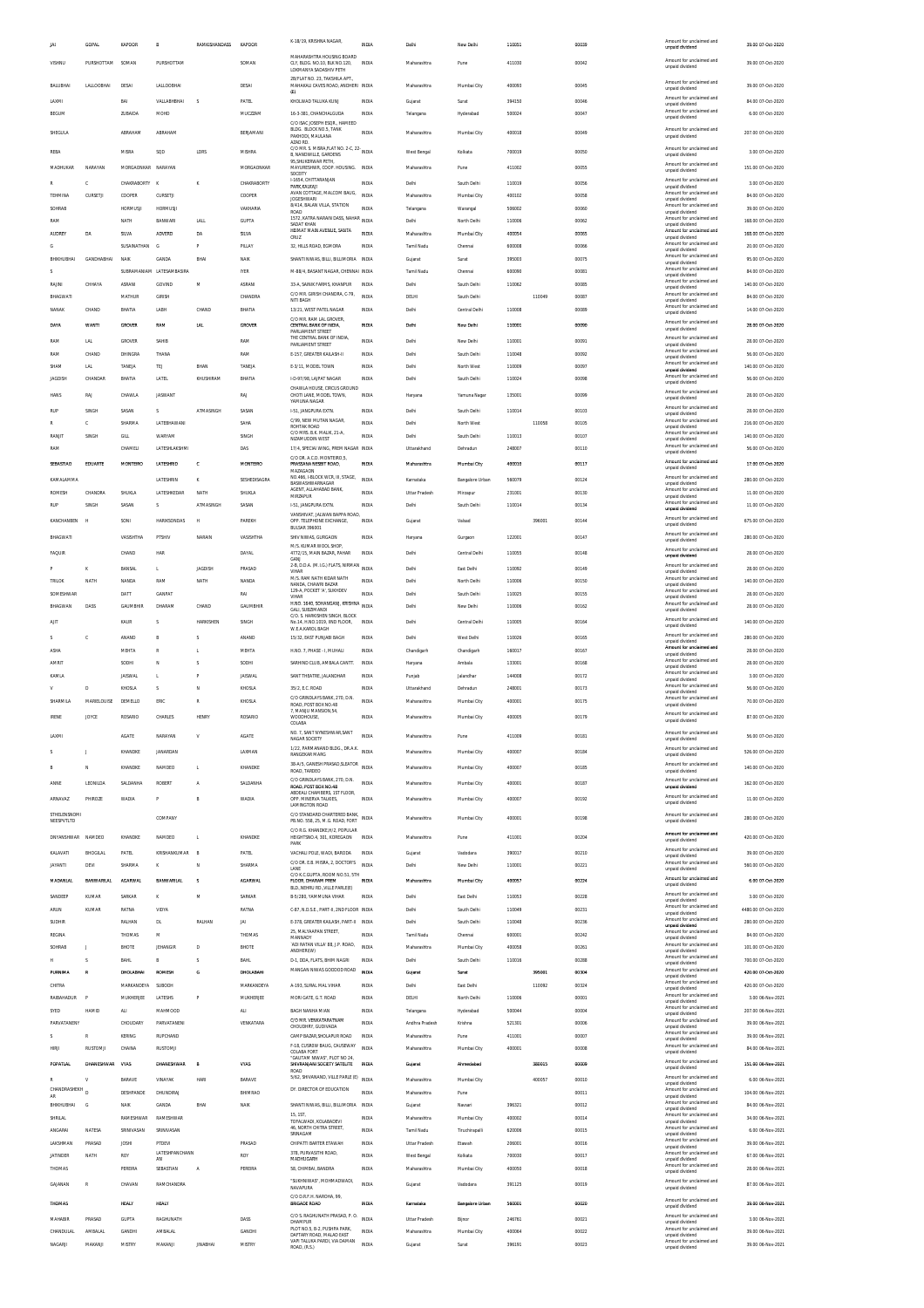| | | | | | | | | | | | | | | | | |
|---|---|---|---|---|---|---|---|---|---|---|---|---|---|---|---|---|
| JAI | GOPAL | KAPOOR | B | RAMKISHANDASS | KAPOOR | K-18/19, KRISHNA NAGAR, | INDIA | Delhi | New Delhi | 110051 | | 00039 | | Amount for unclaimed and unpaid dividend | 39.00 | 07-Oct-2020 |
| VISHNU | PURSHOTTAM | SOMAN | PURSHOTTAM | | SOMAN | MAHARASHTRA HOUSING BOARD CLY, BLDG. NO.10, BLK NO.120, LOKMANYA SADASHIV PETH | INDIA | Maharashtra | Pune | 411030 | | 00042 | | Amount for unclaimed and unpaid dividend | 39.00 | 07-Oct-2020 |
| BALUBHAI | LALLOOBHAI | DESAI | LALLOOBHAI | | DESAI | 2B/FLAT NO. 23, TAKSHILA APT., MAHAKALI CAVES ROAD, ANDHERI (E) | INDIA | Maharashtra | Mumbai City | 400093 | | 00045 | | Amount for unclaimed and unpaid dividend | 39.00 | 07-Oct-2020 |
| LAXMI | | BAI | VALLABHBHAI | S | PATEL | KHOLWAD TALUKA KUNJ | INDIA | Gujarat | Surat | 394150 | | 00046 | | Amount for unclaimed and unpaid dividend | 84.00 | 07-Oct-2020 |
| BEGUM | | ZUBAIDA | MOHD | | MUCZZAM | 16-3-381, CHANCHALGUDA | INDIA | Telangana | Hyderabad | 500024 | | 00047 | | Amount for unclaimed and unpaid dividend | 6.00 | 07-Oct-2020 |
| SHEGULA | | ABRAHAM | ABRAHAM | | BENJAMANI | C/O ISAC JOSEPH ESQR., HAMEED BLDG. BLOCK NO.5, TANK PAKHODI, MAULANA AZAD RD. | INDIA | Maharashtra | Mumbai City | 400018 | | 00049 | | Amount for unclaimed and unpaid dividend | 207.00 | 07-Oct-2020 |
| REBA | | MISRA | SQD | LDRS | MISHRA | C/O MR. S. MISRA FLAT NO. 2-C, 22-B, NANDIVILLE, GARDENS | INDIA | West Bengal | Kolkata | 700019 | | 00050 | | Amount for unclaimed and unpaid dividend | 3.00 | 07-Oct-2020 |
| MADHUKAR | NARAYAN | MORGAONKAR | NARAYAN | | MORGAONKAR | 95,SHUKRWAR PETH, MAYURESHWR, COOP. HOUSING. SOCEITY | INDIA | Maharashtra | Pune | 411002 | | 00055 | | Amount for unclaimed and unpaid dividend | 151.00 | 07-Oct-2020 |
| R | C | CHAKRABORTY | K | K | CHAKRABORTY | I-1684, CHITTARANJAN PARK,KALKAJI | INDIA | Delhi | South Delhi | 110019 | | 00056 | | Amount for unclaimed and unpaid dividend | 3.00 | 07-Oct-2020 |
| TEHMINA | CURSETJI | COOPER | CURSETJI | | COOPER | AVAN COTTAGE, MALCOM BAUG, JOGESHWARI | INDIA | Maharashtra | Mumbai City | 400102 | | 00058 | | Amount for unclaimed and unpaid dividend | 84.00 | 07-Oct-2020 |
| SOHRAB | | HORMUSJI | HORMUSJI | | VAKHARIA | 8/414, BALAN VILLA, STATION ROAD | INDIA | Telangana | Warangal | 506002 | | 00060 | | Amount for unclaimed and unpaid dividend | 39.00 | 07-Oct-2020 |
| RAM | | NATH | BANWARI | LALL | GUPTA | 1572, KATRA NARAIN DASS, NAHAR SADAT KHAN | INDIA | Delhi | North Delhi | 110006 | | 00062 | | Amount for unclaimed and unpaid dividend | 168.00 | 07-Oct-2020 |
| AUDREY | DA | SILVA | ADVERD | DA | SILVA | HEIMAT MABLAVENUE, SANTA CRUZ | INDIA | Maharashtra | Mumbai City | 400054 | | 00065 | | Amount for unclaimed and unpaid dividend | 168.00 | 07-Oct-2020 |
| G | | SUSAINATHAN | G | P | PILLAY | 32, HILLS ROAD, EGMORA | INDIA | Tamil Nadu | Chennai | 600008 | | 00066 | | Amount for unclaimed and unpaid dividend | 20.00 | 07-Oct-2020 |
| BHIKHUBHAI | GANDHABHAI | NAIK | GANDA | BHAI | NAIK | SHANTI NIWAS, BILLI, BILLIMORIA | INDIA | Gujarat | Surat | 395003 | | 00075 | | Amount for unclaimed and unpaid dividend | 95.00 | 07-Oct-2020 |
| S | | SUBRAMANIAM | LATESAMBASIRA | | IYER | M-88/4, BASANT NAGAR, CHENNAI | INDIA | Tamil Nadu | Chennai | 600090 | | 00081 | | Amount for unclaimed and unpaid dividend | 84.00 | 07-Oct-2020 |
| RAJINI | CHHAYA | ASRANI | GOVIND | M | ASRANI | 33-A, SAINIK FARMS, KHANPUR | INDIA | Delhi | South Delhi | 110062 | | 00085 | | Amount for unclaimed and unpaid dividend | 140.00 | 07-Oct-2020 |
| BHAGWATI | | MATHUR | GIRISH | | CHANDRA | C/O MR. GIRISH CHANDRA, C-79, NITI BAGH | INDIA | DELHI | South Delhi | | 110049 | 00087 | | Amount for unclaimed and unpaid dividend | 84.00 | 07-Oct-2020 |
| NANAK | CHAND | BHATIA | LABH | CHAND | BHATIA | 13/21, WEST PATEL NAGAR | INDIA | Delhi | Central Delhi | 110008 | | 00089 | | Amount for unclaimed and unpaid dividend | 14.00 | 07-Oct-2020 |
| DAYA | WANTI | GROVER | RAM | LAL | GROVER | C/O MR. RAM LAL GROVER, CENTRAL BANK OF INDIA, PARLIAMENT STREET | INDIA | Delhi | New Delhi | 110001 | | 00090 | | Amount for unclaimed and unpaid dividend | 28.00 | 07-Oct-2020 |
| RAM | LAL | GROVER | SAHIB | | RAM | THE CENTRAL BANK OF INDIA, PARLIAMENT STREET | INDIA | Delhi | New Delhi | 110001 | | 00091 | | Amount for unclaimed and unpaid dividend | 28.00 | 07-Oct-2020 |
| RAM | CHAND | DHINGRA | THANA | | RAM | E-157, GREATER KAILASH-I | INDIA | Delhi | South Delhi | 110048 | | 00092 | | Amount for unclaimed and unpaid dividend | 56.00 | 07-Oct-2020 |
| SHAM | LAL | TANEJA | TEJ | BHAN | TANEJA | E-3/11, MODEL TOWN | INDIA | Delhi | North West | 110009 | | 00097 | | Amount for unclaimed and unpaid dividend | 140.00 | 07-Oct-2020 |
| JAGDISH | CHANDAR | BHATIA | LATEL | KHUSHRAM | BHATIA | I-D-97/98, LAJPAT NAGAR | INDIA | Delhi | South Delhi | 110024 | | 00098 | | Amount for unclaimed and unpaid dividend | 56.00 | 07-Oct-2020 |
| HANS | RAJ | CHAWLA | JASWANT | | RAJ | CHAWLA HOUSE, CIRCUS GROUND CHOTI LANE, MODEL TOWN, YAMUNA NAGAR | INDIA | Haryana | Yamuna Nagar | 135001 | | 00099 | | Amount for unclaimed and unpaid dividend | 28.00 | 07-Oct-2020 |
| RUP | SINGH | SASAN | S | ATMASINGH | SASAN | I-51, JANGPURA EXTN. | INDIA | Delhi | South Delhi | 110014 | | 00103 | | Amount for unclaimed and unpaid dividend | 28.00 | 07-Oct-2020 |
| R | C | SHARMA | LATEBHAWANI | | SAHA | C/99, NEW MULTAN NAGAR, ROHTAK ROAD | INDIA | Delhi | North West | | 110058 | 00105 | | Amount for unclaimed and unpaid dividend | 216.00 | 07-Oct-2020 |
| RANJIT | SINGH | GILL | WARYAM | | SINGH | C/O MRS. B.K. MALIK, 21-A, NIZAMUDDIN WEST | INDIA | Delhi | South Delhi | 110013 | | 00107 | | Amount for unclaimed and unpaid dividend | 140.00 | 07-Oct-2020 |
| RAM | | CHAMELI | LATESHLAKSHMI | | DAS | 17/4, SPECIAL WING, PREM NAGAR | INDIA | Uttarakhand | Dehradun | 248007 | | 00110 | | Amount for unclaimed and unpaid dividend | 56.00 | 07-Oct-2020 |
| SEBASTIAO | EDUARTE | MONTEIRO | LATESHRIO | C | MONTEIRO | C/O DR. A.C.D. MONTEIRO,5, PRASSANA RESBET ROAD, MAZAGAON | INDIA | Maharashtra | Mumbai City | 400010 | | 00117 | | Amount for unclaimed and unpaid dividend | 17.00 | 07-Oct-2020 |
| KAMALAMMA | | | LATESHRIN | K | SESHEDISAGRA | NO.466, I-BLOCK WCR, III, STAGE, BASWASHWARNAGAR | INDIA | Karnataka | Bangalore Urban | 560079 | | 00124 | | Amount for unclaimed and unpaid dividend | 280.00 | 07-Oct-2020 |
| ROMESH | CHANDRA | SHUKLA | LATESHKEDAR | NATH | SHUKLA | AGENT, ALLAHABAD BANK, MIRZAPUR | INDIA | Uttar Pradesh | Mirzapur | 231001 | | 00130 | | Amount for unclaimed and unpaid dividend | 11.00 | 07-Oct-2020 |
| RUP | SINGH | SASAN | S | ATMASINGH | SASAN | I-51, JANGPURA EXTN. | INDIA | Delhi | South Delhi | 110014 | | 00134 | | Amount for unclaimed and unpaid dividend | 11.00 | 07-Oct-2020 |
| KANCHANBEN | H | SONI | HARKISONDAS | H | PAREKH | VANSHIVAT, JALWAN BAPPA ROAD, OPP. TELEPHONE EXCHANGE, BULSAR 396001 | INDIA | Gujarat | Valsad | | 396001 | 00144 | | Amount for unclaimed and unpaid dividend | 675.00 | 07-Oct-2020 |
| BHAGWATI | | VASISHTHA | PTSHIV | NARAIN | VASISHTHA | SHIV NIWAS, GURGAON | INDIA | Haryana | Gurgaon | 122001 | | 00147 | | Amount for unclaimed and unpaid dividend | 280.00 | 07-Oct-2020 |
| FAQUIR | | CHAND | HAR | | DAYAL | M/S. KUMAR WOOL SHOP, 4772/15, MAIN BAZAR, PAHAR GANJ | INDIA | Delhi | Central Delhi | 110055 | | 00148 | | Amount for unclaimed and unpaid dividend | 28.00 | 07-Oct-2020 |
| P | K | BANSAL | L | JAGDISH | PRASAD | 2-B, D.D.A. (M.I.G.) FLATS, NIRMAN VIHAR | INDIA | Delhi | East Delhi | 110092 | | 00149 | | Amount for unclaimed and unpaid dividend | 28.00 | 07-Oct-2020 |
| TRILOK | NATH | NANDA | RAM | NATH | NANDA | M/S. RAM NATH KIDAR NATH NANDA, CHAWRI BAZAR | INDIA | Delhi | North Delhi | 110006 | | 00150 | | Amount for unclaimed and unpaid dividend | 140.00 | 07-Oct-2020 |
| SOMESHWAR | | DATT | GANPAT | | RAI | 129-A, POCKET 'A', SUKHDEV VIHAR | INDIA | Delhi | South Delhi | 110025 | | 00155 | | Amount for unclaimed and unpaid dividend | 28.00 | 07-Oct-2020 |
| BHAGWAN | DASS | GAUMBHIR | DHARAM | CHAND | GAUMBHIR | H.NO. 1640, SOHANGANJ, KRISHNA GALI, SUBZIMANDI | INDIA | Delhi | New Delhi | 110006 | | 00162 | | Amount for unclaimed and unpaid dividend | 28.00 | 07-Oct-2020 |
| AJIT | | KAUR | S | HARKISHEN | SINGH | C/O. S. HARKISHEN SINGH, BLOCK No.14, H.NO.1019, IIND FLOOR, W.E.A.KAROL BAGH | INDIA | Delhi | Central Delhi | 110005 | | 00164 | | Amount for unclaimed and unpaid dividend | 140.00 | 07-Oct-2020 |
| S | C | ANAND | B | S | ANAND | 15/32, EAST PUNJABI BAGH | INDIA | Delhi | West Delhi | 110026 | | 00165 | | Amount for unclaimed and unpaid dividend | 280.00 | 07-Oct-2020 |
| ASHA | | MEHTA | R | L | MEHTA | H.NO. 7, PHASE - I, MUHALI | INDIA | Chandigarh | Chandigarh | 160017 | | 00167 | | Amount for unclaimed and unpaid dividend | 28.00 | 07-Oct-2020 |
| AMRIT | | SODHI | N | S | SODHI | SARHIND CLUB, AMBALA CANTT. | INDIA | Haryana | Ambala | 133001 | | 00168 | | Amount for unclaimed and unpaid dividend | 28.00 | 07-Oct-2020 |
| KAMLA | | JAISWAL | L | P | JAISWAL | SANT THEATRE, JALANDHAR | INDIA | Punjab | Jalandhar | 144008 | | 00172 | | Amount for unclaimed and unpaid dividend | 3.00 | 07-Oct-2020 |
| V | D | KHOSLA | S | N | KHOSLA | 35/2, E.C.ROAD | INDIA | Uttarakhand | Dehradun | 248001 | | 00173 | | Amount for unclaimed and unpaid dividend | 56.00 | 07-Oct-2020 |
| SHARMILA | MARIELOUISE | DEMELLO | ERIC | R | KHOSLA | C/O GRINDLAYS BANK, 270, D.N. ROAD, POST BOX NO.48 | INDIA | Maharashtra | Mumbai City | 400001 | | 00175 | | Amount for unclaimed and unpaid dividend | 70.00 | 07-Oct-2020 |
| IRENE | JOYCE | ROSARIO | CHARLES | HENRY | ROSARIO | 7, MANJU MANSION,54, WOODHOUSE, COLABA | INDIA | Maharashtra | Mumbai City | 400005 | | 00179 | | Amount for unclaimed and unpaid dividend | 87.00 | 07-Oct-2020 |
| LAXMI | | AGATE | NARAYAN | V | AGATE | NO. 7, SANT NYNESHWAR,SANT NAGAR SOCIETY | INDIA | Maharashtra | Pune | 411009 | | 00181 | | Amount for unclaimed and unpaid dividend | 56.00 | 07-Oct-2020 |
| S | J | KHANDKE | JANARDAN | | LAXMAN | 1/22, PARMANAND BLDG., DR.A.K. RANGEKAR MARG. | INDIA | Maharashtra | Mumbai City | 400007 | | 00184 | | Amount for unclaimed and unpaid dividend | 526.00 | 07-Oct-2020 |
| B | N | KHANDKE | NAMDEO | L | KHANDKE | 38-A/5, GANESH PRASAD,SLEATOR ROAD, TARDEO | INDIA | Maharashtra | Mumbai City | 400007 | | 00185 | | Amount for unclaimed and unpaid dividend | 140.00 | 07-Oct-2020 |
| ANNE | LEONILDA | SALDANHA | ROBERT | A | SALDANHA | C/O GRINDLAYS BANK, 270, D.N. ROAD, POST BOX NO.48 | INDIA | Maharashtra | Mumbai City | 400001 | | 00187 | | Amount for unclaimed and unpaid dividend | 162.00 | 07-Oct-2020 |
| ARNAVAZ | PHIROZE | WADIA | P | B | WADIA | ARDEALI CHAMBERS, 1ST FLOOR, OPP. MINERVA TALKIES, LAMINGTON ROAD | INDIA | Maharashtra | Mumbai City | 400007 | | 00192 | | Amount for unclaimed and unpaid dividend | 11.00 | 07-Oct-2020 |
| STHELENSNOMI NEESPVTLTD | | | COMPANY | | | C/O STANDARD CHARTERED BANK, PB.NO. 558, 25, M.G. ROAD, FORT | INDIA | Maharashtra | Mumbai City | 400001 | | 00198 | | Amount for unclaimed and unpaid dividend | 280.00 | 07-Oct-2020 |
| DNYANSHWAR | NAMDEO | KHANDKE | NAMDEO | L | KHANDKE | C/O R.G. KHANDKE,H/2, POPULAR HEIGHTSNO-4, 301, KOREGAON PARK | INDIA | Maharashtra | Pune | 411001 | | 00204 | | Amount for unclaimed and unpaid dividend | 420.00 | 07-Oct-2020 |
| KALAVATI | BHOGILAL | PATEL | KRISHANKUMAR | B | PATEL | VACHALI POLE, WADI, BARODA | INDIA | Gujarat | Vadodara | 390017 | | 00210 | | Amount for unclaimed and unpaid dividend | 39.00 | 07-Oct-2020 |
| JAYANTI | DEVI | SHARMA | K | N | SHARMA | C/O DR. E.B. MISRA, 2, DOCTOR'S LANE | INDIA | Delhi | New Delhi | 110001 | | 00221 | | Amount for unclaimed and unpaid dividend | 560.00 | 07-Oct-2020 |
| MADANLAL | BANWARILAL | AGARWAL | BANWARILAL | S | AGARWAL | C/O K.C.GUPTA, ROOM NO.51, 5TH FLOOR, DHARAM PREM BLD.,NEHRU RD.,VILLE PARLE(E) | INDIA | Maharashtra | Mumbai City | 400057 | | 00224 | | Amount for unclaimed and unpaid dividend | 6.00 | 07-Oct-2020 |
| SANDEEP | KUMAR | SARKAR | K | M | SARKAR | B-5/280, YAMMUNA VIHAR | INDIA | Delhi | East Delhi | 110053 | | 00228 | | Amount for unclaimed and unpaid dividend | 3.00 | 07-Oct-2020 |
| ARUN | KUMAR | RATNA | VIDYA | | RATNA | C-87, N.D.S.E., PART-II, 2ND FLOOR | INDIA | Delhi | South Delhi | 110049 | | 00231 | | Amount for unclaimed and unpaid dividend | 4480.00 | 07-Oct-2020 |
| SUDHIR | | RALHAN | DL | RALHAN | JAI | E-378, GREATER KAILASH, PART-II | INDIA | Delhi | South Delhi | 110048 | | 00236 | | Amount for unclaimed and unpaid dividend | 280.00 | 07-Oct-2020 |
| REGINA | | THOMAS | M | | THOMAS | 25, MALYAAPAN STREET, MANNADY | INDIA | Tamil Nadu | Chennai | 600001 | | 00242 | | Amount for unclaimed and unpaid dividend | 84.00 | 07-Oct-2020 |
| SOHRAB | J | BHOTE | JEHANGIR | D | BHOTE | 'ADI RATAN VILLA' 88, J.P. ROAD, ANDHERI(W) | INDIA | Maharashtra | Mumbai City | 400058 | | 00261 | | Amount for unclaimed and unpaid dividend | 101.00 | 07-Oct-2020 |
| H | S | BAHL | B | S | BAHL | D-1, DDA, FLATS, SHIM NAGRI | INDIA | Delhi | South Delhi | 110016 | | 00288 | | Amount for unclaimed and unpaid dividend | 700.00 | 07-Oct-2020 |
| PURNIMA | R | DHOLABHAI | ROMESH | G | DHOLABHAI | MANGAN NIWAS GODDOD ROAD | INDIA | Gujarat | Surat | | 395001 | 00304 | | Amount for unclaimed and unpaid dividend | 420.00 | 07-Oct-2020 |
| CHITRA | | MARKANDEYA | SUBODH | | MARKANDEYA | A-193, SURAJ MAL VIHAR | INDIA | Delhi | East Delhi | | 110092 | 00324 | | Amount for unclaimed and unpaid dividend | 420.00 | 07-Oct-2020 |
| RABBAYADUR | P | MUKHERJEE | LATESHS | P | MUKHERJEE | MORI GATE, G.T. ROAD | INDIA | DELHI | North Delhi | 110006 | | 00001 | | Amount for unclaimed and unpaid dividend | 3.00 | 06-Nov-2021 |
| SYED | HAMID | ALI | MAHMOOD | | ALI | BAGH NANHA MIAN | INDIA | Telangana | Hyderabad | 500044 | | 00004 | | Amount for unclaimed and unpaid dividend | 207.00 | 06-Nov-2021 |
| PARVATANENY | | CHOUDARY | PARVATANENI | | VENKATARA | C/O MR. VENKATARATNAM CHOUDHRY, GUDIVADA | INDIA | Andhra Pradesh | Krishna | 521301 | | 00006 | | Amount for unclaimed and unpaid dividend | 39.00 | 06-Nov-2021 |
| S | R | KERING | RUPCHAND | | | CAMP BAZAR,SHOLAPUR ROAD | INDIA | Maharashtra | Pune | 411001 | | 00007 | | Amount for unclaimed and unpaid dividend | 39.00 | 06-Nov-2021 |
| HIRJI | RUSTOMJI | CHAINA | RUSTOMJI | | | F-18, CUSROW BAUG, CAUSEWAY COLABA FORT | INDIA | Maharashtra | Mumbai City | 400001 | | 00008 | | Amount for unclaimed and unpaid dividend | 84.00 | 06-Nov-2021 |
| POPATLAL | DHANESHWAR | VYAS | DHANESHWAR | B | VYAS | "GAUTAM NIWAS", PLOT NO 24, SHIVRANJANI SOCIETY SATELITE ROAD | INDIA | Gujarat | Ahmedabad | | 380015 | 00009 | | Amount for unclaimed and unpaid dividend | 151.00 | 06-Nov-2021 |
| R | V | BARAVE | VINAYAK | HARI | BARAVE | 5/62, SHIVANAND, VILLE PARLE (E) | INDIA | Maharashtra | Mumbai City | | 400057 | 00010 | | Amount for unclaimed and unpaid dividend | 6.00 | 06-Nov-2021 |
| CHANDRASHEKH AR | D | DESHPANDE | DHUNDIRAJ | | BHIMRAO | DY. DIRECTOR OF EDUCATION | INDIA | Maharashtra | Pune | | | 00011 | | Amount for unclaimed and unpaid dividend | 104.00 | 06-Nov-2021 |
| BHIKHUBHAI | G | NAIK | GANDA | BHAI | NAIK | SHANTI NIWAS, BILLI, BILLIMORIA | INDIA | Gujarat | Navsari | 396321 | | 00012 | | Amount for unclaimed and unpaid dividend | 84.00 | 06-Nov-2021 |
| SHRILAL | | RAMESHWAR | RAMESHWAR | | | 15, 1ST, TOPALWADI, KOLABADEVI | INDIA | Maharashtra | Mumbai City | 400002 | | 00014 | | Amount for unclaimed and unpaid dividend | 34.00 | 06-Nov-2021 |
| ANGARAI | NATESA | SRINIVASAN | SRINIVASAN | | | 46, NORTH CHITRA STREET, SRINAGAM | INDIA | Tamil Nadu | Tiruchirapalli | 620006 | | 00015 | | Amount for unclaimed and unpaid dividend | 6.00 | 06-Nov-2021 |
| LAKSHMAN | PRASAD | JOSHI | PTDEVI | | PRASAD | CHIPATTI BARTER ETAWAH | INDIA | Uttar Pradesh | Etawah | 206001 | | 00016 | | Amount for unclaimed and unpaid dividend | 39.00 | 06-Nov-2021 |
| JATINDER | NATH | ROY | LATESHPANCHANN AN | | ROY | 378, PURVASTHI ROAD, MADHUGARH | INDIA | West Bengal | Kolkata | 700030 | | 00017 | | Amount for unclaimed and unpaid dividend | 67.00 | 06-Nov-2021 |
| THOMAS | | PEREIRA | SEBASTIAN | A | PEREIRA | 58, CHIMBAI, BANDRA | INDIA | Maharashtra | Mumbai City | 400050 | | 00018 | | Amount for unclaimed and unpaid dividend | 28.00 | 06-Nov-2021 |
| GAJANAN | R | CHAVAN | RAMCHANDRA | | | "SUKHNIWAS", MOHMADWADI, NAVAPURA | INDIA | Gujarat | Vadodara | 391125 | | 00019 | | Amount for unclaimed and unpaid dividend | 87.00 | 06-Nov-2021 |
| THOMAS | | HEALY | HEALY | | | C/O D.R.F.H. NAROHA, 99, BRIGADE ROAD | INDIA | Karnataka | Bangalore Urban | 560001 | | 00020 | | Amount for unclaimed and unpaid dividend | 39.00 | 06-Nov-2021 |
| MAHABIR | PRASAD | GUPTA | RAGHUNATH | | DASS | C/O S. RAGHUNATH PRASAD, P. O. DHAMPUR | INDIA | Uttar Pradesh | Bijnor | 246761 | | 00021 | | Amount for unclaimed and unpaid dividend | 3.00 | 06-Nov-2021 |
| CHANDULAL | AMBALAL | GANDHI | AMBALAL | | GANDHI | PLOT NO 5, B-2, PUSHPA PARK, DAFTARY ROAD, MALAD EAST | INDIA | Maharashtra | Mumbai City | 400064 | | 00022 | | Amount for unclaimed and unpaid dividend | 39.00 | 06-Nov-2021 |
| NAGARJI | MAKANJI | MISTRY | MAKANJI | JINABHAI | MISTRY | VAPI TALUKA PARDI, VIA DAMAN ROAD, (R.S.) | INDIA | Gujarat | Surat | 396191 | | 00023 | | Amount for unclaimed and unpaid dividend | 39.00 | 06-Nov-2021 |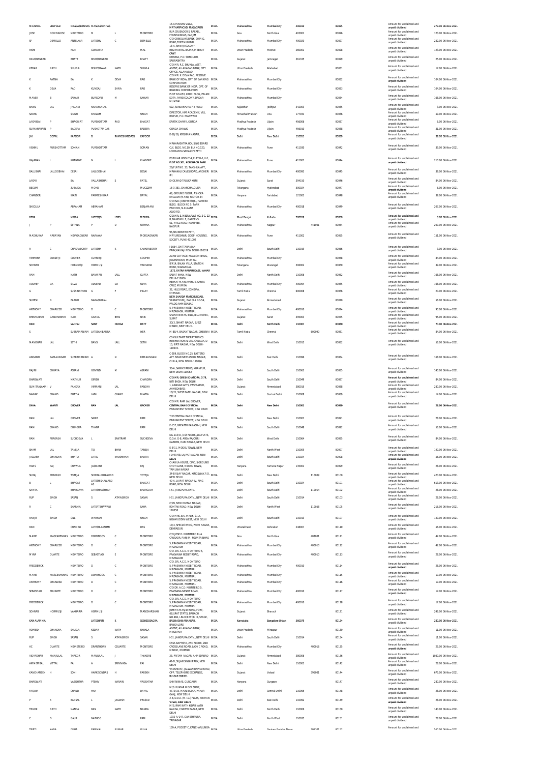| | | | | | | | | | | | | | | | | |
|---|---|---|---|---|---|---|---|---|---|---|---|---|---|---|---|---|
| MICHAEL | LEOPOLD | MASCARENHAS | MASCARENHAS | | | 16-A MARIAN VILLA, MATHARPACADI, MAZAGAON | INDIA | Maharashtra | Mumbai City | 400010 | | 00025 | Amount for unclaimed and unpaid dividend | 277.00 | 06-Nov-2021 |
| JOSE | DOMINGOSC | MONTERIO | M | L | MONTEIRO | RUA CRUSADOR S. RAFAEL, FOUNTAINHAS, PANJIM | INDIA | Goa | North Goa | 403001 | | 00026 | Amount for unclaimed and unpaid dividend | 123.00 | 06-Nov-2021 |
| SF | DEMELLO | ANSELKAR | LATESHV | C | DEMELLO | C/O GRINDLAYS BANK, 90 M.G. ROAD,FORT MUMBAI | INDIA | Maharashtra | Mumbai City | 400020 | | 00027 | Amount for unclaimed and unpaid dividend | 232.00 | 06-Nov-2021 |
| RISHI | | RAM | GURDITTA | | MAL | 18-A, SHIVAJI COLONY, REGIMANTAL BAZAR, MEERUT CANT | INDIA | Uttar Pradesh | Meerut | 260001 | | 00028 | Amount for unclaimed and unpaid dividend | 123.00 | 06-Nov-2021 |
| RAVISHANKAR | | BHATT | BHAISHANKAR | | BHATT | DHARKA, P.O. SONGUDH, SAURASHTRA | INDIA | Gujarat | Jamnagar | 361335 | | 00029 | Amount for unclaimed and unpaid dividend | 25.00 | 06-Nov-2021 |
| KEDAR | NATH | SHUKLA | BISHESHWAR | NATH | SHUKLA | C/O MR. R.C. SHUKLA, ASST. AGENT, ALLAHABAD BANK, CITY OFFICE, ALLAHABAD | INDIA | Uttar Pradesh | Allahabad | | | 00031 | Amount for unclaimed and unpaid dividend | 17.00 | 06-Nov-2021 |
| K | RATNA | BAI | K | DEVA | RAO | C/O MR. K. DEVA RAO, RESERVE BANK OF INDIA, DPT. OF BANKING CORPORATION | INDIA | Maharashtra | Mumbai City | | | 00032 | Amount for unclaimed and unpaid dividend | 104.00 | 06-Nov-2021 |
| K | DEVA | RAO | KUNDAJI | SHIVA | RAO | RESERVE BANK OF INDIA, DPT. OF BANKING CORPORATION | INDIA | Maharashtra | Mumbai City | | | 00033 | Amount for unclaimed and unpaid dividend | 104.00 | 06-Nov-2021 |
| MANEK | B | SAHIAR | BURGORJI | M | SAHIAR | PLOT NO 650, KARNI BLDG, PALAM KOTA, PARSI COLONY, DADAR-MUMBAI. | INDIA | Maharashtra | Mumbai City | | | 00034 | Amount for unclaimed and unpaid dividend | 168.00 | 06-Nov-2021 |
| BANSI | LAL | JHALANI | NARAYANLAL | | | 522, SARDARPURA 7-B ROAD | INDIA | Rajasthan | Jodhpur | 342003 | | 00035 | Amount for unclaimed and unpaid dividend | 3.00 | 06-Nov-2021 |
| SADHU | | SINGH | KHAZAM | | SINGH | DIRECTOR, HIM ACADEMY, VILL. RAIPUR, P.O. MARWADI | INDIA | Himachal Pradesh | Una | 177031 | | 00036 | Amount for unclaimed and unpaid dividend | 59.00 | 06-Nov-2021 |
| LAXMIBAI | P | BHAGWAT | PURSHOTTAM | RAO | BHAGAT | KARTIK CHAWK, GONDA | INDIA | Madhya Pradesh | Ujjain | 456006 | | 00037 | Amount for unclaimed and unpaid dividend | 6.00 | 06-Nov-2021 |
| SURYANARAIN | P | BADERA | PUSHOTAMDAS | | BADERA | GONDA CHAWKI | INDIA | Madhya Pradesh | Ujjain | 456010 | | 00038 | Amount for unclaimed and unpaid dividend | 31.00 | 06-Nov-2021 |
| JAI | GOPAL | KAPOOR | B | RAMKISHANDASS | KAPOOR | K-18/19, KRISHNA NAGAR, | INDIA | Delhi | New Delhi | 110051 | | 00039 | Amount for unclaimed and unpaid dividend | 39.00 | 06-Nov-2021 |
| VISHNU | PURSHOTTAM | SOMAN | PURSHOTTAM | | SOMAN | MAHARASHTRA HOUSING BOARD CLY, BLDG. NO.10, BLK NO.120, LOKMANYA SADASHIV PETH | INDIA | Maharashtra | Pune | 411030 | | 00042 | Amount for unclaimed and unpaid dividend | 39.00 | 06-Nov-2021 |
| GAJANAN | L | KHANDKE | N | L | KHANDKE | POPULAR HEIGHT-4, FLAT H-1,H-2, PLOT NO 301, KOREGAON PARK | INDIA | Maharashtra | Pune | 411001 | | 00044 | Amount for unclaimed and unpaid dividend | 210.00 | 06-Nov-2021 |
| BALUBHAI | LALLOOBHAI | DESAI | LALLOOBHAI | | DESAI | 2B/FLAT NO. 23, TAKSHILA APT., MAHAKALI CAVES ROAD, ANDHERI (E) | INDIA | Maharashtra | Mumbai City | 400093 | | 00045 | Amount for unclaimed and unpaid dividend | 39.00 | 06-Nov-2021 |
| LAXMI | | BAI | VALLABHBHAI | S | PATEL | KHOLWAD TALUKA KUNJ | INDIA | Gujarat | Surat | 394150 | | 00046 | Amount for unclaimed and unpaid dividend | 84.00 | 06-Nov-2021 |
| BEGUM | | ZUBAIDA | MOHD | | MUCZZAM | 16-3-381, CHANCHALGUDA | INDIA | Telangana | Hyderabad | 500024 | | 00047 | Amount for unclaimed and unpaid dividend | 6.00 | 06-Nov-2021 |
| CHANDER | | WATI | PARMESHWAR | | DAYAL | 48, GROUND FLOOR, ASHOKA ENCLAVE (MAIN), SECTOR-34 | INDIA | Haryana | Faridabad | 121003 | | 00048 | Amount for unclaimed and unpaid dividend | 39.00 | 06-Nov-2021 |
| SHEGULA | | ABRAHAM | ABRAHAM | | BENJAMANI | C/O ISAC JOSEPH ESQR., HAMEED BLDG. BLOCK NO.5, TANK PAKHODI, MAULANA AZAD RD. | INDIA | Maharashtra | Mumbai City | 400018 | | 00049 | Amount for unclaimed and unpaid dividend | 207.00 | 06-Nov-2021 |
| REBA | | MISRA | LATESED | LDRS | MISHRA | C/O MR. S. MISRA,FLAT NO. 2-C, 22 B, NANDWILLE, GARDENS | INDIA | West Bengal | Kolkata | 700019 | | 00050 | Amount for unclaimed and unpaid dividend | 5.00 | 06-Nov-2021 |
| J | P | SETHNA | P | D | SETHNA | 51, MALL ROAD, KAMPTEE, NAGPUR | INDIA | Maharashtra | Nagpur | | 441001 | 00054 | Amount for unclaimed and unpaid dividend | 207.00 | 06-Nov-2021 |
| MADHUKAR | NARAYAN | MORGAONKAR | NARAYAN | | MORGAONKAR | 95,SHUKERWAR PETH, MAYURESHWR, COOP. HOUSING. SOCEITY, PUNE-411002 | INDIA | Maharashtra | Pune | 411002 | | 00055 | Amount for unclaimed and unpaid dividend | 151.00 | 06-Nov-2021 |
| R | C | CHAKRABORTY | LATESHK | K | CHAKRABORTY | I-1654, CHITTARANJAN PARK,KALKAJI NEW DELHI-110019 | INDIA | Delhi | South Delhi | 110019 | | 00056 | Amount for unclaimed and unpaid dividend | 3.00 | 06-Nov-2021 |
| TEHMINA | CURSETJI | COOPER | CURSETJI | | COOPER | AVAN COTTAGE, MALCOM BAUG, JOGESHWARI, MUMBAI. | INDIA | Maharashtra | Mumbai City | | | 00058 | Amount for unclaimed and unpaid dividend | 84.00 | 06-Nov-2021 |
| SOHRAB | | HORMUSJI | HORMUSJI | | VAKHARIA | 8/414, BALAN VILLA, STATION ROAD, WARANGAL. | INDIA | Telangana | Warangal | 506002 | | 00060 | Amount for unclaimed and unpaid dividend | 39.00 | 06-Nov-2021 |
| RAM | | NATH | BANWARI | LALL | GUPTA | 1572, KATRA NARAIN DASS, NAHAR SADAT KHAN, NEW DELHI-110006 | INDIA | Delhi | North Delhi | 110006 | | 00062 | Amount for unclaimed and unpaid dividend | 168.00 | 06-Nov-2021 |
| AUDREY | DA | SILVA | ADVERD | DA | SILVA | HEMKAT MAIN AVENUE, SANTA CRUZ, MUMBAI | INDIA | Maharashtra | Mumbai City | 400054 | | 00065 | Amount for unclaimed and unpaid dividend | 168.00 | 06-Nov-2021 |
| G | | SUSAINATHAN | G | P | PILLAY | 32, HILLS ROAD, EGMORA, CHENNAI. | INDIA | Tamil Nadu | Chennai | 600008 | | 00066 | Amount for unclaimed and unpaid dividend | 20.00 | 06-Nov-2021 |
| SURESH | N | PARIKH | NARASINHLAL | | | NEW SHARDA MANDIR ROAD, VASANT KUNJ, BANGLA NO-54, PALDI,AHMEDABAD | INDIA | Gujarat | Ahmedabad | | | 00070 | Amount for unclaimed and unpaid dividend | 56.00 | 06-Nov-2021 |
| ANTHONY | CHARLESD | MONTEIRO | D | C | MONTEIRO | 5, PRASANNA NESBIT ROAD, MAZAGAON, MUMBAI. | INDIA | Maharashtra | Mumbai City | 400010 | | 00074 | Amount for unclaimed and unpaid dividend | 90.00 | 06-Nov-2021 |
| BHIKHUBHAI | GANDHABHAI | NAIK | GANDA | BHAI | NAIK | SHANTI NIWAS, BILLI, BILLIMORA, SURAT | INDIA | Gujarat | Surat | 395003 | | 00075 | Amount for unclaimed and unpaid dividend | 95.00 | 06-Nov-2021 |
| RAM | | VADHAI | SANT | DURGA | DATT | 30/3, SHAKTI NAGAR, SUBZI MANDI, NEW DELHI. | INDIA | Delhi | North Delhi | 110007 | | 00080 | Amount for unclaimed and unpaid dividend | 70.00 | 06-Nov-2021 |
| S | | SUBRAMANIAM | LATESAMBASIRA | | IYER | M-88/4, BASANT NAGAR, CHENNAI | INDIA | Tamil Nadu | Chennai | | 600090 | 00081 | Amount for unclaimed and unpaid dividend | 84.00 | 06-Nov-2021 |
| MANOHAR | LAL | SETHI | BANSI | LALL | SETHI | CONSULTANT THERATRONICS INTERNATIONAL LTD. CANADA, D-10, KIRTI NAGAR, NEW DELHI-110015. | INDIA | Delhi | West Delhi | 110015 | | 00082 | Amount for unclaimed and unpaid dividend | 56.00 | 06-Nov-2021 |
| ANGARAI | RAMALINGAM | SUBRAMANIAM | A | N | RAMALINGAM | C-289, BLOCK NO.25, EASTEND APT. NEAR NEW ASHOK NAGAR, CHILLA, NEW DELHI- 110096 | INDIA | Delhi | East Delhi | 110096 | | 00084 | Amount for unclaimed and unpaid dividend | 168.00 | 06-Nov-2021 |
| RAJINI | CHHAYA | ASRANI | GOVIND | M | ASRANI | 33-A, SAINIK FARMS, KHANPUR, NEW DELHI-110062 | INDIA | Delhi | South Delhi | 110062 | | 00085 | Amount for unclaimed and unpaid dividend | 140.00 | 06-Nov-2021 |
| BHAGWATI | | MATHUR | GIRISH | | CHANDRA | C/O MR. GIRISH CHANDRA, C-79, NITI BAGH, NEW DELHI. | INDIA | Delhi | South Delhi | 110049 | | 00087 | Amount for unclaimed and unpaid dividend | 84.00 | 06-Nov-2021 |
| SUMITRALAXMI | V | PANDYA | VIRMANI | LAL | PANDYA | 1, AANGAN APTS, VASTRAPUR, AHMEDABAD.- | INDIA | Gujarat | Ahmedabad | 380015 | | 00088 | Amount for unclaimed and unpaid dividend | 280.00 | 06-Nov-2021 |
| NANAK | CHAND | BHATIA | LABH | CHAND | BHATIA | 13/21, WEST PATEL NAGAR, NEW DELHI | INDIA | Delhi | Central Delhi | 110008 | | 00089 | Amount for unclaimed and unpaid dividend | 14.00 | 06-Nov-2021 |
| DAYA | WANTI | GROVER | RAM | LAL | GROVER | C/O MR. RAM LAL GROVER, CENTRAL BANK OF INDIA, PARLIAMENT STREET, NEW DELHI | INDIA | Delhi | New Delhi | 110001 | | 00090 | Amount for unclaimed and unpaid dividend | 28.00 | 06-Nov-2021 |
| RAM | LAL | GROVER | SAHIB | | RAM | THE CENTRAL BANK OF INDIA, PARLIAMENT STREET, NEW DELHI | INDIA | Delhi | New Delhi | 110001 | | 00091 | Amount for unclaimed and unpaid dividend | 28.00 | 06-Nov-2021 |
| RAM | CHAND | DHINGRA | THANA | | RAM | E-157, GREATER KAILASH-II, NEW DELHI | INDIA | Delhi | South Delhi | 110048 | | 00092 | Amount for unclaimed and unpaid dividend | 56.00 | 06-Nov-2021 |
| RAM | PRAKASH | SUCHDEVA | L | SANTRAM | SUCHDEVA | DG-113/D, (1ST FLOOR),LIG FLATS, D.D.A. G-8, AREA RAJOURI GARDEN, HARI NAGAR, NEW DELHI | INDIA | Delhi | West Delhi | 110064 | | 00095 | Amount for unclaimed and unpaid dividend | 84.00 | 06-Nov-2021 |
| SHAM | LAL | TANEJA | TEJ | BHAN | TANEJA | E-3/11, MODEL TOWN, NEW DELHI. | INDIA | Delhi | North West | 110009 | | 00097 | Amount for unclaimed and unpaid dividend | 140.00 | 06-Nov-2021 |
| JAGDISH | CHANDAR | BHATIA | LATEL | KHUSHIRAM | BHATIA | I-D-97/98, LAJPAT NAGAR, NEW DELHI | INDIA | Delhi | South Delhi | 110024 | | 00098 | Amount for unclaimed and unpaid dividend | 56.00 | 06-Nov-2021 |
| HANS | RAJ | CHAWLA | JASWANT | | RAJ | CHAWLA HOUSE, CIRCUS GROUND CHOTI LANE, MODEL TOWN, YAMUNA NAGAR | INDIA | Haryana | Yamuna Nagar | 135001 | | 00099 | Amount for unclaimed and unpaid dividend | 28.00 | 06-Nov-2021 |
| SURAJ | PRAKASH | TOTEJA | SHRIBALMOKAUND | | TOTEJA | 34-B,VIJAY NAGAR, KINGSWAY,P.O. NEW DELHI | INDIA | Delhi | New Delhi | | 110009 | 00100 | Amount for unclaimed and unpaid dividend | 420.00 | 06-Nov-2021 |
| B | L | BHAGAT | LATESHISHWARD AS | | BHAGAT | 40-A, LAJPAT NAGAR-IV, RING ROAD, NEW DELHI | INDIA | Delhi | South Delhi | 110024 | | 00101 | Amount for unclaimed and unpaid dividend | 613.00 | 06-Nov-2021 |
| SAVITA | | BHARGAVA | LATESHKASHYAP | | BHARGAVA | I-51, JANGPURA EXTN. | INDIA | Delhi | South Delhi | | 110014 | 00102 | Amount for unclaimed and unpaid dividend | 28.00 | 06-Nov-2021 |
| RUP | SINGH | SASAN | S | ATMASINGH | SASAN | I-51, JANGPURA EXTN., NEW DELHI | INDIA | Delhi | South Delhi | 110014 | | 00103 | Amount for unclaimed and unpaid dividend | 28.00 | 06-Nov-2021 |
| R | C | SHARMA | LATEPTBHAWANI | | SAHA | C/99, NEW MUTAN NAGAR, ROHTAK ROAD, NEW DELHI-110058 | INDIA | Delhi | North West | | 110058 | 00105 | Amount for unclaimed and unpaid dividend | 216.00 | 06-Nov-2021 |
| RANJIT | SINGH | GILL | WARYAM | | SINGH | C/O MRS. B.K. MALIK, 21-A, NIZAMUDDIN WEST, NEW DELHI | INDIA | Delhi | South Delhi | 110013 | | 00107 | Amount for unclaimed and unpaid dividend | 140.00 | 06-Nov-2021 |
| RAM | | CHAMELI | LATESHLAKSHMI | | DAS | 17/4, SPECIAL WING, PREM NAGAR, DEHRADUN | INDIA | Uttarakhand | Dehradun | 248007 | | 00110 | Amount for unclaimed and unpaid dividend | 56.00 | 06-Nov-2021 |
| MARIE | MASCARENHAS | MONTEIRO | DOMINGOS | C | MONTEIRO | C/O JOSE D. MONTEIRO RUA CRUSADR, PANJIM, FOUNTAINHAS | INDIA | Goa | North Goa | | 403001 | 00111 | Amount for unclaimed and unpaid dividend | 42.00 | 06-Nov-2021 |
| ANTHONY | CHARLESD | MONTEIRO | D | C | MONTEIRO | 5, PRASANNA NESBIT ROAD, MAZAGAON | INDIA | Maharashtra | Mumbai City | | 400010 | 00112 | Amount for unclaimed and unpaid dividend | 42.00 | 06-Nov-2021 |
| MYRA | DUARTE | MONTEIRO | SEBASTIAO | E | MONTEIRO | C/O. DR. A.C.D. MONTEIRO 5, PRASANNA NESBIT ROAD, MAZAGAON | INDIA | Maharashtra | Mumbai City | | 400010 | 00113 | Amount for unclaimed and unpaid dividend | 28.00 | 06-Nov-2021 |
| FREDDERICK | | MONTEIRO | D | C | MONTEIRO | C/O. DR. A.C.D. MONTEIRO 5, PRASANNA NESBIT ROAD, MAZAGAON, MUMBAI | INDIA | Maharashtra | Mumbai City | 400010 | | 00114 | Amount for unclaimed and unpaid dividend | 28.00 | 06-Nov-2021 |
| MARIE | MASCERANHAS | MONTEIRO | DOMINGOS | C | MONTEIRO | 5, PRASANNA NESBIT ROAD, MAZAGAON, MUMBAI. | INDIA | Maharashtra | Mumbai City | | | 00115 | Amount for unclaimed and unpaid dividend | 17.00 | 06-Nov-2021 |
| ANTHONY | CHARLESD | MONTEIRO | D | C | MONTEIRO | 5, PRASANNA NESBIT ROAD, MAZAGAON, MUMBAI. | INDIA | Maharashtra | Mumbai City | | | 00116 | Amount for unclaimed and unpaid dividend | 17.00 | 06-Nov-2021 |
| SEBASTIAO | EDUARTE | MONTEIRO | D | C | MONTEIRO | C/O DR. A.C.D. MONTEIRO,5, PRASSANA NESBIT ROAD, MAZAGAON, MUMBAI | INDIA | Maharashtra | Mumbai City | 400010 | | 00117 | Amount for unclaimed and unpaid dividend | 17.00 | 06-Nov-2021 |
| FREDDERICK | | MONTEIRO | D | C | MONTEIRO | C/O. DR. A.C.D. MONTEIRO 5, PRASANNA NESBIT ROAD, MAZAGAON, MUMBAI | INDIA | Maharashtra | Mumbai City | 400010 | | 00118 | Amount for unclaimed and unpaid dividend | 17.00 | 06-Nov-2021 |
| SOHRAB | HORMUSJI | VAKHARIA | HORMUSJI | | MANCHARSHAW | JUMMA MASJID ROAD, FORT, (GUJRAT STATE), BROACH | INDIA | Gujarat | Bharuch | | | 00121 | Amount for unclaimed and unpaid dividend | 246.00 | 06-Nov-2021 |
| KAMALAMMA | | | LATESHRN | K | SESHEDASAGRA | NO.466, I BLOCK WCR, III, STAGE, BASWASHWARNAGAR, BANGALORE | INDIA | Karnataka | Bangalore Urban | 560079 | | 00124 | Amount for unclaimed and unpaid dividend | 280.00 | 06-Nov-2021 |
| ROMESH | CHANDRA | SHUKLA | KEDAR | NATH | SHUKLA | AGENT, ALLAHABAD BANK, MIRZAPUR | INDIA | Uttar Pradesh | Mirzapur | | | 00130 | Amount for unclaimed and unpaid dividend | 11.00 | 06-Nov-2021 |
| RUP | SINGH | SASAN | S | ATMASINGH | SASAN | I-51, JANGPURA EXTN., NEW DELHI | INDIA | Delhi | South Delhi | 110014 | | 00134 | Amount for unclaimed and unpaid dividend | 11.00 | 06-Nov-2021 |
| AC | DUARTE | MONTEIRO | DRANTHONY | CDUARTE | MONTEIRO | CASA BAPTISTA, 2ND FLOOR, 2ND CROSS LANE ROAD, LADY C ROAD, MAHIM, MUMBAI | INDIA | Maharashtra | Mumbai City | | 400016 | 00135 | Amount for unclaimed and unpaid dividend | 25.00 | 06-Nov-2021 |
| VIDYADHAR | MANJULAL | THAKOR | MANJULAL | J | THAKORE | 23, PRITAM NAGAR, AHMEDABAD | INDIA | Gujarat | Ahmedabad | 380006 | | 00136 | Amount for unclaimed and unpaid dividend | 1030.00 | 06-Nov-2021 |
| AMMEMBAL | VITTAL | PAI | A | SRINIVASA | PAI | 41-D, SUJAN SINGH PARK, NEW DELHI | INDIA | Delhi | New Delhi | 110003 | | 00142 | Amount for unclaimed and unpaid dividend | 28.00 | 06-Nov-2021 |
| KANCHANBEN | H | SONI | HARKISONDAS | H | PAREKH | VANSHIVAT, JALWAN BAPPA ROAD, OPP. TELEPHONE EXCHANGE, BULSAR 396001 | INDIA | Gujarat | Valsad | | 396001 | 00144 | Amount for unclaimed and unpaid dividend | 675.00 | 06-Nov-2021 |
| BHAGWATI | | VASISHTHA | PTSHIV | NARAIN | VASISHTHA | SHIV NIWAS, GURGAON | INDIA | Haryana | Gurgaon | | | 00147 | Amount for unclaimed and unpaid dividend | 280.00 | 06-Nov-2021 |
| FAQUIR | | CHAND | HAR | | DAYAL | M/S. KUMAR WOOL SHOP, 4772/15, MAIN BAZAR, PAHAR GANJ, NEW DELHI | INDIA | Delhi | Central Delhi | 110055 | | 00148 | Amount for unclaimed and unpaid dividend | 28.00 | 06-Nov-2021 |
| P | K | BANSAL | L | JAGDISH | PRASAD | 2-B, D.D.A. (M.I.G.) FLATS, NIRMAN VIHAR, NEW DELHI | INDIA | Delhi | East Delhi | 110092 | | 00149 | Amount for unclaimed and unpaid dividend | 28.00 | 06-Nov-2021 |
| TRILOK | NATH | NANDA | RAM | NATH | NANDA | M/S. RAM NATH KIDAR NATH NANDA, CHAWRI BAZAR, NEW DELHI | INDIA | Delhi | North Delhi | 110006 | | 00150 | Amount for unclaimed and unpaid dividend | 140.00 | 06-Nov-2021 |
| C | D | GAUR | NATHOO | | RAM | 1002-A/147, GANESHPURA, TRINAGAR | INDIA | Delhi | North West | 110035 | | 00151 | Amount for unclaimed and unpaid dividend | 28.00 | 06-Nov-2021 |
| TRIPTI | KANA | GUHA | PARIMAL | KUMAR | GUHA | 158-A, POCKET-C, KANCHANJUNGA | INDIA | Uttar Pradesh | Gautam Buddha Nagar | 201301 | | 00152 | Amount for unclaimed and unpaid dividend | 560.00 | 06-Nov-2021 |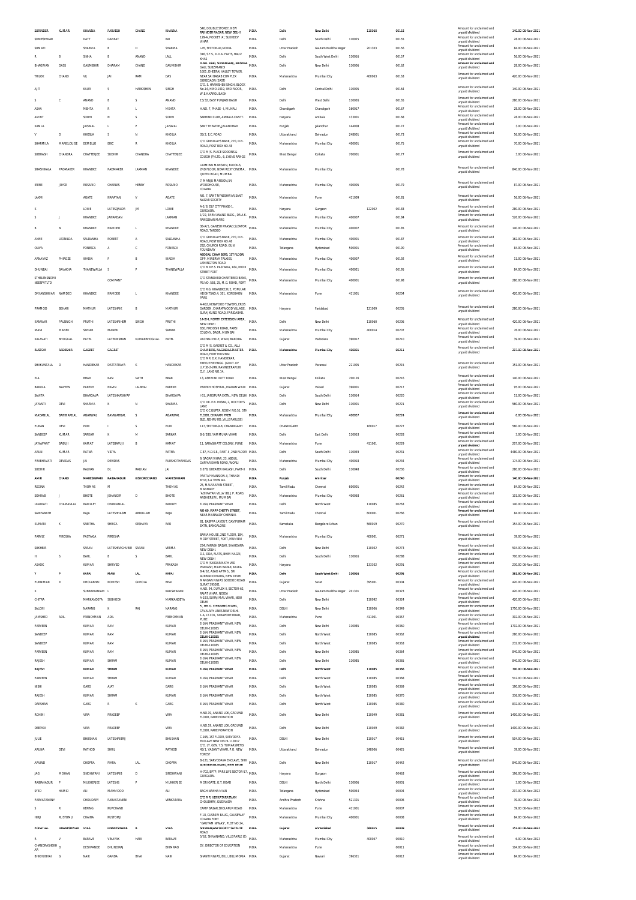| SURINDER | KUMARI | KHANNA | PARVESH | CHAND | KHANNA | 540, DOUBLE STOREY, NEW RAJINDER NAGAR, NEW DELHI | INDIA | Delhi | New Delhi | | 110060 | 00153 | | | Amount for unclaimed and unpaid dividend | 140.00 06-Nov-2021 |
|---|---|---|---|---|---|---|---|---|---|---|---|---|---|---|---|---|
| SOMESHWAR | | DATT | GANPAT | | RAI | 129-A, POCKET 'A', SUKHDEV VIHAR | INDIA | Delhi | South Delhi | 110025 | | 00155 | | | Amount for unclaimed and unpaid dividend | 28.00 06-Nov-2021 |
| SUMATI | | SHARMA | B | D | SHARMA | I-45, SECTOR-41,NOIDA. | INDIA | Uttar Pradesh | Gautam Buddha Nagar | | 201303 | 00156 | | | Amount for unclaimed and unpaid dividend | 84.00 06-Nov-2021 |
| R | B | SINHA | B | N | LALL | 318, S.F.S., D.D.A. FLATS, HAUZ KHAS | INDIA | Delhi | South West Delhi | 110016 | | 00157 | | | Amount for unclaimed and unpaid dividend | 56.00 06-Nov-2021 |
| BHAGWAN | DASS | GAUMBHIR | DHARAM | CHAND | GAUMBHIR | H.NO. 3640, SOHANGANJ, KRISHNA GALI, SUBZIMANDI | INDIA | Delhi | New Delhi | 110006 | | 00162 | | | Amount for unclaimed and unpaid dividend | 28.00 06-Nov-2021 |
| TRILOK | CHAND | VIJ | JAI | RAM | DAS | 1601, DHEERAJ VALLEY TOWER, NEAR SAI BABAB COMPLEX GOREGAON (EAST) | INDIA | Maharashtra | Mumbai City | | 400063 | 00163 | | | Amount for unclaimed and unpaid dividend | 420.00 06-Nov-2021 |
| AJIT | | KAUR | S | HARKISHEN | SINGH | C/O. S. HARKISHEN SINGH, BLOCK No.14, H.NO.1019, IIND FLOOR, W.E.A.KAROL BAGH | INDIA | Delhi | Central Delhi | 110005 | | 00164 | | | Amount for unclaimed and unpaid dividend | 140.00 06-Nov-2021 |
| S | C | ANAND | B | S | ANAND | 15/32, EAST PUNJABI BAGH | INDIA | Delhi | West Delhi | 110026 | | 00165 | | | Amount for unclaimed and unpaid dividend | 280.00 06-Nov-2021 |
| ASHA | | MEHTA | R | L | MEHTA | H.NO. 7, PHASE - I, MUHALI | INDIA | Chandigarh | Chandigarh | 160017 | | 00167 | | | Amount for unclaimed and unpaid dividend | 28.00 06-Nov-2021 |
| AMRIT | | SODHI | N | S | SODHI | SARHIND CLUB, AMBALA CANTT. | INDIA | Haryana | Ambala | 133001 | | 00168 | | | Amount for unclaimed and unpaid dividend | 28.00 06-Nov-2021 |
| KAMLA | | JAISWAL | L | P | JAISWAL | SANT THEATRE, JALANDHAR | INDIA | Punjab | Jalandhar | 144008 | | 00172 | | | Amount for unclaimed and unpaid dividend | 3.00 06-Nov-2021 |
| V | D | KHOSLA | S | N | KHOSLA | 35/2, E.C.ROAD | INDIA | Uttarakhand | Dehradun | 248001 | | 00173 | | | Amount for unclaimed and unpaid dividend | 56.00 06-Nov-2021 |
| SHARMILA | MARIELOUISE | DEMELLO | ERIC | R | KHOSLA | C/O GRINDLAYS BANK, 270, D.N. ROAD, POST BOX NO.48 | INDIA | Maharashtra | Mumbai City | 400001 | | 00175 | | | Amount for unclaimed and unpaid dividend | 70.00 06-Nov-2021 |
| SUBHASH | CHANDRA | CHATTERJEE | SUDHIR | CHANDRA | CHATTERJEE | C/O M/S. PLACE SIDDONS & GOUGH (P) LTD., 6, LYONS RANGE | INDIA | West Bengal | Kolkata | 700001 | | 00177 | | | Amount for unclaimed and unpaid dividend | 3.00 06-Nov-2021 |
| SHASHIKALA | PADMAKER | KHANDKE | PADMAKER | LAXMAN | KHANDKE | LAXMIBAI MANSION, BLOCK-6, 2ND FLOOR, NEAR ROXY CINEMA, QUEEN ROAD, MUMBAI | INDIA | Maharashtra | Mumbai City | | | 00178 | | | Amount for unclaimed and unpaid dividend | 840.00 06-Nov-2021 |
| IRENE | JOYCE | ROSARIO | CHARLES | HENRY | ROSARIO | 7, MANJU MANSION,54, WOODHOUSE, COLABA | INDIA | Maharashtra | Mumbai City | 400005 | | 00179 | | | Amount for unclaimed and unpaid dividend | 87.00 06-Nov-2021 |
| LAXMI | | AGATE | NARAYAN | V | AGATE | NO. 7, SANT NYNESHWAR,SANT NAGAR SOCIETY | INDIA | Maharashtra | Pune | 411009 | | 00181 | | | Amount for unclaimed and unpaid dividend | 56.00 06-Nov-2021 |
| K | | LOWE | LATESQNLOR | JM | LOWE | A-1/8, DLF CITY PHASE-1, GURGAON. | INDIA | Haryana | Gurgaon | | 122002 | 00183 | | | Amount for unclaimed and unpaid dividend | 280.00 06-Nov-2021 |
| S | J | KHANDKE | JANARDAN | | LAXMAN | 1/22, PARMANAND BLDG., DR.A.K. RANGEKAR MARG | INDIA | Maharashtra | Mumbai City | 400007 | | 00184 | | | Amount for unclaimed and unpaid dividend | 526.00 06-Nov-2021 |
| B | N | KHANDKE | NAMDEO | L | KHANDKE | 38-A/5, GANESH PRASAD,SLEATOR ROAD, TARDEO | INDIA | Maharashtra | Mumbai City | 400007 | | 00185 | | | Amount for unclaimed and unpaid dividend | 140.00 06-Nov-2021 |
| ANNE | LEONILDA | SALDANHA | ROBERT | A | SALDANHA | C/O GRINDLAYS BANK, 270, D.N. ROAD, POST BOX NO.48 | INDIA | Maharashtra | Mumbai City | 400001 | | 00187 | | | Amount for unclaimed and unpaid dividend | 162.00 06-Nov-2021 |
| OLIVA | | FONSECA | A | C | FONSECA | 292, CHURCH ROAD, GUN FOUNDARY | INDIA | Telangana | Hyderabad | 500001 | | 00190 | | | Amount for unclaimed and unpaid dividend | 84.00 06-Nov-2021 |
| ARNAVAZ | PHIROZE | WADIA | P | B | WADIA | ABDEALI CHAMBERS, 1ST FLOOR, OPP. MINERVA TALKIES, LAMINGTON ROAD | INDIA | Maharashtra | Mumbai City | 400007 | | 00192 | | | Amount for unclaimed and unpaid dividend | 11.00 06-Nov-2021 |
| DHUNBAI | SAVAKHA | THANEWALLA | S | P | THANEWALLA | C/O M.R.P.S. PASTAKIA, 184, MODI STREET FORT | INDIA | Maharashtra | Mumbai City | 400021 | | 00195 | | | Amount for unclaimed and unpaid dividend | 84.00 06-Nov-2021 |
| STHELENSNOMI NEESPVTLTD | | | COMPANY | | | C/O STANDARD CHARTERED BANK, PB.NO. 558, 25, M. G. ROAD, FORT | INDIA | Maharashtra | Mumbai City | 400001 | | 00198 | | | Amount for unclaimed and unpaid dividend | 280.00 06-Nov-2021 |
| DNYANSHWAR | NAMDEO | KHANDKE | NAMDEO | L | KHANDKE | C/O R.G. KHANDKE,H/2, POPULAR HEIGHTSNO.4, 301, KOREGAON PARK | INDIA | Maharashtra | Pune | 411001 | | 00204 | | | Amount for unclaimed and unpaid dividend | 420.00 06-Nov-2021 |
| PRAMOD | BEHARI | MATHUR | LATEBHRK | B | MATHUR | A-402, KENWOOD TOWERS, EROS GARDEN, CHARMWOOD VILLAGE, SURAJ KUND ROAD, FARIDABAD. | INDIA | Haryana | Faridabad | | 121009 | 00205 | | | Amount for unclaimed and unpaid dividend | 280.00 06-Nov-2021 |
| KANWAR | PALSINGH | PRUTHI | LATESHRIHEM | SINGH | PRUTHI | 14-B/4, NORTH EXTENSION AREA, NEW DELHI | INDIA | Delhi | New Delhi | | 110060 | 00206 | | | Amount for unclaimed and unpaid dividend | 420.00 06-Nov-2021 |
| MANI | MANEK | SAHIAR | MANEK | | SAHIAR | 650, FIRDOSHI ROAD, PARSI COLONY, DADR, MUMBAI | INDIA | Maharashtra | Mumbai City | | 400014 | 00207 | | | Amount for unclaimed and unpaid dividend | 76.00 06-Nov-2021 |
| KALAVATI | BHOGILAL | PATEL | LATEKRISHAN | KUMARBHOGILAL | PATEL | VACHALI POLE, WADI, BARODA | INDIA | Gujarat | Vadodara | 390017 | | 00210 | | | Amount for unclaimed and unpaid dividend | 39.00 06-Nov-2021 |
| RUSTOM | ARDESHIR | GAGRET | GAGRET | | | C/O M/S. GAGRET & CO., ALLI CHAMBERS, NAGINDAS MASTER ROAD, FORT MUMBAI | INDIA | Maharashtra | Mumbai City | 400001 | | 00211 | | | Amount for unclaimed and unpaid dividend | 207.00 06-Nov-2021 |
| SHAKUNTALA | D | HANDEKAR | DATTATRAYA | K | HANDEKAR | C/O MR. D.K. HANDEKAR, EXECUTIVE ENGG. (GOVT. OF U.P.)B-2-249, RAVINDERAPURI CLY., LANE NO.14, | INDIA | Uttar Pradesh | Varanasi | 221005 | | 00215 | | | Amount for unclaimed and unpaid dividend | 151.00 06-Nov-2021 |
| ELA | | BRAR | KASI | NATH | BRAR | 13, ASHWINI DUTT ROAD | INDIA | West Bengal | Kolkata | 700126 | | 00216 | | | Amount for unclaimed and unpaid dividend | 140.00 06-Nov-2021 |
| BAKULA | NAVEEN | PAREKH | NAVIN | LALBHAI | PAREKH | PAREKH HOSPITAL, MADAN WADI | INDIA | Gujarat | Valsad | 396001 | | 00217 | | | Amount for unclaimed and unpaid dividend | 95.00 06-Nov-2021 |
| SAVITA | | BHARGAVA | LATESHKASHYAP | | BHARGAVA | I-51, JANGPURA EXTN., NEW DELHI | INDIA | Delhi | South Delhi | 110014 | | 00220 | | | Amount for unclaimed and unpaid dividend | 11.00 06-Nov-2021 |
| JAYANTI | DEVI | SHARMA | K | N | SHARMA | C/O DR. E.B. MISRA, 2, DOCTOR'S LANE | INDIA | Delhi | New Delhi | 110001 | | 00221 | | | Amount for unclaimed and unpaid dividend | 560.00 06-Nov-2021 |
| MADANLAL | BANWARILAL | AGARWAL | BANWARILAL | S | AGARWAL | C/O K.C.GUPTA, ROOM NO.51, 5TH FLOOR, DHARAM PREM BLD, NEHRU RD, VILLE PARLE(E) | INDIA | Maharashtra | Mumbai City | 400057 | | 00224 | | | Amount for unclaimed and unpaid dividend | 6.00 06-Nov-2021 |
| PURAN | DEVI | PURI | I | S | PURI | 117, SECTOR-9-B, CHANDIGARH | INDIA | CHANDIGARH | | | 160017 | 00227 | | | Amount for unclaimed and unpaid dividend | 560.00 06-Nov-2021 |
| SANDEEP | KUMAR | SARKAR | K | M | SARKAR | B-5/280, YAMUNA VIHAR | INDIA | Delhi | East Delhi | 110053 | | 00228 | | | Amount for unclaimed and unpaid dividend | 3.00 06-Nov-2021 |
| JAYAWANT | BABUJI | KAMAT | LATEBAPUJI | B | KAMAT | 11, SARASWATI COLONY, PUNE | INDIA | Maharashtra | Pune | | 411001 | 00229 | | | Amount for unclaimed and unpaid dividend | 207.00 06-Nov-2021 |
| ARUN | KUMAR | RATNA | VIDYA | | RATNA | C-87, N.D.S.E., PART-II, 2ND FLOOR | INDIA | Delhi | South Delhi | 110049 | | 00231 | | | Amount for unclaimed and unpaid dividend | 4480.00 06-Nov-2021 |
| PRABHAVATI | DEVIDAS | JAI | DEVIDAS | | PURSHOTHAMDAS | 9, SAGAR VIHAR, 23, ABDUL GAFFAR KHAN ROAD, WORLI | INDIA | Maharashtra | Mumbai City | 400018 | | 00234 | | | Amount for unclaimed and unpaid dividend | 174.00 06-Nov-2021 |
| SUDHIR | | RALHAN | DL | RALHAN | JAI | S-378, GREATER KAILASH, PART-II | INDIA | Delhi | South Delhi | 110048 | | 00236 | | | Amount for unclaimed and unpaid dividend | 280.00 06-Nov-2021 |
| AMIR | CHAND | MAHESHWARI | RAIBAHADUR | KISHORECHAND | MAHESHWARI | PARTAP MANSION-II, THANDI KHUI,3-A THE MALL | INDIA | Punjab | Amritsar | | | 00240 | | | Amount for unclaimed and unpaid dividend | 140.00 06-Nov-2021 |
| REGINA | | THOMAS | M | | THOMAS | 25, MALYAAPAN STREET, MANNADY | INDIA | Tamil Nadu | Chennai | 600001 | | 00242 | | | Amount for unclaimed and unpaid dividend | 84.00 06-Nov-2021 |
| SOHRAB | J | BHOTE | JEHANGIR | D | BHOTE | 'ADI RATAN VILLA' 88, J.P. ROAD, ANDHERI(W), MUMBAI | INDIA | Maharashtra | Mumbai City | 400058 | | 00261 | | | Amount for unclaimed and unpaid dividend | 101.00 06-Nov-2021 |
| LILAWATI | CHAMANLAL | RAWLLEY | CHAMANLAL | | RAWLEY | E-164, PRASHANT VIHAR | INDIA | Delhi | North West | | 110085 | 00263 | | | Amount for unclaimed and unpaid dividend | 140.00 06-Nov-2021 |
| SARFABATH | | RAJA | LATESHHASIM | ABDULLAH | RAJA | NO.60, IYAPP CHETTY STREET, NEAR MANNADY CHENNAL | INDIA | Tamil Nadu | Chennai | | 600001 | 00266 | | | Amount for unclaimed and unpaid dividend | 84.00 06-Nov-2021 |
| KUMARI | K | SABITHA | SHRICA | KESHAVA | RAO | 81, BASPPA LAYOUT, GAVIPURAM EXTN, BANGALORE | INDIA | Karnataka | Bangalore Urban | | 560019 | 00270 | | | Amount for unclaimed and unpaid dividend | 154.00 06-Nov-2021 |
| PARVIZ | PIROSHA | PASTAKIA | PIROSHA | | | BANIA HOUSE, 2ND FLOOR, 184, MODY STREET, FORT, MUMBAI | INDIA | Maharashtra | Mumbai City | | 400001 | 00271 | | | Amount for unclaimed and unpaid dividend | 39.00 06-Nov-2021 |
| SUKHBIR | | SARAN | LATESHRIAGHUBIR | SARAN | VERMA | 234, FARASH BAZAR, SHAHDARA NEW DELHI | INDIA | Delhi | New Delhi | | 110032 | 00273 | | | Amount for unclaimed and unpaid dividend | 504.00 06-Nov-2021 |
| H | S | BAHL | B | S | BAHL | D-1, DDA, FLATS, BHIM NAGRI, NEW DELHI | INDIA | Delhi | South Delhi | 110016 | | 00288 | | | Amount for unclaimed and unpaid dividend | 700.00 06-Nov-2021 |
| ASHOK | | KUMAR | SHRIVED | | PRAKASH | C/O M/S KIDAR NATH VED PRAKASH, MAIN BAZAR, KALKA | INDIA | Haryana | | | 133302 | 00291 | | | Amount for unclaimed and unpaid dividend | 230.00 06-Nov-2021 |
| Y | P | KAPAI | MANI | LAL | KAPAI | B-4/62, AZAD APTMS., SRI AUROBINDO MARG, NEW DELHI | INDIA | Delhi | South West Delhi | 110016 | | 00295 | | | Amount for unclaimed and unpaid dividend | 361.00 06-Nov-2021 |
| PURNIMAR | R | DHOLABHAI | ROMESH | GOHOLA | BHAI | MANGAN NIWAS GODDOD ROAD SURAT 395001 | INDIA | Gujarat | Surat | | 395001 | 00304 | | | Amount for unclaimed and unpaid dividend | 420.00 06-Nov-2021 |
| K | | SUBRAMANIAM | L | | KALISWARAN | H.NO. 94, DUPLEX-II, SECTOR-62, RAJAT VIHAR, NOIDA | INDIA | Uttar Pradesh | Gautam Buddha Nagar | 201301 | | 00323 | | | Amount for unclaimed and unpaid dividend | 420.00 06-Nov-2021 |
| CHITRA | | MARKANDEYA | SUBHODH | | MARKANDEYA | A-193, SURAJ MAL VIHAR, NEW DELHI | INDIA | Delhi | New Delhi | | 110092 | 00324 | | | Amount for unclaimed and unpaid dividend | 420.00 06-Nov-2021 |
| SALONI | | NARANG | K | RAJ | NARANG | 5, DR. G. C NARANG MARG, CAVALARY LINES NEW DELHI | INDIA | DELHI | New Delhi | | 110006 | 00349 | | | Amount for unclaimed and unpaid dividend | 1750.00 06-Nov-2021 |
| JAMSHED | ADIL | FRENCHMAN | ADIL | | FRENCHMAN | 1-A, LT.COL, TARAPORE ROAD, PUNE | INDIA | Maharashtra | Pune | | 411001 | 00357 | | | Amount for unclaimed and unpaid dividend | 302.00 06-Nov-2021 |
| PARVEEN | | KUMAR | RAM | | KUMAR | E-164, PRASHANT VIHAR, NEW DELHI-110085 | INDIA | Delhi | New Delhi | 110085 | | 00360 | | | Amount for unclaimed and unpaid dividend | 1702.00 06-Nov-2021 |
| SANDEEP | | KUMAR | RAM | | KUMAR | E-164, PRASHANT VIHAR, NEW DELHI-110085 | INDIA | Delhi | North West | | 110085 | 00362 | | | Amount for unclaimed and unpaid dividend | 280.00 06-Nov-2021 |
| SANDEEP | | KUMAR | RAM | | KUMAR | E-164, PRASHANT VIHAR, NEW DELHI-110085 | INDIA | Delhi | North West | | 110085 | 00363 | | | Amount for unclaimed and unpaid dividend | 232.00 06-Nov-2021 |
| PARVEEN | | KUMAR | RAM | | KUMAR | E-164, PRASHANT VIHAR, NEW DELHI-110085 | INDIA | Delhi | New Delhi | 110085 | | 00364 | | | Amount for unclaimed and unpaid dividend | 840.00 06-Nov-2021 |
| RAJESH | | KUMAR | SHRAM | | KUMAR | E-164, PRASHANT VIHAR, NEW DELHI-110085 | INDIA | Delhi | New Delhi | 110085 | | 00365 | | | Amount for unclaimed and unpaid dividend | 840.00 06-Nov-2021 |
| RAJESH | | KUMAR | SHRAM | | KUMAR | E-164, PRASHANT VIHAR | INDIA | Delhi | North West | | 110085 | 00366 | | | Amount for unclaimed and unpaid dividend | 700.00 06-Nov-2021 |
| PARVEEN | | KUMAR | SHRAM | | KUMAR | E-164, PRASHANT VIHAR | INDIA | Delhi | North West | | 110085 | 00368 | | | Amount for unclaimed and unpaid dividend | 512.00 06-Nov-2021 |
| NISHI | | GARG | AJAY | | GARG | E-164, PRASHANT VIHAR | INDIA | Delhi | North West | | 110085 | 00369 | | | Amount for unclaimed and unpaid dividend | 190.00 06-Nov-2021 |
| RAJESH | | KUMAR | SHRAM | | KUMAR | E-164, PRASHANT VIHAR | INDIA | Delhi | North West | | 110085 | 00370 | | | Amount for unclaimed and unpaid dividend | 336.00 06-Nov-2021 |
| DARSHAN | | GARG | R | K | GARG | E-164, PRASHANT VIHAR | INDIA | Delhi | North West | | 110085 | 00380 | | | Amount for unclaimed and unpaid dividend | 832.00 06-Nov-2021 |
| ROHINI | | VIRA | PRADEEP | | VIRA | H.NO.19, ANAND LOK, GROUND FLOOR, RARE PORATION | INDIA | Delhi | New Delhi | | 110049 | 00381 | | | Amount for unclaimed and unpaid dividend | 1400.00 06-Nov-2021 |
| DEEPIKA | | VIRA | PRADEEP | | VIRA | H.NO.19, ANAND LOK, GROUND FLOOR, RARE PORATION | INDIA | Delhi | New Delhi | | 110049 | 00382 | | | Amount for unclaimed and unpaid dividend | 1400.00 06-Nov-2021 |
| JULIE | | BHUSHAN | LATESHRIBRIJ | | BHUSHAN | C-165, 1ST FLOOR, SARVODYA ENCLAVE NEW DELHI-110017 | INDIA | DELHI | New Delhi | | 110017 | 00415 | | | Amount for unclaimed and unpaid dividend | 504.00 06-Nov-2021 |
| ARUNA | DEVI | RATHOD | SHRIL | | RATHOD | C/O. LT. GEN. Y.S. TUMAR (RETD) 45/1, VASANT VIHAR, P.O. NEW FOREST | INDIA | Uttarakhand | Dehradun | | 248006 | 00425 | | | Amount for unclaimed and unpaid dividend | 39.00 06-Nov-2021 |
| ARVIND | | CHOPRA | PIARA | LAL | CHOPRA | B-121, SARVODAYA ENCLAVE, SHRI AUROBINDA MARG, NEW DELHI | INDIA | Delhi | New Delhi | | 110017 | 00442 | | | Amount for unclaimed and unpaid dividend | 840.00 06-Nov-2021 |
| JAG | MOHAN | SINDHWANI | LATESHRIB | D | SINDHWANI | H-702, BPTP, PARK LIFE SECTOR-57, GURGAON. | INDIA | Haryana | Gurgaon | | | 00463 | | | Amount for unclaimed and unpaid dividend | 196.00 06-Nov-2021 |
| RAIBAHADUR | P | MUKHERJEE | LATESHS | P | MUKHERJEE | MORI GATE, G.T. ROAD | INDIA | DELHI | North Delhi | 110006 | | 00001 | | | Amount for unclaimed and unpaid dividend | 3.00 06-Nov-2022 |
| SYED | HAMID | ALI | MAHMOOD | | ALI | BAGH NANHA MIAN | INDIA | Telangana | Hyderabad | 500044 | | 00004 | | | Amount for unclaimed and unpaid dividend | 207.00 06-Nov-2022 |
| PARVATANENY | | CHOUDARY | PARVATANENI | | VENKATARA | C/O MR. VENKATARATNAM CHOUDHRY, GUDIVADA | INDIA | Andhra Pradesh | Krishna | 521301 | | 00006 | | | Amount for unclaimed and unpaid dividend | 39.00 06-Nov-2022 |
| S | R | KERING | RUPCHAND | | | CAMP BAZAR,SHOLAPUR ROAD | INDIA | Maharashtra | Pune | 411001 | | 00007 | | | Amount for unclaimed and unpaid dividend | 39.00 06-Nov-2022 |
| HIRJI | RUSTOMJI | CHAINA | RUSTOMJI | | | F-18, CUSROW BAUG, CAUSEWAY COLABA FORT | INDIA | Maharashtra | Mumbai City | 400001 | | 00008 | | | Amount for unclaimed and unpaid dividend | 84.00 06-Nov-2022 |
| POPATLAL | DHANESHWAR | VYAS | DHANESHWAR | B | VYAS | "GAUTAM NIWAS", PLOT NO 24, SHIVRANJANI SOCIETY SATELITE ROAD | INDIA | Gujarat | Ahmedabad | | 380015 | 00009 | | | Amount for unclaimed and unpaid dividend | 151.00 06-Nov-2022 |
| R | V | BARAVE | VINAYAK | HARI | BARAVE | 5/62, SHIVANAND, VILLE PARLE (E) | INDIA | Maharashtra | Mumbai City | | 400057 | 00010 | | | Amount for unclaimed and unpaid dividend | 6.00 06-Nov-2022 |
| CHANDRASHEKH AR | D | DESHPANDE | DHUNDIRAJ | | BHIMRAO | DY. DIRECTOR OF EDUCATION | INDIA | Maharashtra | Pune | | | 00011 | | | Amount for unclaimed and unpaid dividend | 104.00 06-Nov-2022 |
| BHIKHUBHAI | G | NAIK | GANDA | BHAI | NAIK | SHANTI NIWAS, BILLI, BILLIMORIA | INDIA | Gujarat | Navsari | | 396321 | 00012 | | | Amount for unclaimed and unpaid dividend | 84.00 06-Nov-2022 |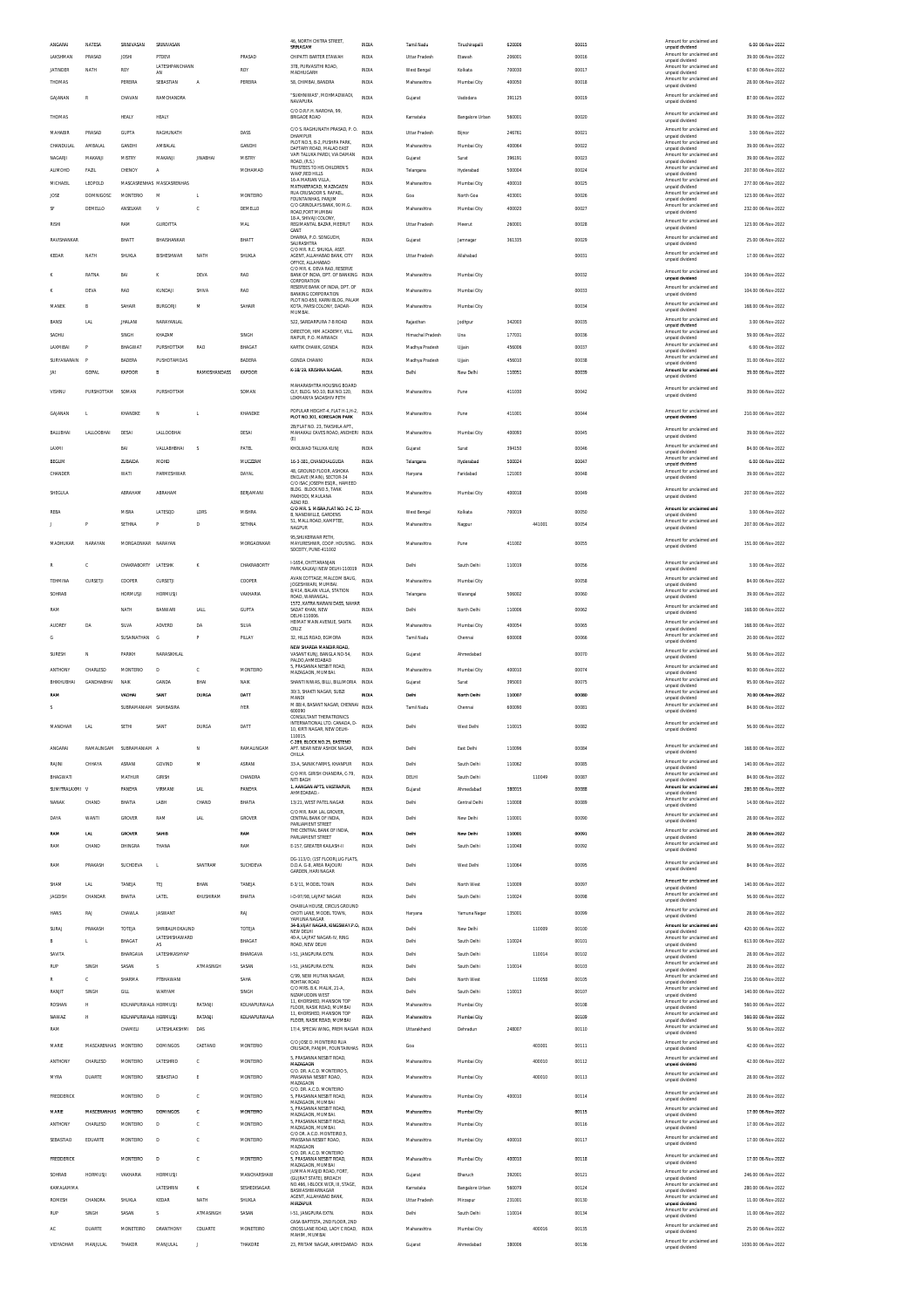| ANGARAI | NATESA | SRINIVASAN | SRINIVASAN | | | 46, NORTH CHITRA STREET, SRIRAGAM | INDIA | Tamil Nadu | Tiruchirapalli | 620006 | | 00015 | Amount for unclaimed and unpaid dividend | 6.00 06-Nov-2022 |
|---|---|---|---|---|---|---|---|---|---|---|---|---|---|---|
| LAKSHMAN | PRASAD | JOSHI | PTDEVI | | PRASAD | CHIPATTI BARTER ETAWAH | INDIA | Uttar Pradesh | Etawah | 206001 | | 00016 | Amount for unclaimed and unpaid dividend | 39.00 06-Nov-2022 |
| JATINDER | NATH | ROY | LATESHPANCHANN AN | | ROY | 378, PURVASTHI ROAD, MADHUGARH | INDIA | West Bengal | Kolkata | 700030 | | 00017 | Amount for unclaimed and unpaid dividend | 67.00 06-Nov-2022 |
| THOMAS | | PEREIRA | SEBASTIAN | A | PEREIRA | 58, CHIMBAI, BANDRA | INDIA | Maharashtra | Mumbai City | 400050 | | 00018 | Amount for unclaimed and unpaid dividend | 28.00 06-Nov-2022 |
| GAJANAN | R | CHAVAN | RAMCHANDRA | | | "SUKHNIWAS", MOHMADWADI, NAVAPURA | INDIA | Gujarat | Vadodara | 391125 | | 00019 | Amount for unclaimed and unpaid dividend | 87.00 06-Nov-2022 |
| THOMAS | | HEALY | HEALY | | | C/O D.R.F.H. NARONHA, 99, BRIGADE ROAD | INDIA | Karnataka | Bangalore Urban | 560001 | | 00020 | Amount for unclaimed and unpaid dividend | 39.00 06-Nov-2022 |
| MAHABIR | PRASAD | GUPTA | RAGHUNATH | | DASS | C/O S. RAGHUNATH PRASAD, P. O. DHAMPUR | INDIA | Uttar Pradesh | Bijnor | 246761 | | 00021 | Amount for unclaimed and unpaid dividend | 3.00 06-Nov-2022 |
| CHANDULAL | AMBALAL | GANDHI | AMBALAL | | GANDHI | PLOT NO.5, B-2, PUSHPA PARK, DAFTARY ROAD, MALAD EAST | INDIA | Maharashtra | Mumbai City | 400064 | | 00022 | Amount for unclaimed and unpaid dividend | 39.00 06-Nov-2022 |
| NAGARJI | MAKANJI | MISTRY | MAKANJI | JINABHAI | MISTRY | VAPI TALUKA PARDI, VIA DAMAN ROAD, (R.S.) | INDIA | Gujarat | Surat | 396191 | | 00023 | Amount for unclaimed and unpaid dividend | 39.00 06-Nov-2022 |
| AUMOHD | FAZIL | CHENOY | A | | MOHAMAD | TRUSTEES TO HIS CHILDREN'S WAKF,RED HILLS | INDIA | Telangana | Hyderabad | 500004 | | 00024 | Amount for unclaimed and unpaid dividend | 207.00 06-Nov-2022 |
| MICHAEL | LEOPOLD | MASCASRENHAS | MASCASRENHAS | | | 16-A MARIAN VILLA, MATHARPACADI, MAZAGAON | INDIA | Maharashtra | Mumbai City | 400010 | | 00025 | Amount for unclaimed and unpaid dividend | 277.00 06-Nov-2022 |
| JOSE | DOMINGOSC | MONTEIRO | M | L | MONTEIRO | RUA CRUSACIOR S. RAFAEL, FOUNTAINHAS, PANJIM | INDIA | Goa | North Goa | 403001 | | 00026 | Amount for unclaimed and unpaid dividend | 123.00 06-Nov-2022 |
| SF | DEMELLO | ANSELKAR | V | C | DEMELLO | C/O GRINDLAYS BANK, 90 M.G. ROAD,FORT MUMBAI | INDIA | Maharashtra | Mumbai City | 400020 | | 00027 | Amount for unclaimed and unpaid dividend | 232.00 06-Nov-2022 |
| RISHI | | RAM | GURDITTA | | MAL | 18-A, SHIVAJI COLONY, REGIMANTAL BAZAR, MEERUT CANT | INDIA | Uttar Pradesh | Meerut | 260001 | | 00028 | Amount for unclaimed and unpaid dividend | 123.00 06-Nov-2022 |
| RAVISHANKAR | | BHATT | BHAISHANKAR | | BHATT | DHARKA, P.O. SONGUDH, SAURASHTRA | INDIA | Gujarat | Jamnagar | 361335 | | 00029 | Amount for unclaimed and unpaid dividend | 25.00 06-Nov-2022 |
| KEDAR | NATH | SHUKLA | BISHESHWAR | NATH | SHUKLA | C/O MR. R.C. SHUKLA. ASST. AGENT, ALLAHABAD BANK, CITY OFFICE, ALLAHABAD | INDIA | Uttar Pradesh | Allahabad | | | 00031 | Amount for unclaimed and unpaid dividend | 17.00 06-Nov-2022 |
| K | RATNA | BAI | K | DEVA | RAO | C/O MR. K. DEVA RAO, RESERVE BANK OF INDIA, DPT. OF BANKING CORPORATION | INDIA | Maharashtra | Mumbai City | | | 00032 | Amount for unclaimed and unpaid dividend | 104.00 06-Nov-2022 |
| K | DEVA | RAO | KUNDAJI | SHIVA | RAO | RESERVE BANK OF INDIA, DPT. OF BANKING CORPORATION | INDIA | Maharashtra | Mumbai City | | | 00033 | Amount for unclaimed and unpaid dividend | 104.00 06-Nov-2022 |
| MANEK | B | SAHAIR | BURGORJI | M | SAHAIR | PLOT NO.650, KARNI BLDG, PALAM KOTA, PARSI COLONY, DADAR-MUMBAI. | INDIA | Maharashtra | Mumbai City | | | 00034 | Amount for unclaimed and unpaid dividend | 168.00 06-Nov-2022 |
| BANSI | LAL | JHALANI | NARAYANLAL | | | 522, SARDARPURA 7-B ROAD | INDIA | Rajasthan | Jodhpur | 342003 | | 00035 | Amount for unclaimed and unpaid dividend | 3.00 06-Nov-2022 |
| SADHU | | SINGH | KHAZAM | | SINGH | DIRECTOR, NIM ACADEMY, VILL. RAIPUR, P.O. MARWADI | INDIA | Himachal Pradesh | Una | 177031 | | 00036 | Amount for unclaimed and unpaid dividend | 59.00 06-Nov-2022 |
| LAXMIBAI | P | BHAGWAT | PURSHOTTAM | RAO | BHAGAT | KARTIK CHAWK, GONDA | INDIA | Madhya Pradesh | Ujjain | 456006 | | 00037 | Amount for unclaimed and unpaid dividend | 6.00 06-Nov-2022 |
| SURYANARAIN | P | BADERA | PUSHOTAMDAS | | BADERA | GONDA CHAWKI | INDIA | Madhya Pradesh | Ujjain | 456010 | | 00038 | Amount for unclaimed and unpaid dividend | 31.00 06-Nov-2022 |
| JAI | GOPAL | KAPOOR | B | RAMKISHANDASS | KAPOOR | K-18/19, KRISHNA NAGAR. | INDIA | Delhi | New Delhi | 110051 | | 00039 | Amount for unclaimed and unpaid dividend | 39.00 06-Nov-2022 |
| VISHNU | PURSHOTTAM | SOMAN | PURSHOTTAM | | SOMAN | MAHARASHTRA HOUSING BOARD CLY, BLDG. NO.10, BLK NO.120, LOKMANYA SADASHIV PETH | INDIA | Maharashtra | Pune | 411030 | | 00042 | Amount for unclaimed and unpaid dividend | 39.00 06-Nov-2022 |
| GAJANAN | L | KHANDKE | N | L | KHANDKE | POPULAR HEIGHT-4, FLAT H-1,H-2, PLOT NO.301, KOREGAON PARK | INDIA | Maharashtra | Pune | 411001 | | 00044 | Amount for unclaimed and unpaid dividend | 210.00 06-Nov-2022 |
| BALUBHAI | LALLOOBHAI | DESAI | LALLOOBHAI | | DESAI | 28/FLAT NO. 23, TAKSHILA APT., MAHAKALI CAVES ROAD, ANDHERI (E) | INDIA | Maharashtra | Mumbai City | 400093 | | 00045 | Amount for unclaimed and unpaid dividend | 39.00 06-Nov-2022 |
| LAXMI | | BAI | VALLABHBHAI | S | PATEL | KHOLWAD TALUKA KUNJ | INDIA | Gujarat | Surat | 394150 | | 00046 | Amount for unclaimed and unpaid dividend | 84.00 06-Nov-2022 |
| BEGUM | | ZUBAIDA | MOHD | | MUCZZAM | 16-3-381, CHANCHALGUDA | INDIA | Telangana | Hyderabad | 500024 | | 00047 | Amount for unclaimed and unpaid dividend | 6.00 06-Nov-2022 |
| CHANDER | | WATI | PARMESHWAR | | DAYAL | 48, GROUND FLOOR, ASHOKA ENCLAVE (MAIN), SECTOR-34 | INDIA | Haryana | Faridabad | 121003 | | 00048 | Amount for unclaimed and unpaid dividend | 39.00 06-Nov-2022 |
| SHEGULA | | ABRAHAM | ABRAHAM | | BENJAMANI | C/O ISAC JOSEPH ESQR., HAMEED BLDG. BLOCK NO.5, TANK PAKHADI, MAULANA AZAD RD. | INDIA | Maharashtra | Mumbai City | 400018 | | 00049 | Amount for unclaimed and unpaid dividend | 207.00 06-Nov-2022 |
| REBA | | MISRA | LATESQD | LDRS | MISHRA | C/O MR. S. MISRA,FLAT NO. 2-C, 22-B, NANDIVILLE GARDENS | INDIA | West Bengal | Kolkata | 700019 | | 00050 | Amount for unclaimed and unpaid dividend | 3.00 06-Nov-2022 |
| J | P | SETHNA | P | D | SETHNA | 51, MALL ROAD, KAMPTEE, NAGPUR | INDIA | Maharashtra | Nagpur | | 441001 | 00054 | Amount for unclaimed and unpaid dividend | 207.00 06-Nov-2022 |
| MADHUKAR | NARAYAN | MORGAONKAR | NARAYAN | | MORGAONKAR | 95,SHUKRWAR PETH, MAYURESHWER, COOP. HOUSING. SOCEITY, PUNE-411002 | INDIA | Maharashtra | Pune | 411002 | | 00055 | Amount for unclaimed and unpaid dividend | 151.00 06-Nov-2022 |
| R | C | CHAKRABORTY | LATESHK | K | CHAKRABORTY | I-1654, CHITTARANJAN PARK,KALKAJI NEW DELHI-110019 | INDIA | Delhi | South Delhi | 110019 | | 00056 | Amount for unclaimed and unpaid dividend | 3.00 06-Nov-2022 |
| TEHMINA | CURSETJI | COOPER | CURSETJI | | COOPER | AVAN COTTAGE, MALCOM BAUG, JOGESHWARI, MUMBAI | INDIA | Maharashtra | Mumbai City | | | 00058 | Amount for unclaimed and unpaid dividend | 84.00 06-Nov-2022 |
| SOHRAB | | HORMUSJI | HORMUSJI | | VAKHARIA | 8/414, BALAN VILLA, STATION ROAD, WARANGAL. | INDIA | Telangana | Warangal | 506002 | | 00060 | Amount for unclaimed and unpaid dividend | 39.00 06-Nov-2022 |
| RAM | | NATH | BANWARI | LALL | GUPTA | 1572, KATRA NARAIN DASS, NAHAR SADAT KHAN, NEW DELHI-110006. | INDIA | Delhi | North Delhi | 110006 | | 00062 | Amount for unclaimed and unpaid dividend | 168.00 06-Nov-2022 |
| AUDREY | DA | SILVA | ADVERD | DA | SILVA | HEMKAT MAIN AVENUE, SANTA CRUZ | INDIA | Maharashtra | Mumbai City | 400054 | | 00065 | Amount for unclaimed and unpaid dividend | 168.00 06-Nov-2022 |
| G | | SUSAINATHAN | G | P | PILLAY | 32, HILLS ROAD, EGMORA | INDIA | Tamil Nadu | Chennai | 600008 | | 00066 | Amount for unclaimed and unpaid dividend | 20.00 06-Nov-2022 |
| SURESH | N | PARIKH | NARASIKHLAL | | | NEW SHARDA MANDIR ROAD, VASANT KUNJ, BANGLA NO-54, PALDO,AHMEDABAD | INDIA | Gujarat | Ahmedabad | | | 00070 | Amount for unclaimed and unpaid dividend | 56.00 06-Nov-2022 |
| ANTHONY | CHARLESD | MONTEIRO | D | C | MONTEIRO | 5, PRASANNA NESBIT ROAD, MAZAGAON, MUMBAI. | INDIA | Maharashtra | Mumbai City | 400010 | | 00074 | Amount for unclaimed and unpaid dividend | 90.00 06-Nov-2022 |
| BHIKHUBHAI | GANDHABHAI | NAIK | GANDA | BHAI | NAIK | SHANTINIWAS, BILLI, BILLIMORIA | INDIA | Gujarat | Surat | 395003 | | 00075 | Amount for unclaimed and unpaid dividend | 95.00 06-Nov-2022 |
| RAM | | VADHAI | SANT | DURGA | DATT | 30/3, SHAKTI NAGAR, SUBZI MANDI | INDIA | Delhi | North Delhi | 110007 | | 00080 | Amount for unclaimed and unpaid dividend | 70.00 06-Nov-2022 |
| S | | SUBRAMANIAM | SAMBASIRA | | IYER | M 88/4, BASANT NAGAR, CHENNAI 600090 | INDIA | Tamil Nadu | Chennai | 600090 | | 00081 | Amount for unclaimed and unpaid dividend | 84.00 06-Nov-2022 |
| MANOHAR | LAL | SETHI | SANT | DURGA | DATT | CONSULTANT THERATRONICS INTERNATIONAL LTD. CANADA, D-10, KIRTI NAGAR, NEW DELHI-110015 | INDIA | Delhi | West Delhi | 110015 | | 00082 | Amount for unclaimed and unpaid dividend | 56.00 06-Nov-2022 |
| ANGARAI | RAMALINGAM | SUBRAMANIAM | A | N | RAMALINGAM | C-289, BLOCK NO.25, EASTEND APT. NEAR NEW ASHOK NAGAR, CHILLA | INDIA | Delhi | East Delhi | 110096 | | 00084 | Amount for unclaimed and unpaid dividend | 168.00 06-Nov-2022 |
| RAJINI | CHHAYA | ASRANI | GOVIND | M | ASRANI | 33-A, SAINIK FARMS, KHANPUR | INDIA | Delhi | South Delhi | 110062 | | 00085 | Amount for unclaimed and unpaid dividend | 140.00 06-Nov-2022 |
| BHAGWATI | | MATHUR | GIRISH | | CHANDRA | C/O MR. GIRISH CHANDRA, C-79, NITI BAGH | INDIA | DELHI | South Delhi | | 110049 | 00087 | Amount for unclaimed and unpaid dividend | 84.00 06-Nov-2022 |
| SUMITRALAXMI | V | PANDYA | VIRMANI | LAL | PANDYA | 1, AANGAN APTS, VASTRAPUR, AHMEDABAD- | INDIA | Gujarat | Ahmedabad | 380015 | | 00088 | Amount for unclaimed and unpaid dividend | 280.00 06-Nov-2022 |
| NANAK | CHAND | BHATIA | LABH | CHAND | BHATIA | 13/21, WEST PATEL NAGAR | INDIA | Delhi | Central Delhi | 110008 | | 00089 | Amount for unclaimed and unpaid dividend | 14.00 06-Nov-2022 |
| DAYA | WANTI | GROVER | RAM | LAL | GROVER | C/O MR. RAM LAL GROVER, CENTRAL BANK OF INDIA, PARLIAMENT STREET | INDIA | Delhi | New Delhi | 110001 | | 00090 | Amount for unclaimed and unpaid dividend | 28.00 06-Nov-2022 |
| RAM | LAL | GROVER | SAHIB | | RAM | THE CENTRAL BANK OF INDIA, PARLIAMENT STREET | INDIA | Delhi | New Delhi | 110001 | | 00091 | Amount for unclaimed and unpaid dividend | 28.00 06-Nov-2022 |
| RAM | CHAND | DHINGRA | THANA | | RAM | E-157, GREATER KAILASH-I | INDIA | Delhi | South Delhi | 110048 | | 00092 | Amount for unclaimed and unpaid dividend | 56.00 06-Nov-2022 |
| RAM | PRAKASH | SUCHDEVA | L | SANTRAM | SUCHDEVA | DG-113/D, (1ST FLOOR),LIG FLATS, D.D.A. G-8, AREA RAJOURI GARDEN, HARI NAGAR | INDIA | Delhi | West Delhi | 110064 | | 00095 | Amount for unclaimed and unpaid dividend | 84.00 06-Nov-2022 |
| SHAM | LAL | TANEJA | TEJ | BHAN | TANEJA | E-3/11, MODEL TOWN | INDIA | Delhi | North West | 110009 | | 00097 | Amount for unclaimed and unpaid dividend | 140.00 06-Nov-2022 |
| JAGDISH | CHANDAR | BHATIA | LATEL | KHUSHIRAM | BHATIA | I-D-97/98, LAJPAT NAGAR | INDIA | Delhi | South Delhi | 110024 | | 00098 | Amount for unclaimed and unpaid dividend | 56.00 06-Nov-2022 |
| HANS | RAJ | CHAWLA | JASWANT | | RAJ | CHAWLA HOUSE, CIRCUS GROUND CHOTI LANE, MODEL TOWN, YAMUNA NAGAR | INDIA | Haryana | Yamuna Nagar | 135001 | | 00099 | Amount for unclaimed and unpaid dividend | 28.00 06-Nov-2022 |
| SURAJ | PRAKASH | TOTEJA | SHRIBALMOKAUND | | TOTEJA | 34-B,VIJAY NAGAR, KINGSWAY,P.O., NEW DELHI | INDIA | Delhi | New Delhi | | 110009 | 00100 | Amount for unclaimed and unpaid dividend | 420.00 06-Nov-2022 |
| B | L | BHAGAT | LATESHRISHAWARD AS | | BHAGAT | 40-A, LAJPAT NAGAR-IV, RING ROAD, NEW DELHI | INDIA | Delhi | South Delhi | 110024 | | 00101 | Amount for unclaimed and unpaid dividend | 613.00 06-Nov-2022 |
| SAVITA | | BHARGAVA | LATESHKASHYAP | | BHARGAVA | I-51, JANGPURA EXTN. | INDIA | Delhi | South Delhi | | 110014 | 00102 | Amount for unclaimed and unpaid dividend | 28.00 06-Nov-2022 |
| RUP | SINGH | SASAN | S | ATMASINGH | SASAN | I-51, JANGPURA EXTN. | INDIA | Delhi | South Delhi | 110014 | | 00103 | Amount for unclaimed and unpaid dividend | 28.00 06-Nov-2022 |
| R | C | SHARMA | PTBHAWANI | | SAHA | C/99, NEW MUTAN NAGAR, ROHTAK ROAD | INDIA | Delhi | North West | | 110058 | 00105 | Amount for unclaimed and unpaid dividend | 216.00 06-Nov-2022 |
| RANJIT | SINGH | GILL | WARYAM | | SINGH | C/O MRS. B.K. MALIK, 21-A, NIZAMUDDIN WEST | INDIA | Delhi | South Delhi | 110013 | | 00107 | Amount for unclaimed and unpaid dividend | 140.00 06-Nov-2022 |
| ROSHAN | H | KOLHAPURWALA | HORMUSJI | RATANJI | KOLHAPURWALA | 11, KHORSHED, MANSION TOP FLOOR, NASIK ROAD, MUMBAI | INDIA | Maharashtra | Mumbai City | | | 00108 | Amount for unclaimed and unpaid dividend | 560.00 06-Nov-2022 |
| NAWAZ | H | KOLHAPURWALA | HORMUSJI | RATANJI | KOLHAPURWALA | 11, KHORSHED, MANSION TOP FLOOR, NASIK ROAD, MUMBAI | INDIA | Maharashtra | Mumbai City | | | 00109 | Amount for unclaimed and unpaid dividend | 560.00 06-Nov-2022 |
| RAM | | CHAMELI | LATESHLAKSHMI | DAS | | 17/4, SPECIAL WING, PREM NAGAR | INDIA | Uttarakhand | Dehradun | 248007 | | 00110 | Amount for unclaimed and unpaid dividend | 56.00 06-Nov-2022 |
| MARIE | MASCARENHAS | MONTEIRO | DOMINGOS | CAETANO | MONTEIRO | C/O JOSE D. MONTEIRO RUA CRUSADOR, PANJIM, FOUNTAINHAS | INDIA | Goa | | | 403001 | 00111 | Amount for unclaimed and unpaid dividend | 42.00 06-Nov-2022 |
| ANTHONY | CHARLESD | MONTEIRO | LATESHRID | C | MONTEIRO | 5, PRASANNA NESBIT ROAD, MAZAGAON | INDIA | Maharashtra | Mumbai City | | 400010 | 00112 | Amount for unclaimed and unpaid dividend | 42.00 06-Nov-2022 |
| MYRA | DUARTE | MONTEIRO | SEBASTIAO | E | MONTEIRO | C/O. DR. A.C.D. MONTEIRO 5, PRASANNA NESBIT ROAD, MAZAGAON | INDIA | Maharashtra | Mumbai City | | 400010 | 00113 | Amount for unclaimed and unpaid dividend | 28.00 06-Nov-2022 |
| FREDDERICK | | MONTEIRO | D | C | MONTEIRO | C/O. DR. A.C.D. MONTEIRO 5, PRASANNA NESBIT ROAD, MAZAGAON, MUMBAI | INDIA | Maharashtra | Mumbai City | 400010 | | 00114 | Amount for unclaimed and unpaid dividend | 28.00 06-Nov-2022 |
| MARIE | MASCERANHAS | MONTEIRO | DOMINGOS | C | MONTEIRO | 5, PRASANNA NESBIT ROAD, MAZAGAON, MUMBAI. | INDIA | Maharashtra | Mumbai City | | | 00115 | Amount for unclaimed and unpaid dividend | 17.00 06-Nov-2022 |
| ANTHONY | CHARLESD | MONTEIRO | D | C | MONTEIRO | 5, PRASANNA NESBIT ROAD, MAZAGAON, MUMBAI. | INDIA | Maharashtra | Mumbai City | | | 00116 | Amount for unclaimed and unpaid dividend | 17.00 06-Nov-2022 |
| SEBASTIAO | EDUARTE | MONTEIRO | D | C | MONTEIRO | C/O DR. A.C.D. MONTEIRO 5, PRASSANA NESBIT ROAD, MAZAGAON | INDIA | Maharashtra | Mumbai City | 400010 | | 00117 | Amount for unclaimed and unpaid dividend | 17.00 06-Nov-2022 |
| FREDDERICK | | MONTEIRO | D | C | MONTEIRO | C/O. DR. A.C.D. MONTEIRO 5, PRASANNA NESBIT ROAD, MAZAGAON, MUMBAI | INDIA | Maharashtra | Mumbai City | 400010 | | 00118 | Amount for unclaimed and unpaid dividend | 17.00 06-Nov-2022 |
| SOHRAB | HORMUSJI | VAKHARIA | HORMUSJI | | MANCHARSHAW | JUMMA MASJID ROAD, FORT, (GUJRAT STATE), BROACH | INDIA | Gujarat | Bharuch | 392001 | | 00121 | Amount for unclaimed and unpaid dividend | 246.00 06-Nov-2022 |
| KAMALAMMA | | | LATESHRIN | K | SESHEDISAGAR | NO.466, I BLOCK WCR, III STAGE, BASWASHWARNAGAR | INDIA | Karnataka | Bangalore Urban | 560079 | | 00124 | Amount for unclaimed and unpaid dividend | 280.00 06-Nov-2022 |
| ROMESH | CHANDRA | SHUKLA | KEDAR | NATH | SHUKLA | AGENT, ALLAHABAD BANK, MIRZAPUR | INDIA | Uttar Pradesh | Mirzapur | 231001 | | 00130 | Amount for unclaimed and unpaid dividend | 11.00 06-Nov-2022 |
| RUP | SINGH | SASAN | S | ATMASINGH | SASAN | I-51, JANGPURA EXTN. | INDIA | Delhi | South Delhi | 110014 | | 00134 | Amount for unclaimed and unpaid dividend | 11.00 06-Nov-2022 |
| AC | DUARTE | MONTEIRO | DRANTHONY | CDUARTE | MONTEIRO | CASA BAPTISTA, 2ND FLOOR, 2ND CROSS LANE ROAD, LADY C ROAD, MAHIM, MUMBAI | INDIA | Maharashtra | Mumbai City | | 400016 | 00135 | Amount for unclaimed and unpaid dividend | 25.00 06-Nov-2022 |
| VIDYADHAR | MANJULAL | THAKOR | MANJULAL | J | THAKORE | 23, PRITAM NAGAR, AHMEDABAD | INDIA | Gujarat | Ahmedabad | 380006 | | 00136 | Amount for unclaimed and unpaid dividend | 1030.00 06-Nov-2022 |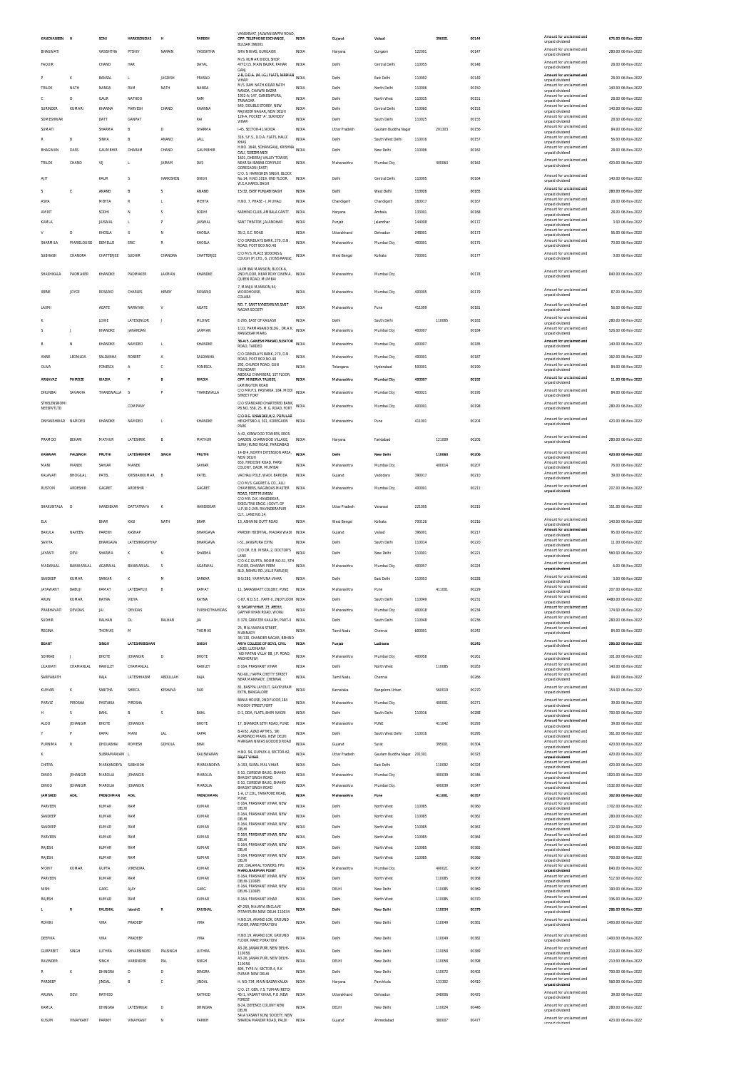| KANCHANBEN | H | SONI | HARKISONDAS | H | PAREKH | VANSHIVAT, JALWAN BAPPA ROAD, OPP. TELEPHONE EXCHANGE, BULSAR 396001 | INDIA | Gujarat | Valsad | | 396001 | 00144 | | Amount for unclaimed and unpaid dividend | 675.00 06-Nov-2022 |
|---|---|---|---|---|---|---|---|---|---|---|---|---|---|---|---|
| BHAGWATI | | VASISHTHA | PTSHIV | NARAIN | VASISHTHA | SHIV NIWAS, GURGAON | INDIA | Haryana | Gurgaon | 122001 | | 00147 | | Amount for unclaimed and unpaid dividend | 280.00 06-Nov-2022 |
| FAQUIR | | CHAND | HAR | | DAYAL | M/S. KUMAR WOOL SHOP, 4772/15, MAIN BAZAR, PAHAR GANJ | INDIA | Delhi | Central Delhi | 110055 | | 00148 | | Amount for unclaimed and unpaid dividend | 28.00 06-Nov-2022 |
| P | K | BANSAL | L | JAGDISH | PRASAD | 2-B, D.D.A. (M.I.G.) FLATS, NIRMAN VIHAR | INDIA | Delhi | East Delhi | 110092 | | 00149 | | Amount for unclaimed and unpaid dividend | 28.00 06-Nov-2022 |
| TRILOK | NATH | NANDA | RAM | NATH | NANDA | M/S. RAM NATH KIDAR NATH NANDA, CHAWRI BAZAR | INDIA | Delhi | North Delhi | 110006 | | 00150 | | Amount for unclaimed and unpaid dividend | 140.00 06-Nov-2022 |
| C | D | GAUR | NATHOO | | RAM | 1932-A/147, GANESHPURA, TRINAGAR | INDIA | Delhi | North West | 110035 | | 00151 | | Amount for unclaimed and unpaid dividend | 28.00 06-Nov-2022 |
| SURINDER | KUMARI | KHANNA | PARVESH | CHAND | KHANNA | 540, DOUBLE STOREY, NEW RAJINDER NAGAR, NEW DELHI | INDIA | Delhi | Central Delhi | 110060 | | 00153 | | Amount for unclaimed and unpaid dividend | 140.00 06-Nov-2022 |
| SOMESHWAR | | DATT | GANPAT | | RAI | 129-A, POCKET 'A', SUKHDEV VIHAR | INDIA | Delhi | South Delhi | 110025 | | 00155 | | Amount for unclaimed and unpaid dividend | 28.00 06-Nov-2022 |
| SUMATI | | SHARMA | B | D | SHARMA | I-45, SECTOR-41,NOIDA | INDIA | Uttar Pradesh | Gautam Buddha Nagar | | 201303 | 00156 | | Amount for unclaimed and unpaid dividend | 84.00 06-Nov-2022 |
| R | B | SINHA | B | ANAND | LALL | 318, S.F.S., D.D.A. FLATS, HAUZ KHAS | INDIA | Delhi | South West Delhi | 110016 | | 00157 | | Amount for unclaimed and unpaid dividend | 56.00 06-Nov-2022 |
| BHAGWAN | DASS | GAUMBHIR | DHARAM | CHAND | GAUMBHIR | H.NO. 3640, SOHANGANJ, KRISHNA GALI, SUBZIMANDI | INDIA | Delhi | New Delhi | 110006 | | 00162 | | Amount for unclaimed and unpaid dividend | 28.00 06-Nov-2022 |
| TRILOK | CHAND | VIJ | L | JAIRAM | DAS | 1601, DHEERAJ VALLEY TOWER, NEAR SAIBABAB COMPLEX GOREGAON (EAST) | INDIA | Maharashtra | Mumbai City | | 400063 | 00163 | | Amount for unclaimed and unpaid dividend | 420.00 06-Nov-2022 |
| AJIT | | KAUR | S | HARKISHEN | SINGH | C/O. S. HARKISHEN SINGH, BLOCK No.14, H.NO.1019, IIND FLOOR, W.E.A.KAROL BAGH | INDIA | Delhi | Central Delhi | 110005 | | 00164 | | Amount for unclaimed and unpaid dividend | 140.00 06-Nov-2022 |
| S | C | ANAND | B | S | ANAND | 15/32, EAST PUNJABI BAGH | INDIA | Delhi | West Delhi | 110026 | | 00165 | | Amount for unclaimed and unpaid dividend | 280.00 06-Nov-2022 |
| ASHA | | MEHTA | R | L | MEHTA | H.NO. 7, PHASE - I, MUHALI | INDIA | Chandigarh | Chandigarh | 160017 | | 00167 | | Amount for unclaimed and unpaid dividend | 28.00 06-Nov-2022 |
| AMRIT | | SODHI | N | S | SODHI | SARHIND CLUB, AMBALA CANTT. | INDIA | Haryana | Ambala | 133001 | | 00168 | | Amount for unclaimed and unpaid dividend | 28.00 06-Nov-2022 |
| KAMLA | | JAISWAL | L | P | JAISWAL | SANT THEATRE, JALANDHAR | INDIA | Punjab | Jalandhar | 144008 | | 00172 | | Amount for unclaimed and unpaid dividend | 3.00 06-Nov-2022 |
| V | D | KHOSLA | S | N | KHOSLA | 35/2, E.C.ROAD | INDIA | Uttarakhand | Dehradun | 248001 | | 00173 | | Amount for unclaimed and unpaid dividend | 56.00 06-Nov-2022 |
| SHARMILA | MARIELOUISE | DEMELLO | ERIC | R | KHOSLA | C/O GRINDLAYS BANK, 270, D.N. ROAD, POST BOX NO.48 | INDIA | Maharashtra | Mumbai City | 400001 | | 00175 | | Amount for unclaimed and unpaid dividend | 70.00 06-Nov-2022 |
| SUBHASH | CHANDRA | CHATTERJEE | SUDHIR | CHANDRA | CHATTERJEE | C/O M/S. PLACE SIDDONS & COUGH (P) LTD., 6, LYONS RANGE | INDIA | West Bengal | Kolkata | 700001 | | 00177 | | Amount for unclaimed and unpaid dividend | 3.00 06-Nov-2022 |
| SHASHIKALA | PADMAKER | KHANDKE | PADMAKER | LAXMAN | KHANDKE | LAXMIBAI MANSION, BLOCK-6, 2ND FLOOR, NEAR ROXY CINEMA, QUEEN ROAD, MUMBAI | INDIA | Maharashtra | Mumbai City | | | 00178 | | Amount for unclaimed and unpaid dividend | 840.00 06-Nov-2022 |
| IRENE | JOYCE | ROSARIO | CHARLES | HENRY | ROSARIO | 7, MANJU MANSION,54, WODEHOUSE, COLABA | INDIA | Maharashtra | Mumbai City | 400005 | | 00179 | | Amount for unclaimed and unpaid dividend | 87.00 06-Nov-2022 |
| LAXMI | | AGATE | NARAYAN | V | AGATE | NO. 7, SANT MYNESHWAR,SANT NAGAR SOCIETY | INDIA | Maharashtra | Pune | 411009 | | 00181 | | Amount for unclaimed and unpaid dividend | 56.00 06-Nov-2022 |
| K | | LOWE | LATESQNLDR | J | MLOWE | E-295, EAST OF KAILASH | INDIA | Delhi | South Delhi | | 110065 | 00183 | | Amount for unclaimed and unpaid dividend | 280.00 06-Nov-2022 |
| S | J | KHANDKE | JANARDAN | | LAXMAN | 1/22, PARMANAND BLDG., DR.A.K. RANGEKAR MARG | INDIA | Maharashtra | Mumbai City | 400007 | | 00184 | | Amount for unclaimed and unpaid dividend | 526.00 06-Nov-2022 |
| B | N | KHANDKE | NAMDEO | L | KHANDKE | 3B-A/5, GANESH PRASAD,SLEATOR ROAD, TARDEO | INDIA | Maharashtra | Mumbai City | 400007 | | 00185 | | Amount for unclaimed and unpaid dividend | 140.00 06-Nov-2022 |
| ANNE | LEONILDA | SALDANHA | ROBERT | A | SALDANHA | C/O GRINDLAYS BANK, 270, D.N. ROAD, POST BOX NO.48 | INDIA | Maharashtra | Mumbai City | 400001 | | 00187 | | Amount for unclaimed and unpaid dividend | 162.00 06-Nov-2022 |
| OLIVA | | FONESCA | A | C | FONESCA | 292, CHURCH ROAD, GUN FOUNDARY | INDIA | Telangana | Hyderabad | 500001 | | 00190 | | Amount for unclaimed and unpaid dividend | 84.00 06-Nov-2022 |
| ARNAVAZ | PHIROZE | WADIA | P | B | WADIA | ABDEALI CHAMBERS, 1ST FLOOR, OPP. MINERVA TALKIES, LAMINGTON ROAD | INDIA | Maharashtra | Mumbai City | 400007 | | 00192 | | Amount for unclaimed and unpaid dividend | 11.00 06-Nov-2022 |
| DHUNBAI | SAVAKHA | THANEWALLA | S | P | THANEWALLA | C/O M.R.P.S. PASTAKIA, 184, MODI STREET FORT | INDIA | Maharashtra | Mumbai City | 400021 | | 00195 | | Amount for unclaimed and unpaid dividend | 84.00 06-Nov-2022 |
| STHELENSNOMI NEESPVTLTD | | | COMPANY | | | C/O STANDARD CHARTERED BANK, PB.NO. 558, 25, M.G. ROAD, FORT | INDIA | Maharashtra | Mumbai City | 400001 | | 00198 | | Amount for unclaimed and unpaid dividend | 280.00 06-Nov-2022 |
| DNYANSHWAR | NAMDEO | KHANDKE | NAMDEO | L | KHANDKE | C/O R.G. KHANDKE,H/2, POPULAR HEIGHTSNO.4, 301, KOREGAON PARK | INDIA | Maharashtra | Pune | 411001 | | 00204 | | Amount for unclaimed and unpaid dividend | 420.00 06-Nov-2022 |
| PRAMOD | BEHARI | MATHUR | LATESHRIK | B | MATHUR | A-42, KENWOOD TOWERS, EROS GARDEN, CHARMWOOD VILLAGE, SURAJ KUND ROAD, FARIDABAD | INDIA | Haryana | Faridabad | | 121009 | 00205 | | Amount for unclaimed and unpaid dividend | 280.00 06-Nov-2022 |
| KANWAR | PALSINGH | PRUTHI | LATESHRIHEM | SINGH | PRUTHI | 14-B/4, NORTH EXTENSION AREA, NEW DELHI | INDIA | Delhi | New Delhi | | 110060 | 00206 | | Amount for unclaimed and unpaid dividend | 420.00 06-Nov-2022 |
| MANI | MANEK | SAHIAR | MANEK | | SAHIAR | 650, FIRDOSHI ROAD, PARSI COLONY, DADR, MUMBAI | INDIA | Maharashtra | Mumbai City | | 400014 | 00207 | | Amount for unclaimed and unpaid dividend | 76.00 06-Nov-2022 |
| KALAVATI | BHOGILAL | PATEL | KRISHANKUMAR | B | PATEL | VACHALI POLE, WADI, BARODA | INDIA | Gujarat | Vadodara | 390017 | | 00210 | | Amount for unclaimed and unpaid dividend | 39.00 06-Nov-2022 |
| RUSTOM | ARDESHIR | GAGRET | ARDESHIR | | GAGRET | C/O M/S. GAGRET & CO., ALLI CHAMBERS, NAGINDAS MASTER ROAD, FORT MUMBAI | INDIA | Maharashtra | Mumbai City | 400001 | | 00211 | | Amount for unclaimed and unpaid dividend | 207.00 06-Nov-2022 |
| SHAKUNTALA | D | HANDIEKAR | DATTATRAYA | K | HANDIEKAR | C/O MR. D.K. HANDIEKAR, EXECUTIVE ENGG. (GOVT. OF U.P.)B-2-249, RAVINDERAPURI CLY., LANE NO.14, | INDIA | Uttar Pradesh | Varanasi | 221005 | | 00215 | | Amount for unclaimed and unpaid dividend | 151.00 06-Nov-2022 |
| ELA | | BHAR | KASI | NATH | BRAR | 13, ASHWINI DUTT ROAD | INDIA | West Bengal | Kolkata | 700126 | | 00216 | | Amount for unclaimed and unpaid dividend | 140.00 06-Nov-2022 |
| BAKULA | NAVEEN | PAREKH | KASHAP | | BHARGAVA | PAREKH HOSPITAL, MADANWADI | INDIA | Gujarat | Valsad | 396001 | | 00217 | | Amount for unclaimed and unpaid dividend | 95.00 06-Nov-2022 |
| SAVITA | | BHARGAVA | LATESHRIKASHYAP | | BHARGAVA | I-51, JANGPURA EXTN. | INDIA | Delhi | South Delhi | 110014 | | 00220 | | Amount for unclaimed and unpaid dividend | 11.00 06-Nov-2022 |
| JAYANTI | DEVI | SHARMA | K | N | SHARMA | C/O DR. E.B. MISRA, 2, DOCTOR'S LANE | INDIA | Delhi | New Delhi | 110001 | | 00221 | | Amount for unclaimed and unpaid dividend | 560.00 06-Nov-2022 |
| MADANLAL | BANWARILAL | AGARWAL | BANWARILAL | S | AGARWAL | C/O K.C.GUPTA, ROOM NO.51, 5TH FLOOR, DHARAM PREM BLD, NEHRU RD.,VILLE PARLE(E) | INDIA | Maharashtra | Mumbai City | 400057 | | 00224 | | Amount for unclaimed and unpaid dividend | 6.00 06-Nov-2022 |
| SANDEEP | KUMAR | SARKAR | K | M | SARKAR | B-5/280, YAMMUNA VIHAR | INDIA | Delhi | East Delhi | 110053 | | 00228 | | Amount for unclaimed and unpaid dividend | 3.00 06-Nov-2022 |
| JAYAWANT | BABUJI | KAMAT | LATEBAPUJI | B | KAMAT | 11, SARASWATI COLONY, PUNE | INDIA | Maharashtra | Pune | | 411001 | 00229 | | Amount for unclaimed and unpaid dividend | 207.00 06-Nov-2022 |
| ARUN | KUMAR | RATNA | VIDYA | | RATNA | C-87, N.D.S.E., PART-II, 2ND FLOOR | INDIA | Delhi | South Delhi | 110049 | | 00231 | | Amount for unclaimed and unpaid dividend | 4480.00 06-Nov-2022 |
| PRABHAVATI | DEVIDAS | JAI | DEVIDAS | | PURSHOTHAMDAS | 9, SAGAR VIHAR, 23, ABDUL GAFFAR KHAN ROAD, WORLI | INDIA | Maharashtra | Mumbai City | 400018 | | 00234 | | Amount for unclaimed and unpaid dividend | 174.00 06-Nov-2022 |
| SUDHIR | | RALHAN | DL | RALHAN | JAI | E-378, GREATER KAILASH, PART-II | INDIA | Delhi | South Delhi | 110048 | | 00236 | | Amount for unclaimed and unpaid dividend | 280.00 06-Nov-2022 |
| REGINA | | THOMAS | M | | THOMAS | 25, MALIAKAPAN STREET, MANNADY | INDIA | Tamil Nadu | Chennai | 600001 | | 00242 | | Amount for unclaimed and unpaid dividend | 84.00 06-Nov-2022 |
| BEANT | | SINGH | LATESHRIBISHAN | | SINGH | 34/130, CHANDER NAGAR, BEHIND ARYA COLLEGE OF BOYS, CIVIL LINES, LUDHIANA | INDIA | Punjab | Ludhiana | | | 00245 | | Amount for unclaimed and unpaid dividend | 286.00 06-Nov-2022 |
| SOHRAB | J | BHOTE | JEHANGIR | D | BHOTE | 'ADI RATAN VILLA' 88, J.P. ROAD, ANDHERI(W) | INDIA | Maharashtra | Mumbai City | 400058 | | 00261 | | Amount for unclaimed and unpaid dividend | 101.00 06-Nov-2022 |
| LILAWATI | CHAMANLAL | RAWLLEY | CHAMANLAL | | RAWLEY | E-164, PRASHANT VIHAR | INDIA | Delhi | North West | | 110085 | 00263 | | Amount for unclaimed and unpaid dividend | 140.00 06-Nov-2022 |
| SARIFABATH | | RAJA | LATESHHASIM | ABDULLAH | RAJA | NO-60, JYAPPA CHETTY STREET NEAR MANNADY, CHENNAI. | INDIA | Tamil Nadu | Chennai | | | 00266 | | Amount for unclaimed and unpaid dividend | 84.00 06-Nov-2022 |
| KUMARI | K | SABITHA | SHRICA | KESHAVA | RAO | 81, BASPPA LAYOUT, GAVIPURAM EXTN, BANGALORE | INDIA | Karnataka | Bangalore Urban | | 560019 | 00270 | | Amount for unclaimed and unpaid dividend | 154.00 06-Nov-2022 |
| PARVIZ | PIROSHA | PASTAKIA | PIROSHA | | | BANIA HOUSE, 2ND FLOOR,184 MOODY STREET,FORT | INDIA | Maharashtra | Mumbai City | | 400001 | 00271 | | Amount for unclaimed and unpaid dividend | 39.00 06-Nov-2022 |
| H | S | BAHL | B | S | BAHL | D-1, DDA, FLATS, SHIEK NAGRI | INDIA | Delhi | South Delhi | 110016 | | 00288 | | Amount for unclaimed and unpaid dividend | 700.00 06-Nov-2022 |
| ALOO | JEHANGIR | BHOTE | JEHANGIR | | BHOTE | 17, SHANKER SETH ROAD, PUNE | INDIA | Maharashtra | PUNE | | 411042 | 00293 | | Amount for unclaimed and unpaid dividend | 39.00 06-Nov-2022 |
| Y | P | KAPAI | MANI | LAL | KAPAI | B-4/62, AZAD APTMS., SRI AUROBINDO MARG, NEW DELHI | INDIA | Delhi | South West Delhi | 110016 | | 00295 | | Amount for unclaimed and unpaid dividend | 381.00 06-Nov-2022 |
| PURNIMA | R | DHOLABHAI | ROMESH | GOHOLA | BHAI | MANGAN NIWAS GODDOD ROAD | INDIA | Gujarat | Surat | | 395001 | 00304 | | Amount for unclaimed and unpaid dividend | 420.00 06-Nov-2022 |
| K | | SUBRAMANIAM | L | | KAUSWARAN | H.NO. 94, DUPLEX-II, SECTOR-62, RAJAT VIHAR | INDIA | Uttar Pradesh | Gautam Buddha Nagar | 201301 | | 00323 | | Amount for unclaimed and unpaid dividend | 420.00 06-Nov-2022 |
| CHITRA | | MARKANDEYA | SUBHODH | | MARKANDEYA | A-193, SURAL MAL VIHAR | INDIA | Delhi | East Delhi | | 110092 | 00324 | | Amount for unclaimed and unpaid dividend | 420.00 06-Nov-2022 |
| DINOO | JEHANGIR | MAROLIA | JEHANGIR | | MAROLIA | E-10, CURSOW BAUG, SHAHID BHAGAT SINGH ROAD | INDIA | Maharashtra | Mumbai City | | 400039 | 00346 | | Amount for unclaimed and unpaid dividend | 1820.00 06-Nov-2022 |
| DINOO | JEHANGIR | MAROLIA | JEHANGIR | | MAROLIA | E-10, CURSOW BAUG, SHAHID BHAGAT SINGH ROAD | INDIA | Maharashtra | Mumbai City | | 400039 | 00347 | | Amount for unclaimed and unpaid dividend | 1532.00 06-Nov-2022 |
| JAMSHED | ADIL | FRENCHMAN | ADIL | | FRENCHMAN | 1-A, LT.COL, TARAPORE ROAD, PUNE | INDIA | Maharashtra | Pune | | 411001 | 00357 | | Amount for unclaimed and unpaid dividend | 382.00 06-Nov-2022 |
| PARVEEN | | KUMAR | RAM | | KUMAR | E-164, PRASHANT VIHAR, NEW DELHI | INDIA | Delhi | North West | 110085 | | 00360 | | Amount for unclaimed and unpaid dividend | 1702.00 06-Nov-2022 |
| SANDEEP | | KUMAR | RAM | | KUMAR | E-164, PRASHANT VIHAR, NEW DELHI | INDIA | Delhi | North West | 110085 | | 00362 | | Amount for unclaimed and unpaid dividend | 280.00 06-Nov-2022 |
| SANDEEP | | KUMAR | RAM | | KUMAR | E-164, PRASHANT VIHAR, NEW DELHI | INDIA | Delhi | North West | 110085 | | 00363 | | Amount for unclaimed and unpaid dividend | 232.00 06-Nov-2022 |
| PARVEEN | | KUMAR | RAM | | KUMAR | E-164, PRASHANT VIHAR, NEW DELHI | INDIA | Delhi | North West | 110085 | | 00364 | | Amount for unclaimed and unpaid dividend | 840.00 06-Nov-2022 |
| RAJESH | | KUMAR | RAM | | KUMAR | E-164, PRASHANT VIHAR, NEW DELHI | INDIA | Delhi | North West | 110085 | | 00365 | | Amount for unclaimed and unpaid dividend | 840.00 06-Nov-2022 |
| RAJESH | | KUMAR | RAM | | KUMAR | E-164, PRASHANT VIHAR, NEW DELHI | INDIA | Delhi | North West | 110085 | | 00366 | | Amount for unclaimed and unpaid dividend | 700.00 06-Nov-2022 |
| MOHIT | KUMAR | GUPTA | VIRENDRA | | KUMAR | 202, DALAMAL TOWERS, FPG MARG,NARIMAN POINT | INDIA | Maharashtra | Mumbai City | | 400021 | 00367 | | Amount for unclaimed and unpaid dividend | 840.00 06-Nov-2022 |
| PARVEEN | | KUMAR | RAM | | KUMAR | E-164, PRASHANT VIHAR, NEW DELHI-110085 | INDIA | Delhi | North West | | 110085 | 00368 | | Amount for unclaimed and unpaid dividend | 512.00 06-Nov-2022 |
| NISHI | | GARG | AJAY | | GARG | E-164, PRASHANT VIHAR, NEW DELHI-110085 | INDIA | DELHI | New Delhi | | 110085 | 00369 | | Amount for unclaimed and unpaid dividend | 190.00 06-Nov-2022 |
| RAJESH | | KUMAR | RAM | | KUMAR | E-164, PRASHANT VIHAR | INDIA | Delhi | North West | | 110085 | 00370 | | Amount for unclaimed and unpaid dividend | 336.00 06-Nov-2022 |
| L | R | KAUSHAL | lateshG | R | KAUSHAL | KP-259, MAURYA ENCLAVE PITAMPURA NEW DELHI-110034 | INDIA | Delhi | New Delhi | | 110034 | 00379 | | Amount for unclaimed and unpaid dividend | 286.00 06-Nov-2022 |
| ROHINI | | VIRA | PRADEEP | | VIRA | H.NO.19, ANAND LOK, GROUND FLOOR, RARE PORATION | INDIA | Delhi | New Delhi | | 110049 | 00381 | | Amount for unclaimed and unpaid dividend | 1400.00 06-Nov-2022 |
| DEEPIKA | | VIRA | PRADEEP | | VIRA | H.NO.19, ANAND LOK, GROUND FLOOR, RARE PORATION | INDIA | Delhi | New Delhi | | 110049 | 00382 | | Amount for unclaimed and unpaid dividend | 1400.00 06-Nov-2022 |
| GURPREET | SINGH | LUTHRA | SHVARSINDER | PALSINGH | LUTHRA | A3-26, JANAK PURI, NEW DELHI-110058 | INDIA | Delhi | New Delhi | | 110058 | 00389 | | Amount for unclaimed and unpaid dividend | 210.00 06-Nov-2022 |
| RAVINDER | | SINGH | VARSINDER | PAL | SINGH | A3-26, JANAK PURI, NEW DELHI-110058 | INDIA | DELHI | New Delhi | | 110058 | 00398 | | Amount for unclaimed and unpaid dividend | 210.00 06-Nov-2022 |
| R | K | DHINGRA | D | D | DINGRA | 605, TYPE-IV, SECTOR-4, R.K PURAM NEW DELHI | INDIA | Delhi | New Delhi | | 110072 | 00402 | | Amount for unclaimed and unpaid dividend | 700.00 06-Nov-2022 |
| PARDEEP | | JINDAL | B | C | JINDAL | H. NO-734, MAIN BAZAR KALKA | INDIA | Haryana | Panchkula | | 133302 | 00410 | | Amount for unclaimed and unpaid dividend | 560.00 06-Nov-2022 |
| ARUNA | DEVI | RATHOD | | | RATHOD | C/O. LT. GEN. Y.S. TUMAR (RETD) 45/1, VASANT VIHAR, P.O. NEW FOREST | INDIA | Uttarakhand | Dehradun | | 248006 | 00425 | | Amount for unclaimed and unpaid dividend | 39.00 06-Nov-2022 |
| KAMLA | | DHINGRA | LATESHRIJAI | D | DHINGRA | B-24, DEFENCE COLONY NEW DELHI | INDIA | DELHI | New Delhi | | 110024 | 00446 | | Amount for unclaimed and unpaid dividend | 280.00 06-Nov-2022 |
| KUSUM | VINAYKANT | PARIKH | VINAYKANT | N | PARIKH | 54/A VASANT KUNJ SOCIETY, NEW SHARDA MANDIR ROAD, PALDI | INDIA | Gujarat | Ahmedabad | | 380007 | 00477 | | Amount for unclaimed and unpaid dividend | 420.00 06-Nov-2022 |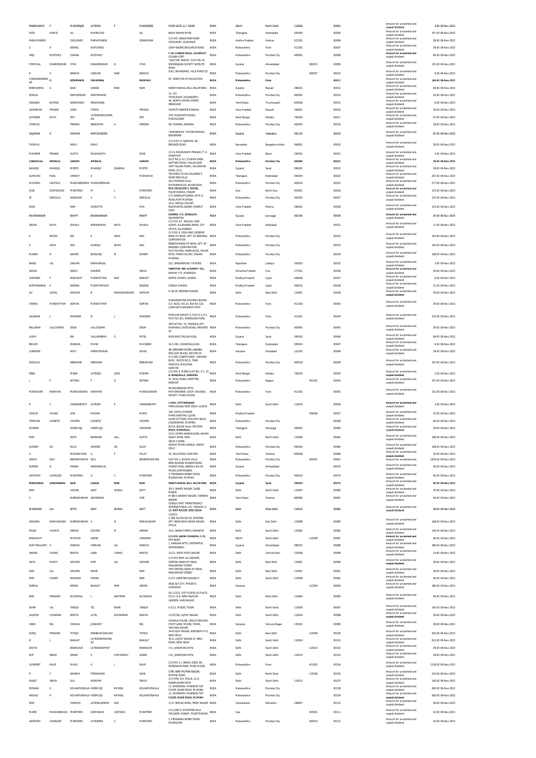| | | | | | | | | | | | | | | | | |
|---|---|---|---|---|---|---|---|---|---|---|---|---|---|---|---|---|
| RAGHAVADUR | P | MUKHERJEE | LATESHS | P | MUKHERJEE | MORI GATE, G.T. ROAD | INDIA | DELHI | North Delhi | 110006 | | 00001 | | Amount for unclaimed and unpaid dividend | 3.00 | 06-Nov-2023 |
| SYED | HAMID | ALI | MAHMOOD | | ALI | BAGH NANHA MIAN | INDIA | Telangana | Hyderabad | 500044 | | 00004 | | Amount for unclaimed and unpaid dividend | 207.00 | 06-Nov-2023 |
| PARVATANENY | | CHOUDARY | PARVATANENI | | VENKATARA | C/O MR. VENKATARATNAM CHOUDHRY, GUDIVADA | INDIA | Andhra Pradesh | Krishna | 521301 | | 00006 | | Amount for unclaimed and unpaid dividend | 39.00 | 06-Nov-2023 |
| S | R | KERING | RUPCHAND | | | CAMP BAZAR,SHOLAPUR ROAD | INDIA | Maharashtra | Pune | 411001 | | 00007 | | Amount for unclaimed and unpaid dividend | 39.00 | 06-Nov-2023 |
| HIRJI | RUSTOMJI | CHAINA | RUSTOMJI | | | F-18, CUSROW BAUG, CAUSEWAY COLABA FORT | INDIA | Maharashtra | Mumbai City | 400001 | | 00008 | | Amount for unclaimed and unpaid dividend | 84.00 | 06-Nov-2023 |
| POPATLAL | DHANESHWAR | VYAS | DHANESHWAR | B | VYAS | "GAUTAM NIWAS", PLOT NO 24, SHIVRANJANI SOCIETY SATELITE ROAD | INDIA | Gujarat | Ahmedabad | | 380015 | 00009 | | Amount for unclaimed and unpaid dividend | 151.00 | 06-Nov-2023 |
| R | V | BARAVE | VINAYAK | HARI | BARAVE | 5/62, SHIVANAND, VILLE PARLE (E) | INDIA | Maharashtra | Mumbai City | | 400057 | 00010 | | Amount for unclaimed and unpaid dividend | 6.00 | 06-Nov-2023 |
| CHANDRASHEKH AR | D | DESHPANDE | DHUNDIRAJ | | BHIMRAO | DY. DIRECTOR OF EDUCATION | INDIA | Maharashtra | Pune | | | 00011 | | Amount for unclaimed and unpaid dividend | 104.00 | 06-Nov-2023 |
| BHIKHUBHAI | G | NAIK | GANDA | BHAI | NAIK | SHANTI NIWAS, BILI, BILLIMORIA | INDIA | Gujarat | Navsari | 396321 | | 00012 | | Amount for unclaimed and unpaid dividend | 84.00 | 06-Nov-2023 |
| SHRILAL | | RAMESHWAR | RAMESHWAR | | | 15, 1ST, TOPALWADI, KOLABADEVI | INDIA | Maharashtra | Mumbai City | 400002 | | 00014 | | Amount for unclaimed and unpaid dividend | 34.00 | 06-Nov-2023 |
| ANGARAI | NATESA | SRINIVASAN | SRINIVASAN | | | 46, NORTH CHITRA STREET, SRINAGAM | INDIA | Tamil Nadu | Tiruchirapalli | 620006 | | 00015 | | Amount for unclaimed and unpaid dividend | 6.00 | 06-Nov-2023 |
| LAKSHMAN | PRASAD | JOSHI | PTDEVI | | PRASAD | CHIPATTI BARTER ETAWAH | INDIA | Uttar Pradesh | Etawah | 206001 | | 00016 | | Amount for unclaimed and unpaid dividend | 39.00 | 06-Nov-2023 |
| JATINDER | NATH | ROY | LATESHPANCHANAN | | ROY | 378, PURVASITHI ROAD, MADHUGARH | INDIA | West Bengal | Kolkata | 700030 | | 00017 | | Amount for unclaimed and unpaid dividend | 67.00 | 06-Nov-2023 |
| THOMAS | | PEREIRA | SEBASTIAN | A | PEREIRA | 58, CHIMBAI, BANDRA | INDIA | Maharashtra | Mumbai City | 400050 | | 00018 | | Amount for unclaimed and unpaid dividend | 28.00 | 06-Nov-2023 |
| GAJANAN | R | CHAVAN | RAMCHANDRA | | | "SUKHNIWAS", MOHMADWADI, NAVAPURA | INDIA | Gujarat | Vadodara | 391125 | | 00019 | | Amount for unclaimed and unpaid dividend | 87.00 | 06-Nov-2023 |
| THOMAS | | HEALY | HEALY | | | C/O D.R.F.H. NARDHA, 99, BRIGADE ROAD | INDIA | Karnataka | Bangalore Urban | 560001 | | 00020 | | Amount for unclaimed and unpaid dividend | 39.00 | 06-Nov-2023 |
| MAHABIR | PRASAD | GUPTA | RAGHUNATH | | DASS | C/O S. RAGHUNATH PRASAD, P. O. DHAMPUR | INDIA | Uttar Pradesh | Bijnor | 246761 | | 00021 | | Amount for unclaimed and unpaid dividend | 3.00 | 06-Nov-2023 |
| CHANDULAL | AMBALAL | GANDHI | AMBALAL | | GANDHI | PLOT NO.5, D-2, PUSHPA PARK, DAFTARY ROAD, MALAD EAST | INDIA | Maharashtra | Mumbai City | 400064 | | 00022 | | Amount for unclaimed and unpaid dividend | 39.00 | 06-Nov-2023 |
| NAGARJI | MAKANJI | MISTRY | MAKANJI | JINABHAI | MISTRY | VAPI TALUKA PARDI, VIA DAMAN ROAD, (R.S.) | INDIA | Gujarat | Surat | 396191 | | 00023 | | Amount for unclaimed and unpaid dividend | 39.00 | 06-Nov-2023 |
| AUMOHD | FAZIL | CHENOY | A | | MOHAMAD | TRUSTEES TO HIS CHILDREN'S WAKF,RED HILLS | INDIA | Telangana | Hyderabad | 500004 | | 00024 | | Amount for unclaimed and unpaid dividend | 207.00 | 06-Nov-2023 |
| MICHAEL | LEOPOLD | MASCAREENHAS | MASCAREENHAS | | | 16-A MARIAN VILLA, MATHARPACADI, MAZAGAON | INDIA | Maharashtra | Mumbai City | 400010 | | 00025 | | Amount for unclaimed and unpaid dividend | 277.00 | 06-Nov-2023 |
| JOSE | DOMINGOSC | MONTEIRO | M | L | MONTEIRO | RUA CRUSADOR S. RAFAEL, FOUNTAINHAS, PANJIM | INDIA | Goa | North Goa | 403001 | | 00026 | | Amount for unclaimed and unpaid dividend | 123.00 | 06-Nov-2023 |
| SF | DEMELLO | ANSELKAR | V | C | DEMELLO | C/O GRINDLAYS BANK, 90 M.G. ROAD,FORT MUMBAI | INDIA | Maharashtra | Mumbai City | 400020 | | 00027 | | Amount for unclaimed and unpaid dividend | 232.00 | 06-Nov-2023 |
| RISHI | | RAM | GURDITTA | | MAL | 18-A, SHIVAJI COLONY, REGIMANTAL BAZAR, MEERUT CANT. | INDIA | Uttar Pradesh | Meerut | 260001 | | 00028 | | Amount for unclaimed and unpaid dividend | 123.00 | 06-Nov-2023 |
| RAVISHANKAR | | BHATT | BHAISHANKAR | | BHATT | DHANRA, P.O. SONGUDH, SAURASHTRA | INDIA | Gujarat | Jamnagar | 361335 | | 00029 | | Amount for unclaimed and unpaid dividend | 25.00 | 06-Nov-2023 |
| KEDAR | NATH | SHUKLA | BISHESHWAR | NATH | SHUKLA | C/O MR. R.C. SHUKLA, ASST. AGENT, ALLAHABAD BANK, CITY OFFICE, ALLAHABAD | INDIA | Uttar Pradesh | Allahabad | | | 00031 | | Amount for unclaimed and unpaid dividend | 17.00 | 06-Nov-2023 |
| K | RATNA | BAI | K | DEVA | RAO | C/O MR. K. DEVA RAO, RESERVE BANK OF INDIA, DPT. OF BANKING CORPORATION | INDIA | Maharashtra | Mumbai City | | | 00032 | | Amount for unclaimed and unpaid dividend | 104.00 | 06-Nov-2023 |
| K | DEVA | RAO | KUNDAJI | SHIVA | RAO | RESERVE BANK OF INDIA, DPT. OF BANKING CORPORATION | INDIA | Maharashtra | Mumbai City | | | 00033 | | Amount for unclaimed and unpaid dividend | 104.00 | 06-Nov-2023 |
| MANEK | B | SAHAIR | BURGORJI | M | SAHAIR | PLOT NO 650, KARNI BLDG, PALAM KOTA, PARSI COLONY, DADAR-MUMBAI. | INDIA | Maharashtra | Mumbai City | | | 00034 | | Amount for unclaimed and unpaid dividend | 168.00 | 06-Nov-2023 |
| BANSI | LAL | JHALANI | NARAYANLAL | | | 522, SARDARPURA 7-B ROAD | INDIA | Rajasthan | Jodhpur | 342003 | | 00035 | | Amount for unclaimed and unpaid dividend | 3.00 | 06-Nov-2023 |
| SADHU | | SINGH | KHAZAN | | SINGH | DIRECTOR, HIM ACADEMY, VILL. RAIPUR, P.O. MARWADI | INDIA | Himachal Pradesh | Una | 177001 | | 00036 | | Amount for unclaimed and unpaid dividend | 59.00 | 06-Nov-2023 |
| LAXMIBAI | P | BHAGWAT | PURSHOTTAM | RAO | BHAGAT | KARTIK CHAWK, GONDA | INDIA | Madhya Pradesh | Ujjain | 456006 | | 00037 | | Amount for unclaimed and unpaid dividend | 6.00 | 06-Nov-2023 |
| SURYANARAIN | P | BADERA | PUSHOTAMDAS | | BADERA | GONDA CHAWKI | INDIA | Madhya Pradesh | Ujjain | 456010 | | 00038 | | Amount for unclaimed and unpaid dividend | 31.00 | 06-Nov-2023 |
| JAI | GOPAL | KAPOOR | B | RAMKISHANDASS | KAPOOR | K-18/19, KRISHNA NAGAR, | INDIA | Delhi | New Delhi | 110051 | | 00039 | | Amount for unclaimed and unpaid dividend | 39.00 | 06-Nov-2023 |
| VISHNU | PURSHOTTAM | SOMAN | PURSHOTTAM | | SOMAN | MAHARASHTRA HOUSING BOARD CLY, BLDG. NO.10, BLK NO.120, LOKMANYA SADASHIV PETH | INDIA | Maharashtra | Pune | 411030 | | 00042 | | Amount for unclaimed and unpaid dividend | 39.00 | 06-Nov-2023 |
| GAJANAN | L | KHANDKE | N | L | KHANDKE | POPULAR HEIGHT-4, FLAT H-1,H-2, PLOT NO.301, KOREGAON PARK | INDIA | Maharashtra | Pune | 411001 | | 00044 | | Amount for unclaimed and unpaid dividend | 210.00 | 06-Nov-2023 |
| BALUBHAI | LALLOOBHAI | DESAI | LALLOOBHAI | | DESAI | 28/FLAT NO. 23, TAKSHILA APT., MAHAKALI CAVES ROAD, ANDHERI (E) | INDIA | Maharashtra | Mumbai City | 400093 | | 00045 | | Amount for unclaimed and unpaid dividend | 39.00 | 06-Nov-2023 |
| LAXMI | | BAI | VALLABHBHAI | S | PATEL | KHOLWAD TALUKA KUNJ | INDIA | Gujarat | Surat | 394150 | | 00046 | | Amount for unclaimed and unpaid dividend | 84.00 | 06-Nov-2023 |
| BEGUM | | ZUBAIDA | MOHD | | MUCZZAM | 16-3-381, CHANCHALGUDA | INDIA | Telangana | Hyderabad | 500024 | | 00047 | | Amount for unclaimed and unpaid dividend | 6.00 | 06-Nov-2023 |
| CHANDER | | WATI | PARMESHWAR | | DAYAL | 48, GROUND FLOOR, ASHOKA ENCLAVE (MAIN), SECTOR-34 | INDIA | Haryana | Faridabad | 121003 | | 00048 | | Amount for unclaimed and unpaid dividend | 39.00 | 06-Nov-2023 |
| SHEGULA | | ABRAHAM | ABRAHAM | | BENJAMANI | C/O ISAC JOSEPH ESQR., HAMEED BLDG. BLOCK NO.5, TANK PAKHODI, MAULANA AZAD RD. | INDIA | Maharashtra | Mumbai City | 400018 | | 00049 | | Amount for unclaimed and unpaid dividend | 207.00 | 06-Nov-2023 |
| REBA | | MISRA | LATESJD | LDRS | MISHRA | C/O MR. S. MISRA FLAT NO. 2-C, 22-B, RASHBIHALE GARDENS | INDIA | West Bengal | Kolkata | 700019 | | 00050 | | Amount for unclaimed and unpaid dividend | 3.00 | 06-Nov-2023 |
| J | P | SETHNA | P | D | SETHNA | 51, MALL ROAD, KAMPTEE, NAGPUR | INDIA | Maharashtra | Nagpur | | 441001 | 00054 | | Amount for unclaimed and unpaid dividend | 207.00 | 06-Nov-2023 |
| MADHUKAR | NARAYAN | MORGAONKAR | NARAYAN | | MORGAONKAR | 95,SHUKERWAR PETH, MAYURESHWER, COOP. HOUSING. SOCIETY, PUNE-411002 | INDIA | Maharashtra | Pune | 411002 | | 00055 | | Amount for unclaimed and unpaid dividend | 151.00 | 06-Nov-2023 |
| R | C | CHAKRABORTY | LATESHK | K | CHAKRABORTY | I-1654, CHITTARANJAN PARK,KALKAJI NEW DELHI-110019 | INDIA | Delhi | South Delhi | 110019 | | 00056 | | Amount for unclaimed and unpaid dividend | 3.00 | 06-Nov-2023 |
| HUKUM | CHAND | JAIN | MADAN | | MOHA | 100, GOPAL MANDIR MARG,MANTHAL UJJAIN | INDIA | Madhya Pradesh | | | 456006 | 00057 | | Amount for unclaimed and unpaid dividend | 25.00 | 06-Nov-2023 |
| TEHMINA | CURSETJI | COOPER | CURSETJI | | COOPER | AVAN COTTAGE, MALCOM BAUG, JOGESHWARI, MUMBAI | INDIA | Maharashtra | Mumbai City | | | 00058 | | Amount for unclaimed and unpaid dividend | 84.00 | 06-Nov-2023 |
| SOHRAB | | HORMUSJI | HORMUSJI | | VAKHARIA | 8/414, BALAN VILLA, STATION ROAD, WARANGAL | INDIA | Telangana | Warangal | 506002 | | 00060 | | Amount for unclaimed and unpaid dividend | 39.00 | 06-Nov-2023 |
| RAM | | NATH | BANWARI | LALL | GUPTA | 1572, KATRA NARAIN DASS, NAHAR SADAT KHAN, NEW DELHI-110006. | INDIA | Delhi | North Delhi | 110006 | | 00062 | | Amount for unclaimed and unpaid dividend | 168.00 | 06-Nov-2023 |
| AUDREY | DA | SILVA | ADVERD | DA | SILVA | HEMAT MAIN AVENUE, SANTA CRUZ | INDIA | Maharashtra | Mumbai City | 400054 | | 00065 | | Amount for unclaimed and unpaid dividend | 168.00 | 06-Nov-2023 |
| G | | SUSAINATHAN | G | P | PILLAY | 32, HILLS ROAD, EGMORE | INDIA | Tamil Nadu | Chennai | 600008 | | 00066 | | Amount for unclaimed and unpaid dividend | 20.00 | 06-Nov-2023 |
| DINOO | SOLI | BEHRAMKAMDI | SOLI | | BEHRAMKAMDIN | FLAT NO-1, KUSUM VILLA, | INDIA | Maharashtra | Mumbai City | | 400007 | 00067 | | Amount for unclaimed and unpaid dividend | 1876.00 | 06-Nov-2023 |
| SURESH | N | PARIKH | NARASIKHLAL | | | NEW SHARDA MANDIR ROAD, VASANT KUNJ, BANGLA NO-54, PALDO,AHMEDABAD | INDIA | Gujarat | Ahmedabad | | | 00070 | | Amount for unclaimed and unpaid dividend | 56.00 | 06-Nov-2023 |
| ANTHONY | CHARLESD | MONTEIRO | D | C | MONTEIRO | 5, PRASANNA NESBIT ROAD, MAZAGAON, MUMBAI. | INDIA | Maharashtra | Mumbai City | 400010 | | 00074 | | Amount for unclaimed and unpaid dividend | 90.00 | 06-Nov-2023 |
| BHIKHUBHAI | GANDHABHAI | NAIK | GANDA | BHAI | NAIK | SHANTI NIWAS, BILLI, BILLIMORIA | INDIA | Gujarat | Surat | 395003 | | 00075 | | Amount for unclaimed and unpaid dividend | 95.00 | 06-Nov-2023 |
| RAM | | VADHAI | SANT | DURGA | DATT | 30/3, SHAKTI NAGAR, SUBZI MANDI | INDIA | Delhi | North Delhi | 110007 | | 00080 | | Amount for unclaimed and unpaid dividend | 70.00 | 06-Nov-2023 |
| S | | SUBRAMANIAM | SAMBASIRA | | IYER | M 88/4, BASANT NAGAR, CHENNAI 600090 | INDIA | Tamil Nadu | Chennai | 600090 | | 00081 | | Amount for unclaimed and unpaid dividend | 84.00 | 06-Nov-2023 |
| MANOHAR | LAL | SETHI | SANT | DURGA | DATT | CONSULTANT THERATRONICS INTERNATIONAL LTD. CANADA, D-10, KIRTI NAGAR, NEW DELHI-110015. | INDIA | Delhi | West Delhi | 110015 | | 00082 | | Amount for unclaimed and unpaid dividend | 56.00 | 06-Nov-2023 |
| ANGARAI | RAMALINGAM | SUBRAMANIAM | A | N | RAMALINGAM | C-289, BLOCK NO.25, EASTEND APT. NEAR NEW ASHOK NAGAR, CHILLA | INDIA | Delhi | East Delhi | 110096 | | 00084 | | Amount for unclaimed and unpaid dividend | 168.00 | 06-Nov-2023 |
| RAJINI | CHHAYA | ASRANI | GOVIND | M | ASRANI | 33-A, SAINIK FARMS, KHANPUR | INDIA | Delhi | South Delhi | 110062 | | 00085 | | Amount for unclaimed and unpaid dividend | 140.00 | 06-Nov-2023 |
| BHAGWATI | | MATHUR | GIRISH | | CHANDRA | C/O MR. GIRISH CHANDRA, C-79, NITI BAGH | INDIA | DELHI | South Delhi | | 110049 | 00087 | | Amount for unclaimed and unpaid dividend | 84.00 | 06-Nov-2023 |
| SUMITRALAXMI | V | PANDYA | VIRMANI | LAL | PANDYA | 1, AANGAN APTS, VASTRAPUR, AHMEDABAD.- | INDIA | Gujarat | Ahmedabad | 380015 | | 00088 | | Amount for unclaimed and unpaid dividend | 280.00 | 06-Nov-2023 |
| NANAK | CHAND | BHATIA | LABH | CHAND | BHATIA | 13/21, WEST PATEL NAGAR | INDIA | Delhi | Central Delhi | 110008 | | 00089 | | Amount for unclaimed and unpaid dividend | 14.00 | 06-Nov-2023 |
| DAYA | WANTI | GROVER | RAM | LAL | GROVER | C/O MR. RAM LAL GROVER, CENTRAL BANK OF INDIA, PARLIAMENT STREET | INDIA | Delhi | New Delhi | 110001 | | 00090 | | Amount for unclaimed and unpaid dividend | 28.00 | 06-Nov-2023 |
| RAM | LAL | GROVER | SAHIB | | RAM | THE CENTRAL BANK OF INDIA, PARLIAMENT STREET | INDIA | Delhi | New Delhi | 110001 | | 00091 | | Amount for unclaimed and unpaid dividend | 28.00 | 06-Nov-2023 |
| RAM | CHAND | DHINGRA | THANA | | RAM | E-157, GREATER KAILASH-I | INDIA | Delhi | South Delhi | 110048 | | 00092 | | Amount for unclaimed and unpaid dividend | 56.00 | 06-Nov-2023 |
| NIRMAL | | ARORA | BHAGAT | RAM | ARORA | 4626 DLF CITY, PHASE-IV, GURGAON | INDIA | Haryana | | | 122004 | 00094 | | Amount for unclaimed and unpaid dividend | 280.00 | 06-Nov-2023 |
| RAM | PRAKASH | SUCHDEVA | L | SANTRAM | SUCHDEVA | DG-113/D, (1ST FLOOR),LIG FLATS, D.D.A. G-8, AREA RAJOURI GARDEN, HARI NAGAR | INDIA | Delhi | West Delhi | 110064 | | 00095 | | Amount for unclaimed and unpaid dividend | 84.00 | 06-Nov-2023 |
| SHAM | LAL | TANEJA | TEJ | BHAN | TANEJA | E-3/11, MODEL TOWN | INDIA | Delhi | North West | 110009 | | 00097 | | Amount for unclaimed and unpaid dividend | 140.00 | 06-Nov-2023 |
| JAGDISH | CHANDAR | BHATIA | LATEL | KHUSHIRAM | BHATIA | I-D-97/98, LAJPAT NAGAR | INDIA | Delhi | South Delhi | 110024 | | 00098 | | Amount for unclaimed and unpaid dividend | 56.00 | 06-Nov-2023 |
| HANS | RAJ | CHAWLA | JASWANT | | RAJ | CHAWLA HOUSE, CIRCUS GROUND CHOTI LANE, MODEL TOWN, YAMUNA NAGAR | INDIA | Haryana | Yamuna Nagar | 135001 | | 00099 | | Amount for unclaimed and unpaid dividend | 28.00 | 06-Nov-2023 |
| SURAJ | PRAKASH | TOTEJA | SHRIBALMOKAUND | | TOTEJA | 34-B,VIJAY NAGAR, KINGSWAY,P.O, NEW DELHI | INDIA | Delhi | New Delhi | | 110009 | 00100 | | Amount for unclaimed and unpaid dividend | 420.00 | 06-Nov-2023 |
| B | L | BHAGAT | LATESHISHAWARD AS | | BHAGAT | 40-A, LAJPAT NAGAR-IV, RING ROAD, NEW DELHI | INDIA | Delhi | South Delhi | 110024 | | 00101 | | Amount for unclaimed and unpaid dividend | 615.00 | 06-Nov-2023 |
| SAVITA | | BHARGAVA | LATESHKASHYAP | | BHARGAVA | I-51, JANGPURA EXTN. | INDIA | Delhi | South Delhi | | 110014 | 00102 | | Amount for unclaimed and unpaid dividend | 39.00 | 06-Nov-2023 |
| RUP | SINGH | SASAN | S | ATMASINGH | SASAN | I-51, JANGPURA EXTN. | INDIA | Delhi | South Delhi | 110014 | | 00103 | | Amount for unclaimed and unpaid dividend | 28.00 | 06-Nov-2023 |
| GURKIRET | KAUR | MALIK | A | J | KAUR | C/O MR. A. J. SINGH, ESQR, 68, KOREGAON PARK, PUNE-411001 | INDIA | Maharashtra | Pune | | 411001 | 00104 | | Amount for unclaimed and unpaid dividend | 1218.00 | 06-Nov-2023 |
| R | C | SHARMA | PTBHAWANI | | SAHA | C/99, NEW MUTAN NAGAR, ROHTAK ROAD | INDIA | Delhi | North West | | 110058 | 00105 | | Amount for unclaimed and unpaid dividend | 216.00 | 06-Nov-2023 |
| RANJIT | SINGH | GILL | WARYAM | | SINGH | C/O MRS. B.K. MALIK, 21-A, NIZAMUDDIN WEST | INDIA | Delhi | South Delhi | 110013 | | 00107 | | Amount for unclaimed and unpaid dividend | 140.00 | 06-Nov-2023 |
| ROSHAN | H | KOLHAPURWALA | HORMUSJI | RATANJI | KOLHAPURWALA | 11, KHORSHED, MANSION TOP FLOOR, NASIK ROAD, MUMBAI | INDIA | Maharashtra | Mumbai City | | | 00108 | | Amount for unclaimed and unpaid dividend | 560.00 | 06-Nov-2023 |
| NAWAZ | H | KOLHAPURWALA | HORMUSJI | RATANJI | KOLHAPURWALA | 11, KHORSHED, MANSION TOP FLOOR, NASIK ROAD, MUMBAI | INDIA | Maharashtra | Mumbai City | | | 00109 | | Amount for unclaimed and unpaid dividend | 560.00 | 06-Nov-2023 |
| RAM | | CHAMELI | LATESHLAKSHMI | DAS | | 17/4, SPECIAL WING, PREM NAGAR | INDIA | Uttarakhand | Dehradun | 248007 | | 00110 | | Amount for unclaimed and unpaid dividend | 56.00 | 06-Nov-2023 |
| MARIE | MASCARENHAS | MONTEIRO | DOMINGOS | CAETANO | MONTEIRO | C/O JOSE D. MONTEIRO RUA CRUSADR, PANJIM, FOUNTAINHAS | INDIA | Goa | | | 403001 | 00111 | | Amount for unclaimed and unpaid dividend | 42.00 | 06-Nov-2023 |
| ANTHONY | CHARLESD | MONTEIRO | LATESHRD | C | MONTEIRO | 5, PRASANNA NESBIT ROAD, MAZAGAON | INDIA | Maharashtra | Mumbai City | | 400010 | 00112 | | Amount for unclaimed and unpaid dividend | 42.00 | 06-Nov-2023 |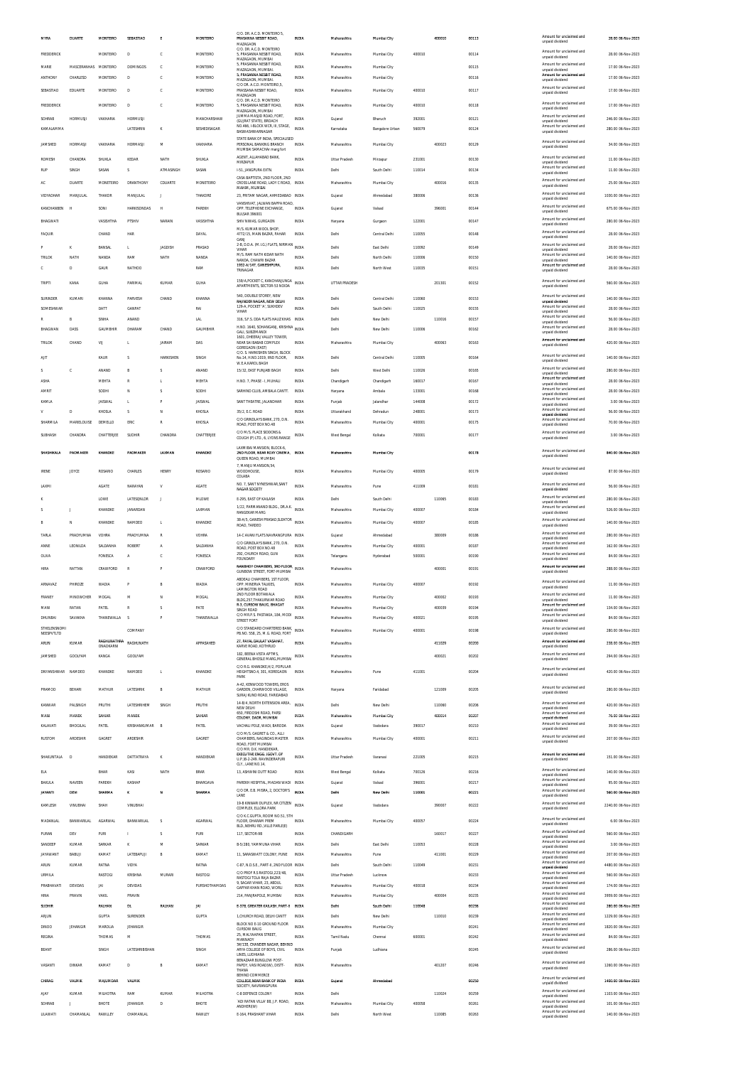| MYRA | DUARTE | MONTEIRO | SEBASTIAO | E | MONTEIRO | C/O. DR. A.C.D. MONTEIRO 5, PRASANNA NESBIT ROAD, MAZAGAON | INDIA | Maharashtra | Mumbai City | 400010 | | 00113 | Amount for unclaimed and unpaid dividend | 28.00 | 06-Nov-2023 |
|---|---|---|---|---|---|---|---|---|---|---|---|---|---|---|---|
| FREDDERICK | | MONTEIRO | D | C | MONTEIRO | C/O. DR. A.C.D. MONTEIRO 5, PRASANNA NESBIT ROAD, MAZAGAON, MUMBAI | INDIA | Maharashtra | Mumbai City | 400010 | | 00114 | Amount for unclaimed and unpaid dividend | 28.00 | 06-Nov-2023 |
| MARIE | MASCERANHAS | MONTEIRO | DOMINGOS | C | MONTEIRO | 5, PRASANNA NESBIT ROAD, MAZAGAON, MUMBAI | INDIA | Maharashtra | Mumbai City | | | 00115 | Amount for unclaimed and unpaid dividend | 17.00 | 06-Nov-2023 |
| ANTHONY | CHARLESD | MONTEIRO | D | C | MONTEIRO | 5, PRASANNA NESBIT ROAD, MAZAGAON, MUMBAI | INDIA | Maharashtra | Mumbai City | | | 00116 | Amount for unclaimed and unpaid dividend | 17.00 | 06-Nov-2023 |
| SEBASTIAO | EDUARTE | MONTEIRO | D | C | MONTEIRO | C/O DR. A.C.D. MONTEIRO,5, PRASSANA NESBIT ROAD, MAZAGAON | INDIA | Maharashtra | Mumbai City | 400010 | | 00117 | Amount for unclaimed and unpaid dividend | 17.00 | 06-Nov-2023 |
| FREDDERICK | | MONTEIRO | D | C | MONTEIRO | C/O. DR. A.C.D. MONTEIRO 5, PRASANNA NESBIT ROAD, MAZAGAON, MUMBAI | INDIA | Maharashtra | Mumbai City | 400010 | | 00118 | Amount for unclaimed and unpaid dividend | 17.00 | 06-Nov-2023 |
| SOHRAB | HORMUSJI | VAKHARIA | HORMUSJI | | MANCHARSHAW | JUMMA MASJID ROAD, FORT, (GUJRAT STATE), BROACH | INDIA | Gujarat | Bharuch | 392001 | | 00121 | Amount for unclaimed and unpaid dividend | 246.00 | 06-Nov-2023 |
| KAMALAMMA | | | LATESHRIN | K | SESHEDISAGAR | NO.496, I BLOCK WCR, III, STAGE, BASWASHWARNAGAR | INDIA | Karnataka | Bangalore Urban | 560079 | | 00124 | Amount for unclaimed and unpaid dividend | 280.00 | 06-Nov-2023 |
| JAMSHED | HORMASJI | VAKHARIA | HORMASJI | M | VAKHARIA | STATE BANK OF INDIA, SPECIALISED PERSONAL BANKING BRANCH MUMBAI SAMACHAR marg fort | INDIA | Maharashtra | Mumbai City | | 400023 | 00129 | Amount for unclaimed and unpaid dividend | 34.00 | 06-Nov-2023 |
| ROMESH | CHANDRA | SHUKLA | KEDAR | NATH | SHUKLA | AGENT, ALLAHABAD BANK, MIRZAPUR | INDIA | Uttar Pradesh | Mirzapur | 231001 | | 00130 | Amount for unclaimed and unpaid dividend | 11.00 | 06-Nov-2023 |
| RUP | SINGH | SASAN | S | ATMASINGH | SASAN | I-51, JANGPURA EXTN. | INDIA | Delhi | South Delhi | 110014 | | 00134 | Amount for unclaimed and unpaid dividend | 11.00 | 06-Nov-2023 |
| AC | DUARTE | MONTEIRO | DRANTHONY | CDUARTE | MONTEIRO | CASA BAPTISTA, 2ND FLOOR, 2ND CROSS LANE ROAD, LADY C ROAD, MAHIM, MUMBAI | INDIA | Maharashtra | Mumbai City | | 400016 | 00135 | Amount for unclaimed and unpaid dividend | 25.00 | 06-Nov-2023 |
| VIDYADHAR | MANJULAL | THAKOR | MANJULAL | J | THAKORE | 23, PRITAM NAGAR, AHMEDABAD | INDIA | Gujarat | Ahmedabad | 380006 | | 00136 | Amount for unclaimed and unpaid dividend | 1030.00 | 06-Nov-2023 |
| KANCHANBEN | H | SONI | HARKISONDAS | H | PAREKH | VANSHIVAT, JALWAN BAPPA ROAD, OPP. TELEPHONE EXCHANGE, BULSAR 396001 | INDIA | Gujarat | Valsad | | 396001 | 00144 | Amount for unclaimed and unpaid dividend | 675.00 | 06-Nov-2023 |
| BHAGWATI | | VASISHTHA | PTSHIV | NARAIN | VASISHTHA | SHIV NIWAS, GURGAON | INDIA | Haryana | Gurgaon | 122001 | | 00147 | Amount for unclaimed and unpaid dividend | 280.00 | 06-Nov-2023 |
| FAQUIR | | CHAND | HAR | | DAYAL | M/S. KUMAR WOOL SHOP, 4772/15, MAIN BAZAR, PAHAR GANJ | INDIA | Delhi | Central Delhi | 110055 | | 00148 | Amount for unclaimed and unpaid dividend | 28.00 | 06-Nov-2023 |
| P | K | BANSAL | L | JAGDISH | PRASAD | 2-B, D.D.A. (M.I.G.) FLATS, NIRMAN VIHAR | INDIA | Delhi | East Delhi | 110092 | | 00149 | Amount for unclaimed and unpaid dividend | 28.00 | 06-Nov-2023 |
| TRILOK | NATH | NANDA | RAM | NATH | NANDA | M/S. RAM NATH KIDAR NATH NANDA, CHAWRI BAZAR | INDIA | Delhi | North Delhi | 110006 | | 00150 | Amount for unclaimed and unpaid dividend | 140.00 | 06-Nov-2023 |
| C | D | GAUR | NATHOO | | RAM | 1932-A/3 ST, GANESHPURA, TRINAGAR | INDIA | Delhi | North West | 110035 | | 00151 | Amount for unclaimed and unpaid dividend | 28.00 | 06-Nov-2023 |
| TRIPTI | KANA | GUHA | PARIMAL | KUMAR | GUHA | 158/A,POCKET C, KANCHANJUNGA APARTMENTS, SECTOR-53 NOIDA | INDIA | UTTAR PRADESH | | | 201301 | 00152 | Amount for unclaimed and unpaid dividend | 560.00 | 06-Nov-2023 |
| SURINDER | KUMARI | KHANNA | PARVESH | CHAND | KHANNA | 540, DOUBLE STOREY, NEW RAJINDER NAGAR, NEW DELHI | INDIA | Delhi | Central Delhi | 110060 | | 00153 | Amount for unclaimed and unpaid dividend | 140.00 | 06-Nov-2023 |
| SOMESHWAR | | DATT | GANPAT | | RAI | 126-A, POCKET 'A', SUKHDEV VIHAR | INDIA | Delhi | South Delhi | 110025 | | 00155 | Amount for unclaimed and unpaid dividend | 28.00 | 06-Nov-2023 |
| R | B | SINHA | ANAND | | LAL | 316, S.F.S. DDA FLATS HAUZKHAS | INDIA | Delhi | New Delhi | | 110016 | 00157 | Amount for unclaimed and unpaid dividend | 56.00 | 06-Nov-2023 |
| BHAGWAN | DASS | GAUMBHIR | DHARAM | CHAND | GAUMBHIR | H.NO. 1640, SOHANGANJ, KRISHNA GALI, SUBZIMANDI | INDIA | Delhi | New Delhi | 110006 | | 00162 | Amount for unclaimed and unpaid dividend | 28.00 | 06-Nov-2023 |
| TRILOK | CHAND | VIJ | L | JAIRAM | DAS | 1601, DHEERAJ VALLEY TOWER, NEAR SAI BABA COMPLEX GOREGAON (EAST) | INDIA | Maharashtra | Mumbai City | | 400063 | 00163 | Amount for unclaimed and unpaid dividend | 420.00 | 06-Nov-2023 |
| AJIT | | KAUR | S | HARKISHEN | SINGH | C/O. S. HARKISHEN SINGH, BLOCK No.14, H.NO.1019, IIND FLOOR, W.E.A.KAROL BAGH | INDIA | Delhi | Central Delhi | 110005 | | 00164 | Amount for unclaimed and unpaid dividend | 140.00 | 06-Nov-2023 |
| S | C | ANAND | B | S | ANAND | 15/32, EAST PUNJABI BAGH | INDIA | Delhi | West Delhi | 110026 | | 00165 | Amount for unclaimed and unpaid dividend | 280.00 | 06-Nov-2023 |
| ASHA | | MEHTA | R | L | MEHTA | H.NO. 7, PHASE - I, MUHALI | INDIA | Chandigarh | Chandigarh | 160017 | | 00167 | Amount for unclaimed and unpaid dividend | 28.00 | 06-Nov-2023 |
| AMRIT | | SODHI | N | S | SODHI | SARHIND CLUB, AMBALA CANTT. | INDIA | Haryana | Ambala | 133001 | | 00168 | Amount for unclaimed and unpaid dividend | 28.00 | 06-Nov-2023 |
| KAMLA | | JAISWAL | L | P | JAISWAL | SANT THEATRE, JALANDHAR | INDIA | Punjab | Jalandhar | 144008 | | 00172 | Amount for unclaimed and unpaid dividend | 3.00 | 06-Nov-2023 |
| V | D | KHOSLA | S | N | KHOSLA | 35/2, E.C.ROAD | INDIA | Uttarakhand | Dehradun | 248001 | | 00173 | Amount for unclaimed and unpaid dividend | 56.00 | 06-Nov-2023 |
| SHARMILA | MARIELOUISE | DEMELLO | ERIC | R | KHOSLA | C/O GRINDLAYS BANK, 270, D.N. ROAD, POST BOX NO.48 | INDIA | Maharashtra | Mumbai City | 400001 | | 00175 | Amount for unclaimed and unpaid dividend | 70.00 | 06-Nov-2023 |
| SUBHASH | CHANDRA | CHATTERJEE | SUDHIR | CHANDRA | CHATTERJEE | C/O M/S. PLACE SIDDONS & GOUGH (P) LTD., 6, LYONS RANGE | INDIA | West Bengal | Kolkata | 700001 | | 00177 | Amount for unclaimed and unpaid dividend | 3.00 | 06-Nov-2023 |
| SHASHIKALA | PADMAKER | KHANDKE | PADMAKER | LAXMAN | KHANDKE | LAXMIBAI MANSION, BLOCK 6, 2ND FLOOR, NEAR ROXY CINEMA, QUEEN ROAD, MUMBAI | INDIA | Maharashtra | Mumbai City | | | 00178 | Amount for unclaimed and unpaid dividend | 840.00 | 06-Nov-2023 |
| IRENE | JOYCE | ROSARIO | CHARLES | HENRY | ROSARIO | 7, MANJU MANSION,54, WOODHOUSE, COLABA | INDIA | Maharashtra | Mumbai City | 400005 | | 00179 | Amount for unclaimed and unpaid dividend | 87.00 | 06-Nov-2023 |
| LAXMI | | AGATE | NARAYAN | V | AGATE | NO. 7, SANT MYNESHWAR,SANT NAGAR SOCIETY | INDIA | Maharashtra | Pune | 411009 | | 00181 | Amount for unclaimed and unpaid dividend | 56.00 | 06-Nov-2023 |
| K | | LOWE | LATESQNLDR | J | MLOWE | E-295, EAST OF KAILASH | INDIA | Delhi | South Delhi | | 110065 | 00183 | Amount for unclaimed and unpaid dividend | 280.00 | 06-Nov-2023 |
| S | J | KHANDKE | JANARDAN | | LAXMAN | 1/22, PARMANAND BLDG., DR.A.K. RANGEKAR MARG. | INDIA | Maharashtra | Mumbai City | 400007 | | 00184 | Amount for unclaimed and unpaid dividend | 526.00 | 06-Nov-2023 |
| B | N | KHANDKE | NAMDEO | L | KHANDKE | 38-A/5, GANESH PRASAD,SLEATOR ROAD, TARDEO | INDIA | Maharashtra | Mumbai City | 400007 | | 00185 | Amount for unclaimed and unpaid dividend | 140.00 | 06-Nov-2023 |
| TARLA | PRADYUMNA | VOHRA | PRADYUMNA | R | VOHRA | 14-C AVANI FLATS NAVRANGPURA | INDIA | Gujarat | Ahmedabad | | 380009 | 00186 | Amount for unclaimed and unpaid dividend | 280.00 | 06-Nov-2023 |
| ANNE | LEONILDA | SALDANHA | ROBERT | A | SALDANHA | C/O GRINDLAYS BANK, 270, D.N. ROAD, POST BOX NO.48 | INDIA | Maharashtra | Mumbai City | 400001 | | 00187 | Amount for unclaimed and unpaid dividend | 162.00 | 06-Nov-2023 |
| OLIVA | | FONESCA | A | C | FONESCA | 292, CHURCH ROAD, GUN FOUNDARY | INDIA | Telangana | Hyderabad | 500001 | | 00190 | Amount for unclaimed and unpaid dividend | 84.00 | 06-Nov-2023 |
| HIRA | RATTAN | CRAWFORD | R | P | CRAWFORD | NANBHOY CHAMBERS, 3RD FLOOR GUNBOW STREET, FORT-MUMBAI | INDIA | Maharashtra | | | 400001 | 00191 | Amount for unclaimed and unpaid dividend | 288.00 | 06-Nov-2023 |
| ARNAVAZ | PHIROZE | WADIA | P | B | WADIA | ABDEALI CHAMBERS, 1ST FLOOR, OPP. MINERVA TALKIES, LAMINGTON ROAD | INDIA | Maharashtra | Mumbai City | 400007 | | 00192 | Amount for unclaimed and unpaid dividend | 11.00 | 06-Nov-2023 |
| FRANEY | MINOCHER | MOGAL | M | N | MOGAL | 2ND FLOOR BOTAWALA BLDG,257,THAKURWAR ROAD | INDIA | Maharashtra | Mumbai City | | 400002 | 00193 | Amount for unclaimed and unpaid dividend | 11.00 | 06-Nov-2023 |
| MANI | RATAN | PATEL | R | S | PATE | R-3, CURSOW BAUG, BHAGAT SINGH ROAD | INDIA | Maharashtra | Mumbai City | | 400039 | 00194 | Amount for unclaimed and unpaid dividend | 134.00 | 06-Nov-2023 |
| DHUNBAI | SAVAKHA | THANEWALLA | S | P | THANEWALLA | C/O M.R.P.S. PASTAKIA, 184, MODI STREET FORT | INDIA | Maharashtra | Mumbai City | 400021 | | 00195 | Amount for unclaimed and unpaid dividend | 84.00 | 06-Nov-2023 |
| STHELENSNOMINEESPVTLTD | | | COMPANY | | | C/O STANDARD CHARTERED BANK, PB.NO. 558, 25, M. G. ROAD, FORT | INDIA | Maharashtra | Mumbai City | 400001 | | 00198 | Amount for unclaimed and unpaid dividend | 280.00 | 06-Nov-2023 |
| ARUN | KUMAR | RAGHUNATHRA DNADKARNI | RAGHUNATH | | APPASAHED | 27, PAYAL DAULAT VASAHAT, KARVE ROAD, KOTHRUD | INDIA | Maharashtra | | | 411029 | 00200 | Amount for unclaimed and unpaid dividend | 238.00 | 06-Nov-2023 |
| JAMSHED | GOOLFAM | KANGA | GOOLFAM | | | 182, BEENA VISTA APTMS, GENERAL BHOSLE MARG,MUMBAI | INDIA | Maharashtra | | | 400021 | 00202 | Amount for unclaimed and unpaid dividend | 294.00 | 06-Nov-2023 |
| DNYANSHWAR | NAMDEO | KHANDKE | NAMDEO | L | KHANDKE | C/O R.G. KHANDKE,H/2, POPULAR HEIGHTSNO.4, 301, KOREGAON PARK | INDIA | Maharashtra | Pune | 411001 | | 00204 | Amount for unclaimed and unpaid dividend | 420.00 | 06-Nov-2023 |
| PRAMOD | BEHARI | MATHUR | LATESHRIK | B | MATHUR | A-42, KENWOOD TOWERS, EROS GARDEN, CHARWOOD VILLAGE, SURAJ KUND ROAD, FARIDABAD | INDIA | Haryana | Faridabad | | 121009 | 00205 | Amount for unclaimed and unpaid dividend | 280.00 | 06-Nov-2023 |
| KANWAR | PALSINGH | PRUTHI | LATESHRIHEM | SINGH | PRUTHI | 14-B/4, NORTH EXTENSION AREA, NEW DELHI | INDIA | Delhi | New Delhi | | 110060 | 00206 | Amount for unclaimed and unpaid dividend | 420.00 | 06-Nov-2023 |
| MANI | MANEK | SAHIAR | MANEK | | SAHIAR | 650, FIRDOSHI ROAD, PARSI COLONY, DADR, MUMBAI | INDIA | Maharashtra | Mumbai City | | 400014 | 00207 | Amount for unclaimed and unpaid dividend | 76.00 | 06-Nov-2023 |
| KALAVATI | BHOGILAL | PATEL | KRISHANKUMAR | B | PATEL | VACHALI POLE, WADI, BARODA | INDIA | Gujarat | Vadodara | 390017 | | 00210 | Amount for unclaimed and unpaid dividend | 39.00 | 06-Nov-2023 |
| RUSTOM | ARDESHIR | GAGRET | ARDESHIR | | GAGRET | C/O M/S. GAGRET & CO., ALLI CHAMBERS, NAGINDAS MASTER ROAD, FORT MUMBAI | INDIA | Maharashtra | Mumbai City | 400001 | | 00211 | Amount for unclaimed and unpaid dividend | 207.00 | 06-Nov-2023 |
| SHAKUNTALA | D | HANDIEKAR | DATTATRAYA | K | HANDIEKAR | C/O MR. D.K. HANDIEKAR, EXECUTIVE ENGG. (GOVT. OF U.P.)B-2-249, RAVINDERAPURI CLY., LANE NO.14, | INDIA | Uttar Pradesh | Varanasi | 221005 | | 00215 | Amount for unclaimed and unpaid dividend | 151.00 | 06-Nov-2023 |
| ELA | | BHAR | KASI | NATH | BHAR | 13, ASHWINI DUTT ROAD | INDIA | West Bengal | Kolkata | 700126 | | 00216 | Amount for unclaimed and unpaid dividend | 140.00 | 06-Nov-2023 |
| BAKULA | NAVEEN | PAREKH | KASHAP | | BHARGAVA | PAREKH HOSPITAL, MADAN WADI | INDIA | Gujarat | Valsad | 396001 | | 00217 | Amount for unclaimed and unpaid dividend | 95.00 | 06-Nov-2023 |
| JAYANTI | DEVI | SHARMA | K | N | SHARMA | C/O DR. E.B. MISRA, 2, DOCTOR'S LANE | INDIA | Delhi | New Delhi | 110001 | | 00221 | Amount for unclaimed and unpaid dividend | 560.00 | 06-Nov-2023 |
| KAMLESH | VINUBHAI | SHAH | VINUBHAI | | | 19-B KINNARI DUPLEX, NR CITIZEN COMPLEX, ELLORA PARK | INDIA | Gujarat | Vadodara | | 390007 | 00222 | Amount for unclaimed and unpaid dividend | 2240.00 | 06-Nov-2023 |
| MADANLAL | BANWARILAL | AGARWAL | BANWARILAL | S | AGARWAL | C/O K.C.GUPTA, ROOM NO.51, 5TH FLOOR, DHARAM PREM BLD.,NEHRU RD.,VILE PARLE(E) | INDIA | Maharashtra | Mumbai City | 400057 | | 00224 | Amount for unclaimed and unpaid dividend | 6.00 | 06-Nov-2023 |
| PURAN | DEV | PURI | I | S | PURI | 117, SECTOR-9B | INDIA | CHANDIGARH | | | 160017 | 00227 | Amount for unclaimed and unpaid dividend | 560.00 | 06-Nov-2023 |
| SANDEEP | KUMAR | SARKAR | K | M | SARKAR | B-5/280, YAMMUNA VIHAR | INDIA | Delhi | East Delhi | 110053 | | 00228 | Amount for unclaimed and unpaid dividend | 3.00 | 06-Nov-2023 |
| JAYAWANT | BABUJI | KAMAT | LATEBAPUJI | B | KAMAT | 11, SARASWATT COLONY, PUNE | INDIA | Maharashtra | Pune | | 411001 | 00229 | Amount for unclaimed and unpaid dividend | 207.00 | 06-Nov-2023 |
| ARUN | KUMAR | RATNA | VIDYA | | RATNA | C-87, N.D.S.E., PART-II, 2ND FLOOR | INDIA | Delhi | South Delhi | 110049 | | 00231 | Amount for unclaimed and unpaid dividend | 4480.00 | 06-Nov-2023 |
| URMILA | | RASTOGI | KRISHNA | MURARI | RASTOGI | C/O PROF R.S RASTOGI,223/48, RASTOGI TOLA RAJA BAZAR | INDIA | Uttar Pradesh | Lucknow | | | 00233 | Amount for unclaimed and unpaid dividend | 560.00 | 06-Nov-2023 |
| PRABHAVATI | DEVIDAS | JAI | DEVIDAS | | PURSHOTHAMDAS | 9, SAGAR VIHAR, 23, ABDUL GAFFAR KHAN ROAD, WORLI | INDIA | Maharashtra | Mumbai City | 400018 | | 00234 | Amount for unclaimed and unpaid dividend | 174.00 | 06-Nov-2023 |
| HINA | PRAVIN | VAKIL | PRAVIN | | | 214, PANJRAPOLE, MUMBAI | INDIA | Maharashtra | Mumbai City | | 400004 | 00235 | Amount for unclaimed and unpaid dividend | 3959.00 | 06-Nov-2023 |
| SUDHIR | | RALHAN | DL | RALHAN | JAI | E-378, GREATER KAILASH, PART-II | INDIA | Delhi | South Delhi | 110048 | | 00236 | Amount for unclaimed and unpaid dividend | 280.00 | 06-Nov-2023 |
| ARJUN | | GUPTA | SURENDER | | GUPTA | 1,CHURCH ROAD, DELHI CANTT | INDIA | Delhi | New Delhi | | 110010 | 00239 | Amount for unclaimed and unpaid dividend | 1229.00 | 06-Nov-2023 |
| DINOO | JEHANGIR | MAROLIA | JEHANGIR | | | BLOCK NO E-10 GROUND FLOOR CURSOW BAUG | INDIA | Maharashtra | Mumbai City | | | 00241 | Amount for unclaimed and unpaid dividend | 1820.00 | 06-Nov-2023 |
| REGINA | | THOMAS | M | | THOMAS | 25, MALYAAPAN STREET, MANNADY | INDIA | Tamil Nadu | Chennai | 600001 | | 00242 | Amount for unclaimed and unpaid dividend | 84.00 | 06-Nov-2023 |
| BEANT | | SINGH | LATESHRIBISHAN | | SINGH | 34/133, CHANDER NAGAR, BEHIND ARYA COLLEGE OF BOYS, CIVIL LINES, LUDHIANA | INDIA | Punjab | Ludhiana | | | 00245 | Amount for unclaimed and unpaid dividend | 286.00 | 06-Nov-2023 |
| VASANTI | DINKAR | KAMAT | D | B | KAMAT | BENAZAAR BUNGLOW POST-PAPDY, VASI ROAD(W),DISTT-THANA | INDIA | Maharashtra | | | 401207 | 00246 | Amount for unclaimed and unpaid dividend | 1260.00 | 06-Nov-2023 |
| CHIRAG | VALMIK | MAJUMDAR | VALMIK | | | BEHIND COMMERCE COLLEGE,NEAR BANK OF INDIA SOCIETY, NAVRANGPURA | INDIA | Gujarat | Ahmedabad | | | 00250 | Amount for unclaimed and unpaid dividend | 1400.00 | 06-Nov-2023 |
| AJAY | KUMAR | MILHOTRA | RAM | KUMAR | MILHOTRA | C-8 DEFENCE COLONY | INDIA | Delhi | | | 110024 | 00259 | Amount for unclaimed and unpaid dividend | 1103.00 | 06-Nov-2023 |
| SOHRAB | J | BHOTE | JEHANGIR | D | BHOTE | 'ADI RATAN VILLA' 88, J.P. ROAD, ANDHERI(W) | INDIA | Maharashtra | Mumbai City | 400058 | | 00261 | Amount for unclaimed and unpaid dividend | 101.00 | 06-Nov-2023 |
| LILAWATI | CHAMANLAL | RAWLEY | CHAMANLAL | | RAWLEY | E-164, PRASHANT VIHAR | INDIA | Delhi | North West | | 110085 | 00263 | Amount for unclaimed and unpaid dividend | 140.00 | 06-Nov-2023 |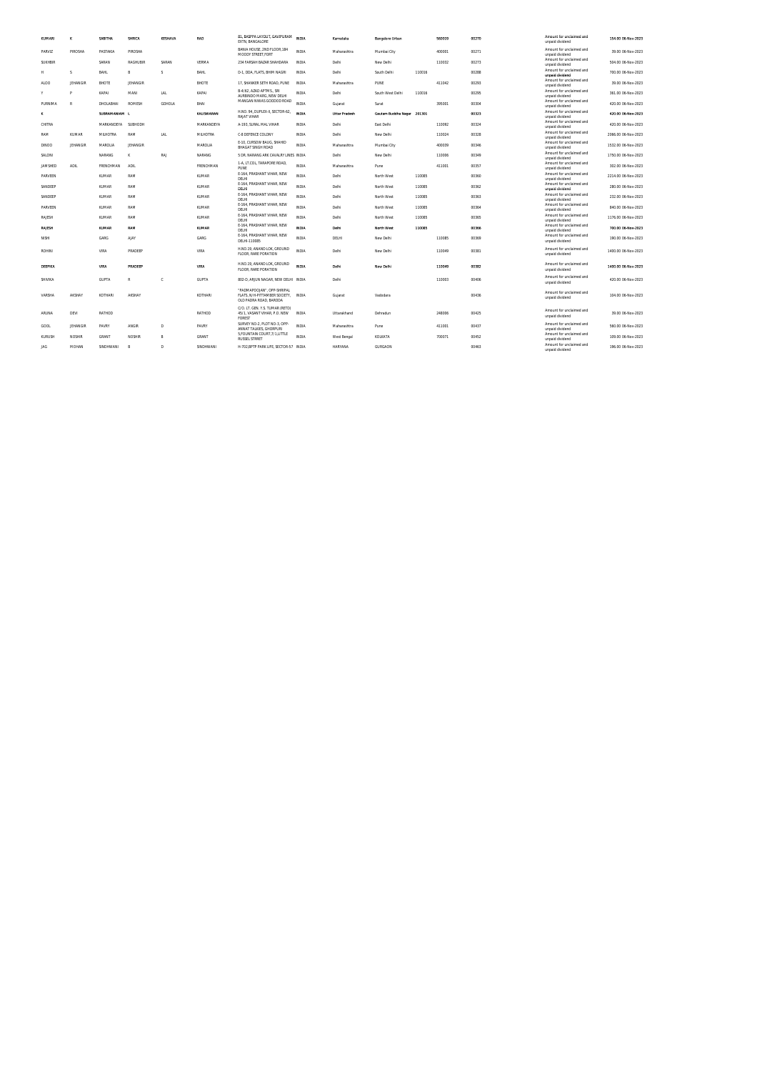| | | | | | | | | | | | | | | | | |
|---|---|---|---|---|---|---|---|---|---|---|---|---|---|---|---|---|
| KUMARI | K | SABITHA | SHRICA | KESHAVA | RAO | 81, BASPPA LAYOUT, GAVIPURAM EXTN, BANGALORE | INDIA | Karnataka | Bangalore Urban | | 560019 | 00270 | | Amount for unclaimed and unpaid dividend | 154.00 | 06-Nov-2023 |
| PARVIZ | PIROSHA | PASTAKIA | PIROSHA | | | BANIA HOUSE, 2ND FLOOR,184 MOODY STREET,FORT | INDIA | Maharashtra | Mumbai City | | 400001 | 00271 | | Amount for unclaimed and unpaid dividend | 39.00 | 06-Nov-2023 |
| SUKHBIR | | SARAN | RAGHUBIR | SARAN | VERMA | 234 FARSAH BAZAR SHAHDARA | INDIA | Delhi | New Delhi | | 110032 | 00273 | | Amount for unclaimed and unpaid dividend | 504.00 | 06-Nov-2023 |
| H | S | BAHL | B | S | BAHL | D-1, DDA, FLATS, BHIM NAGRI | INDIA | Delhi | South Delhi | 110016 | | 00288 | | Amount for unclaimed and unpaid dividend | 700.00 | 06-Nov-2023 |
| ALOO | JEHANGIR | BHOTE | JEHANGIR | | BHOTE | 17, SHANKER SETH ROAD, PUNE | INDIA | Maharashtra | PUNE | | 411042 | 00293 | | Amount for unclaimed and unpaid dividend | 39.00 | 06-Nov-2023 |
| Y | P | KAPAI | MANI | LAL | KAPAI | B-4/62, AZAD APTMS., SRI AUROBINDO MARG, NEW DELHI | INDIA | Delhi | South West Delhi | 110016 | | 00295 | | Amount for unclaimed and unpaid dividend | 361.00 | 06-Nov-2023 |
| PURNIMA | R | DHOLABHAI | ROMESH | GOHOLA | BHAI | MANGAN NIWAS GODDOD ROAD | INDIA | Gujarat | Surat | | 395001 | 00304 | | Amount for unclaimed and unpaid dividend | 420.00 | 06-Nov-2023 |
| K | | SUBRAMANIAM | L | | KALISWARAN | H.NO. 94, DUPLEX-II, SECTOR-62, RAJAT VIHAR | INDIA | Uttar Pradesh | Gautam Buddha Nagar | 201301 | | 00323 | | Amount for unclaimed and unpaid dividend | 420.00 | 06-Nov-2023 |
| CHITRA | | MARKANDEYA | SUBHODH | | MARKANDEYA | A-193, SURAL MAL VIHAR | INDIA | Delhi | East Delhi | | 110092 | 00324 | | Amount for unclaimed and unpaid dividend | 420.00 | 06-Nov-2023 |
| RAM | KUMAR | MILHOTRA | RAM | LAL | MILHOTRA | C-8 DEFENCE COLONY | INDIA | Delhi | New Delhi | | 110024 | 00328 | | Amount for unclaimed and unpaid dividend | 2066.00 | 06-Nov-2023 |
| DINOO | JEHANGIR | MAROLIA | JEHANGIR | | MAROLIA | E-10, CURSOW BAUG, SHAHID BHAGAT SINGH ROAD | INDIA | Maharashtra | Mumbai City | | 400039 | 00346 | | Amount for unclaimed and unpaid dividend | 1532.00 | 06-Nov-2023 |
| SALONI | | NARANG | K | RAJ | NARANG | 5 DR. NARANG ARK CAVALRY LINES | INDIA | Delhi | New Delhi | | 110006 | 00349 | | Amount for unclaimed and unpaid dividend | 1750.00 | 06-Nov-2023 |
| JAMSHED | ADIL | FRENCHMAN | ADIL | | FRENCHMAN | 1-A, LT.COL. TARAPORE ROAD, PUNE | INDIA | Maharashtra | Pune | | 411001 | 00357 | | Amount for unclaimed and unpaid dividend | 302.00 | 06-Nov-2023 |
| PARVEEN | | KUMAR | RAM | | KUMAR | E-164, PRASHANT VIHAR, NEW DELHI | INDIA | Delhi | North West | 110085 | | 00360 | | Amount for unclaimed and unpaid dividend | 2214.00 | 06-Nov-2023 |
| SANDEEP | | KUMAR | RAM | | KUMAR | E-164, PRASHANT VIHAR, NEW DELHI | INDIA | Delhi | North West | 110085 | | 00362 | | Amount for unclaimed and unpaid dividend | 280.00 | 06-Nov-2023 |
| SANDEEP | | KUMAR | RAM | | KUMAR | E-164, PRASHANT VIHAR, NEW DELHI | INDIA | Delhi | North West | 110085 | | 00363 | | Amount for unclaimed and unpaid dividend | 232.00 | 06-Nov-2023 |
| PARVEEN | | KUMAR | RAM | | KUMAR | E-164, PRASHANT VIHAR, NEW DELHI | INDIA | Delhi | North West | 110085 | | 00364 | | Amount for unclaimed and unpaid dividend | 840.00 | 06-Nov-2023 |
| RAJESH | | KUMAR | RAM | | KUMAR | E-164, PRASHANT VIHAR, NEW DELHI | INDIA | Delhi | North West | 110085 | | 00365 | | Amount for unclaimed and unpaid dividend | 1176.00 | 06-Nov-2023 |
| RAJESH | | KUMAR | RAM | | KUMAR | E-164, PRASHANT VIHAR, NEW DELHI | INDIA | Delhi | North West | 110085 | | 00366 | | Amount for unclaimed and unpaid dividend | 700.00 | 06-Nov-2023 |
| NISHI | | GARG | AJAY | | GARG | E-164, PRASHANT VIHAR, NEW DELHI-110085 | INDIA | DELHI | New Delhi | | 110085 | 00369 | | Amount for unclaimed and unpaid dividend | 190.00 | 06-Nov-2023 |
| ROHINI | | VIRA | PRADEEP | | VIRA | H.NO.19, ANAND LOK, GROUND FLOOR, RARE PORATION | INDIA | Delhi | New Delhi | | 110049 | 00381 | | Amount for unclaimed and unpaid dividend | 1400.00 | 06-Nov-2023 |
| DEEPIKA | | VIRA | PRADEEP | | VIRA | H.NO.19, ANAND LOK, GROUND FLOOR, RARE PORATION | INDIA | Delhi | New Delhi | | 110049 | 00382 | | Amount for unclaimed and unpaid dividend | 1400.00 | 06-Nov-2023 |
| SHIVIKA | | GUPTA | R | C | GUPTA | 802-D, ARJUN NAGAR, NEW DELHI | INDIA | Delhi | | | 110003 | 00406 | | Amount for unclaimed and unpaid dividend | 420.00 | 06-Nov-2023 |
| VARSHA | AKSHAY | KOTHARI | AKSHAY | | KOTHARI | "PADMAPOOJAN", OPP-SHRIPAL FLATS, N/H-PITTAMBER SOCIETY, OLD PADRA ROAD, BARODA | INDIA | Gujarat | Vadodara | | | 00436 | | Amount for unclaimed and unpaid dividend | 104.00 | 06-Nov-2023 |
| ARUNA | DEVI | RATHOD | | | RATHOD | C/O. LT. GEN. Y.S. TUMAR (RETD) 45/1, VASANT VIHAR, P.O. NEW FOREST | INDIA | Uttarakhand | Dehradun | | 248006 | 00425 | | Amount for unclaimed and unpaid dividend | 39.00 | 06-Nov-2023 |
| GOOL | JEHANGIR | PAVRY | ANGIR | D | PAVRY | SURVEY NO-2, PLOT NO-3, OPP-ANNAT TALKIES, GHORPURI | INDIA | Maharashtra | Pune | | 411001 | 00437 | | Amount for unclaimed and unpaid dividend | 560.00 | 06-Nov-2023 |
| KURUSH | NOSHIR | GRANT | NOSHIR | B | GRANT | 5,FOUNTAIN COURT,7/1,LITTLE RUSSEL STREET | INDIA | West Bengal | KOLKATA | | 700071 | 00452 | | Amount for unclaimed and unpaid dividend | 109.00 | 06-Nov-2023 |
| JAG | MOHAN | SINDHWANI | B | D | SINDHWANI | H-702,BPTP PARK LIFE, SECTOR-57 | INDIA | HARYANA | GURGAON | | | 00463 | | Amount for unclaimed and unpaid dividend | 196.00 | 06-Nov-2023 |